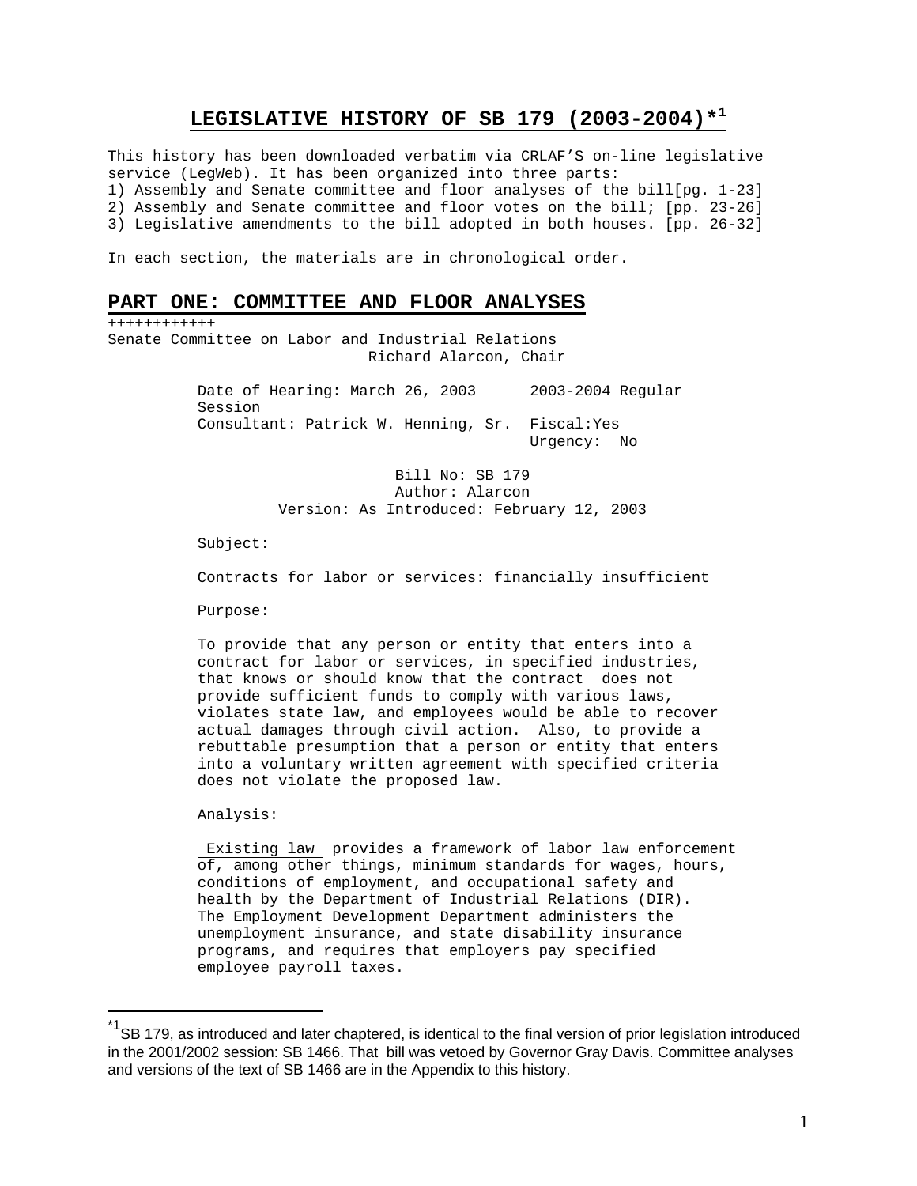# LEGISLATIVE HISTORY OF SB 179 (2003-2004)*[1]

This history has been downloaded verbatim via CRLAF'S on-line legislative service (LegWeb). It has been organized into three parts:

1) Assembly and Senate committee and floor analyses of the bill[pg. 1-23]
2) Assembly and Senate committee and floor votes on the bill; [pp. 23-26]
3) Legislative amendments to the bill adopted in both houses. [pp. 26-32]

In each section, the materials are in chronological order.

## PART ONE: COMMITTEE AND FLOOR ANALYSES

++++++++++++

Senate Committee on Labor and Industrial Relations
Richard Alarcon, Chair

Date of Hearing: March 26, 2003 2003-2004 Regular Session
Consultant: Patrick W. Henning, Sr. Fiscal:Yes
Urgency: No

Bill No: SB 179
Author: Alarcon
Version: As Introduced: February 12, 2003

Subject:

Contracts for labor or services: financially insufficient

Purpose:

To provide that any person or entity that enters into a contract for labor or services, in specified industries, that knows or should know that the contract does not provide sufficient funds to comply with various laws, violates state law, and employees would be able to recover actual damages through civil action. Also, to provide a rebuttable presumption that a person or entity that enters into a voluntary written agreement with specified criteria does not violate the proposed law.

Analysis:

Existing law provides a framework of labor law enforcement of, among other things, minimum standards for wages, hours, conditions of employment, and occupational safety and health by the Department of Industrial Relations (DIR). The Employment Development Department administers the unemployment insurance, and state disability insurance programs, and requires that employers pay specified employee payroll taxes.

---

*[1] SB 179, as introduced and later chaptered, is identical to the final version of prior legislation introduced in the 2001/2002 session: SB 1466. That bill was vetoed by Governor Gray Davis. Committee analyses and versions of the text of SB 1466 are in the Appendix to this history.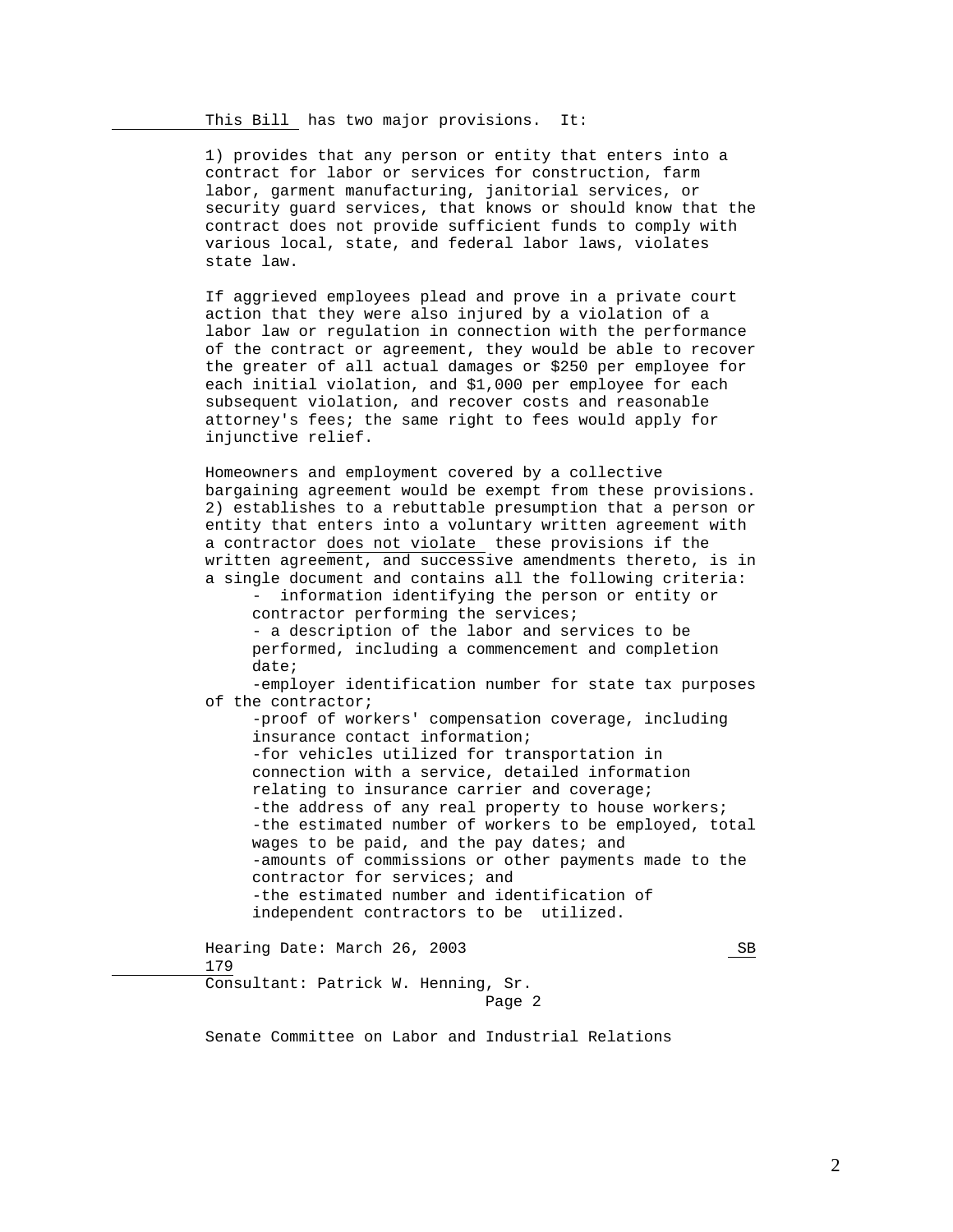This Bill has two major provisions. It:

1) provides that any person or entity that enters into a contract for labor or services for construction, farm labor, garment manufacturing, janitorial services, or security guard services, that knows or should know that the contract does not provide sufficient funds to comply with various local, state, and federal labor laws, violates state law.

If aggrieved employees plead and prove in a private court action that they were also injured by a violation of a labor law or regulation in connection with the performance of the contract or agreement, they would be able to recover the greater of all actual damages or $250 per employee for each initial violation, and $1,000 per employee for each subsequent violation, and recover costs and reasonable attorney's fees; the same right to fees would apply for injunctive relief.

Homeowners and employment covered by a collective bargaining agreement would be exempt from these provisions.

2) establishes to a rebuttable presumption that a person or entity that enters into a voluntary written agreement with a contractor does not violate these provisions if the written agreement, and successive amendments thereto, is in a single document and contains all the following criteria:

- information identifying the person or entity or contractor performing the services;
- a description of the labor and services to be performed, including a commencement and completion date;
- employer identification number for state tax purposes of the contractor;
- proof of workers' compensation coverage, including insurance contact information;
- for vehicles utilized for transportation in connection with a service, detailed information relating to insurance carrier and coverage;
- the address of any real property to house workers;
- the estimated number of workers to be employed, total wages to be paid, and the pay dates; and
- amounts of commissions or other payments made to the contractor for services; and
- the estimated number and identification of independent contractors to be utilized.

Hearing Date: March 26, 2003 SB 179
Consultant: Patrick W. Henning, Sr.
Page 2

Senate Committee on Labor and Industrial Relations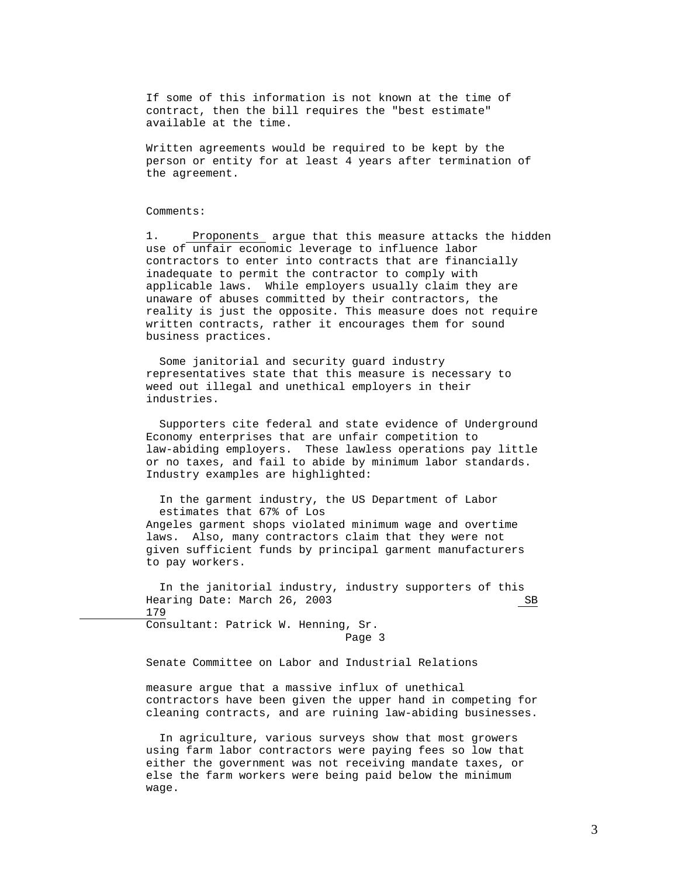If some of this information is not known at the time of contract, then the bill requires the "best estimate" available at the time.

Written agreements would be required to be kept by the person or entity for at least 4 years after termination of the agreement.

Comments:

1. Proponents argue that this measure attacks the hidden use of unfair economic leverage to influence labor contractors to enter into contracts that are financially inadequate to permit the contractor to comply with applicable laws. While employers usually claim they are unaware of abuses committed by their contractors, the reality is just the opposite. This measure does not require written contracts, rather it encourages them for sound business practices.

Some janitorial and security guard industry representatives state that this measure is necessary to weed out illegal and unethical employers in their industries.

Supporters cite federal and state evidence of Underground Economy enterprises that are unfair competition to law-abiding employers. These lawless operations pay little or no taxes, and fail to abide by minimum labor standards. Industry examples are highlighted:

In the garment industry, the US Department of Labor estimates that 67% of Los Angeles garment shops violated minimum wage and overtime laws. Also, many contractors claim that they were not given sufficient funds by principal garment manufacturers to pay workers.

In the janitorial industry, industry supporters of this measure argue that a massive influx of unethical contractors have been given the upper hand in competing for cleaning contracts, and are ruining law-abiding businesses.

In agriculture, various surveys show that most growers using farm labor contractors were paying fees so low that either the government was not receiving mandate taxes, or else the farm workers were being paid below the minimum wage.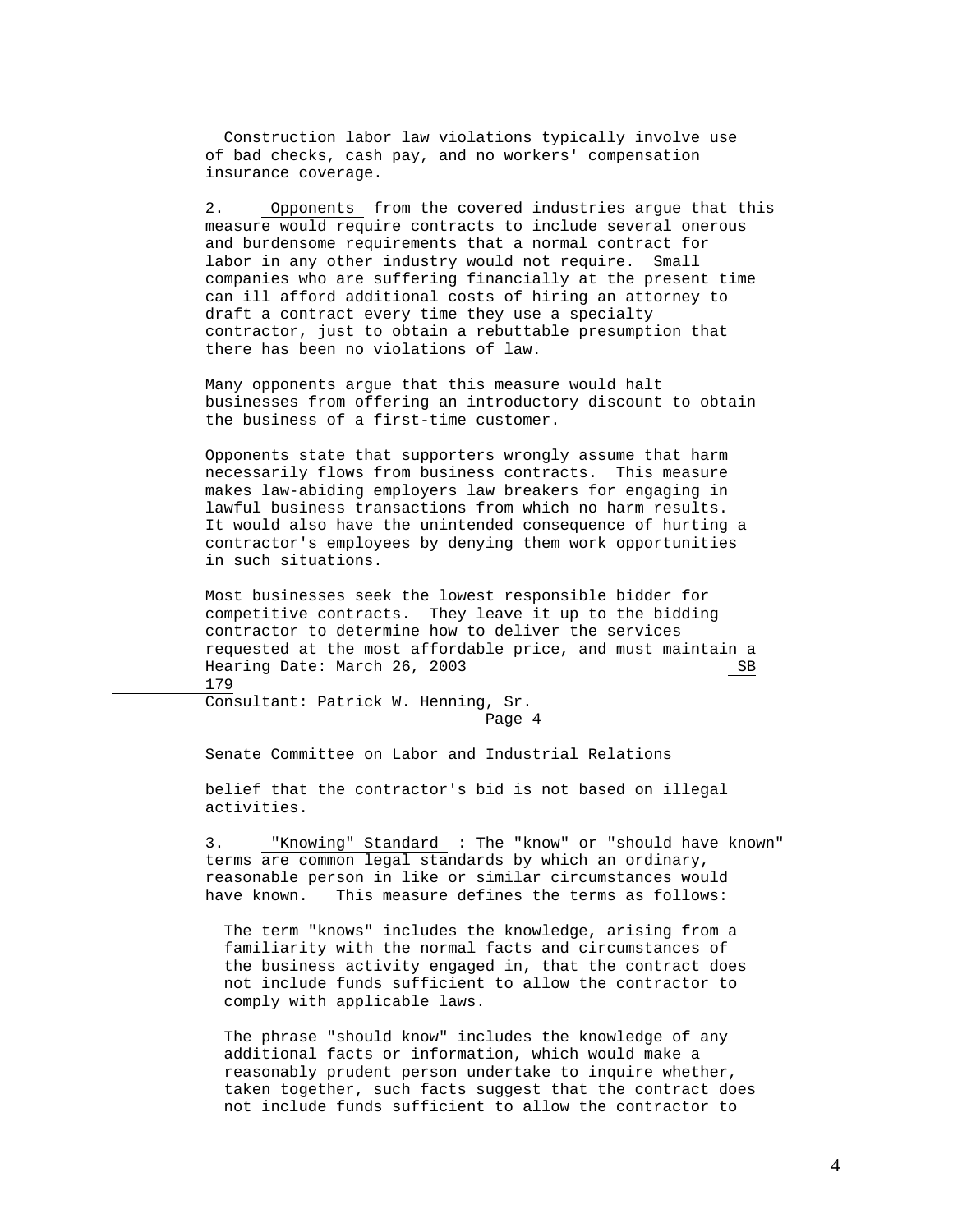Construction labor law violations typically involve use of bad checks, cash pay, and no workers' compensation insurance coverage.

2. Opponents from the covered industries argue that this measure would require contracts to include several onerous and burdensome requirements that a normal contract for labor in any other industry would not require. Small companies who are suffering financially at the present time can ill afford additional costs of hiring an attorney to draft a contract every time they use a specialty contractor, just to obtain a rebuttable presumption that there has been no violations of law.

Many opponents argue that this measure would halt businesses from offering an introductory discount to obtain the business of a first-time customer.

Opponents state that supporters wrongly assume that harm necessarily flows from business contracts. This measure makes law-abiding employers law breakers for engaging in lawful business transactions from which no harm results. It would also have the unintended consequence of hurting a contractor's employees by denying them work opportunities in such situations.

Most businesses seek the lowest responsible bidder for competitive contracts. They leave it up to the bidding contractor to determine how to deliver the services requested at the most affordable price, and must maintain a belief that the contractor's bid is not based on illegal activities.

3. "Knowing" Standard : The "know" or "should have known" terms are common legal standards by which an ordinary, reasonable person in like or similar circumstances would have known. This measure defines the terms as follows:

The term "knows" includes the knowledge, arising from a familiarity with the normal facts and circumstances of the business activity engaged in, that the contract does not include funds sufficient to allow the contractor to comply with applicable laws.

The phrase "should know" includes the knowledge of any additional facts or information, which would make a reasonably prudent person undertake to inquire whether, taken together, such facts suggest that the contract does not include funds sufficient to allow the contractor to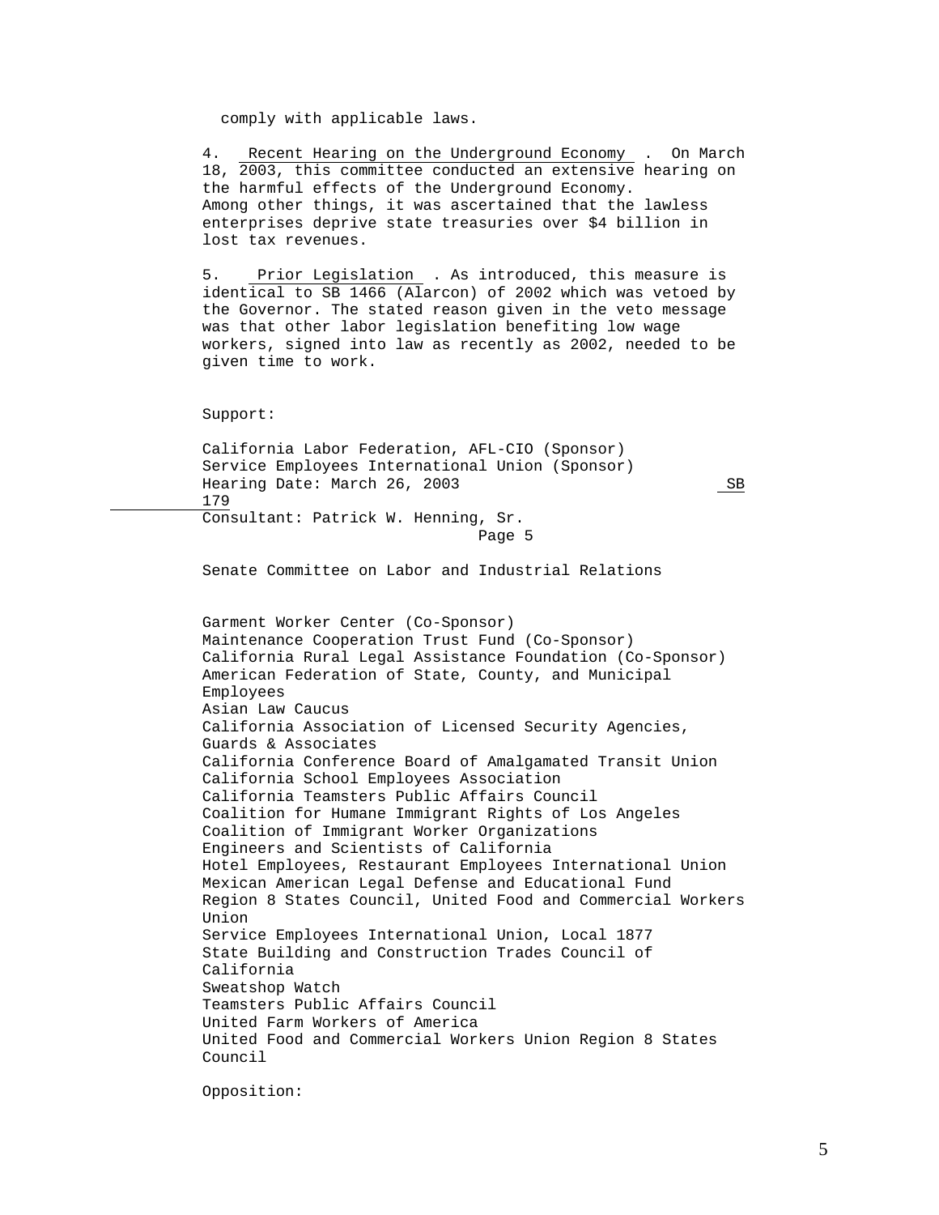comply with applicable laws.

4. Recent Hearing on the Underground Economy . On March 18, 2003, this committee conducted an extensive hearing on the harmful effects of the Underground Economy. Among other things, it was ascertained that the lawless enterprises deprive state treasuries over $4 billion in lost tax revenues.

5. Prior Legislation . As introduced, this measure is identical to SB 1466 (Alarcon) of 2002 which was vetoed by the Governor. The stated reason given in the veto message was that other labor legislation benefiting low wage workers, signed into law as recently as 2002, needed to be given time to work.

Support:

California Labor Federation, AFL-CIO (Sponsor)
Service Employees International Union (Sponsor)
Garment Worker Center (Co-Sponsor)
Maintenance Cooperation Trust Fund (Co-Sponsor)
California Rural Legal Assistance Foundation (Co-Sponsor)
American Federation of State, County, and Municipal Employees
Asian Law Caucus
California Association of Licensed Security Agencies, Guards & Associates
California Conference Board of Amalgamated Transit Union
California School Employees Association
California Teamsters Public Affairs Council
Coalition for Humane Immigrant Rights of Los Angeles
Coalition of Immigrant Worker Organizations
Engineers and Scientists of California
Hotel Employees, Restaurant Employees International Union
Mexican American Legal Defense and Educational Fund
Region 8 States Council, United Food and Commercial Workers Union
Service Employees International Union, Local 1877
State Building and Construction Trades Council of California
Sweatshop Watch
Teamsters Public Affairs Council
United Farm Workers of America
United Food and Commercial Workers Union Region 8 States Council

Opposition: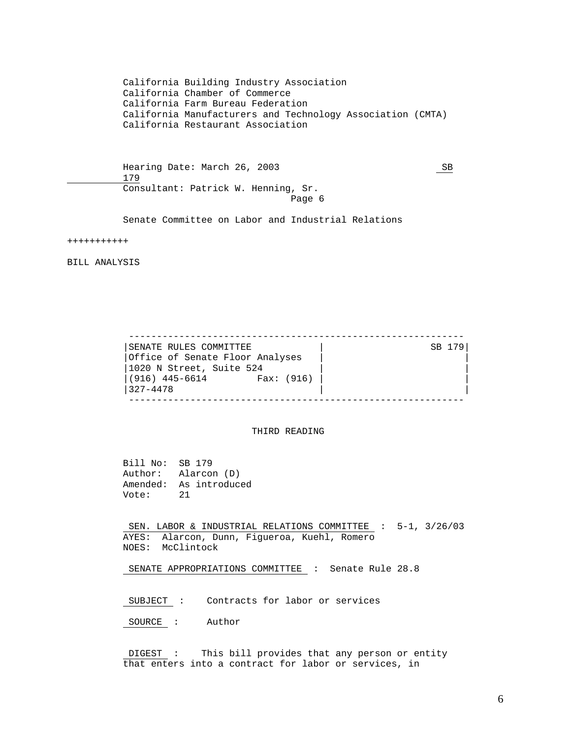California Building Industry Association
California Chamber of Commerce
California Farm Bureau Federation
California Manufacturers and Technology Association (CMTA)
California Restaurant Association

Hearing Date: March 26, 2003 SB 179
Consultant: Patrick W. Henning, Sr.

Senate Committee on Labor and Industrial Relations

+++++++++++

BILL ANALYSIS

| SENATE RULES COMMITTEE | SB 179 |
|---|---|
| Office of Senate Floor Analyses | |
| 1020 N Street, Suite 524 | |
| (916) 445-6614 Fax: (916) 327-4478 | |

THIRD READING

Bill No: SB 179
Author: Alarcon (D)
Amended: As introduced
Vote: 21

SEN. LABOR & INDUSTRIAL RELATIONS COMMITTEE : 5-1, 3/26/03
AYES: Alarcon, Dunn, Figueroa, Kuehl, Romero
NOES: McClintock

SENATE APPROPRIATIONS COMMITTEE : Senate Rule 28.8

SUBJECT : Contracts for labor or services

SOURCE : Author

DIGEST : This bill provides that any person or entity that enters into a contract for labor or services, in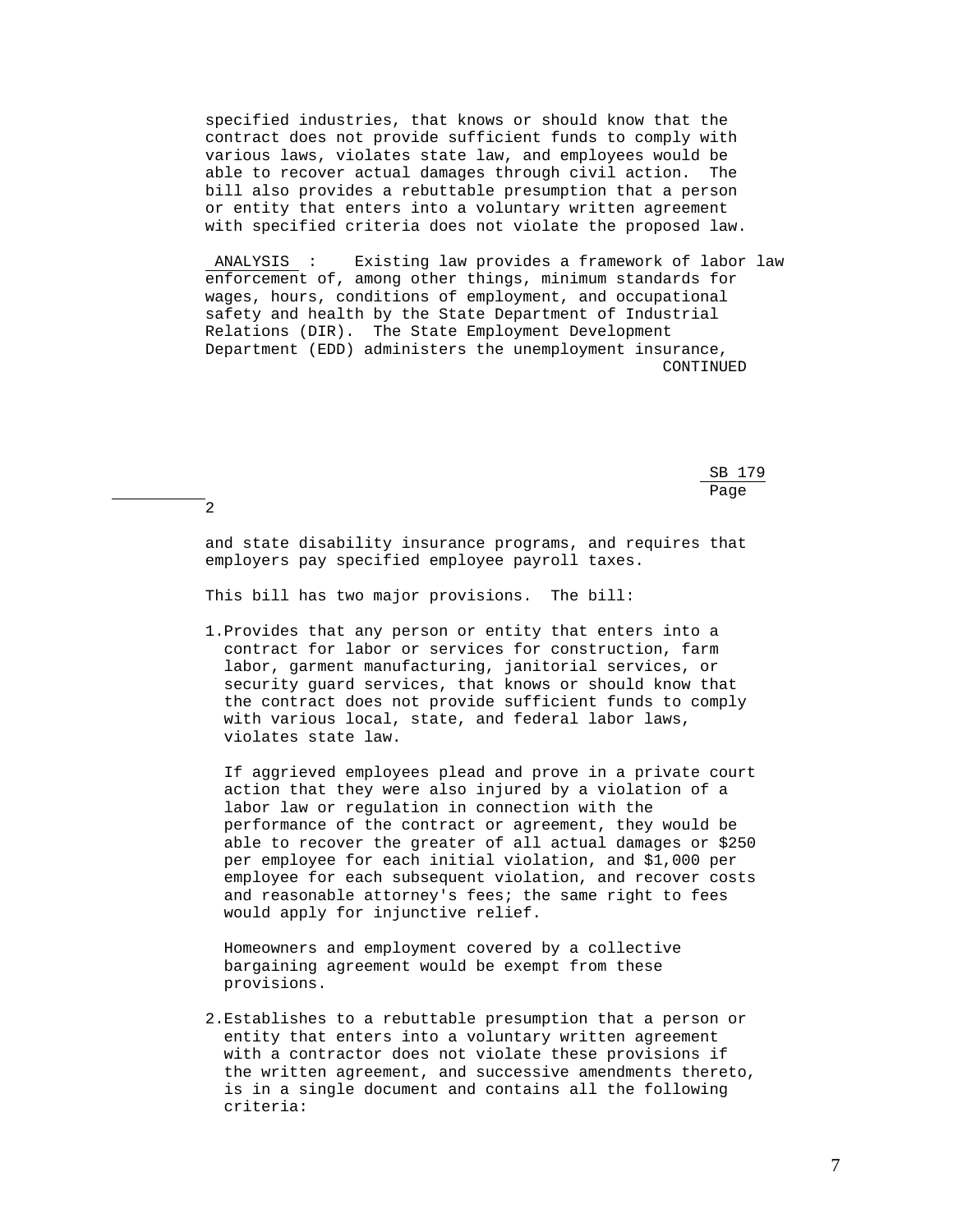specified industries, that knows or should know that the contract does not provide sufficient funds to comply with various laws, violates state law, and employees would be able to recover actual damages through civil action. The bill also provides a rebuttable presumption that a person or entity that enters into a voluntary written agreement with specified criteria does not violate the proposed law.

ANALYSIS : Existing law provides a framework of labor law enforcement of, among other things, minimum standards for wages, hours, conditions of employment, and occupational safety and health by the State Department of Industrial Relations (DIR). The State Employment Development Department (EDD) administers the unemployment insurance, and state disability insurance programs, and requires that employers pay specified employee payroll taxes.

This bill has two major provisions. The bill:

1. Provides that any person or entity that enters into a contract for labor or services for construction, farm labor, garment manufacturing, janitorial services, or security guard services, that knows or should know that the contract does not provide sufficient funds to comply with various local, state, and federal labor laws, violates state law.

   If aggrieved employees plead and prove in a private court action that they were also injured by a violation of a labor law or regulation in connection with the performance of the contract or agreement, they would be able to recover the greater of all actual damages or $250 per employee for each initial violation, and $1,000 per employee for each subsequent violation, and recover costs and reasonable attorney's fees; the same right to fees would apply for injunctive relief.

   Homeowners and employment covered by a collective bargaining agreement would be exempt from these provisions.

2. Establishes to a rebuttable presumption that a person or entity that enters into a voluntary written agreement with a contractor does not violate these provisions if the written agreement, and successive amendments thereto, is in a single document and contains all the following criteria: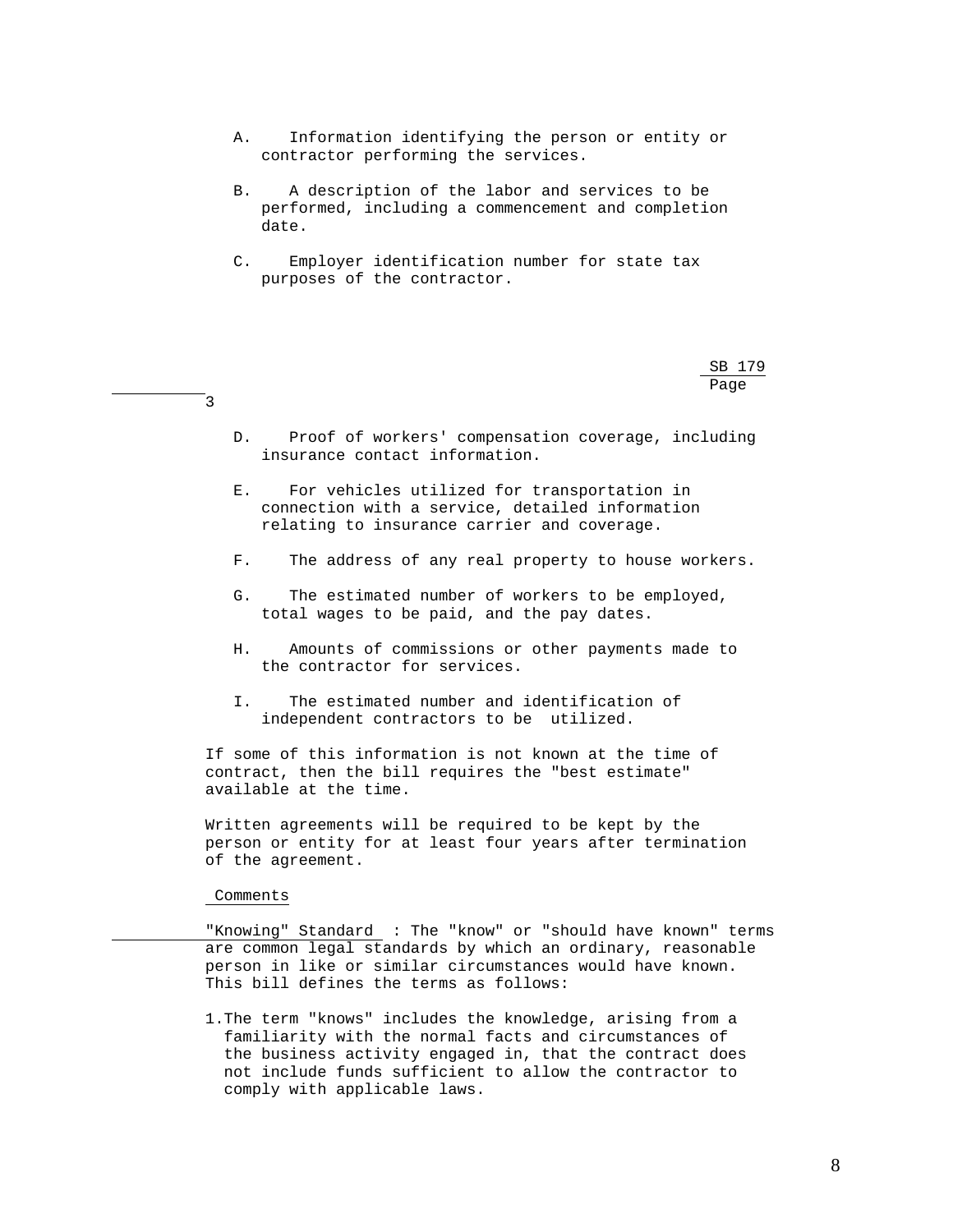A. Information identifying the person or entity or contractor performing the services.

B. A description of the labor and services to be performed, including a commencement and completion date.

C. Employer identification number for state tax purposes of the contractor.

D. Proof of workers' compensation coverage, including insurance contact information.

E. For vehicles utilized for transportation in connection with a service, detailed information relating to insurance carrier and coverage.

F. The address of any real property to house workers.

G. The estimated number of workers to be employed, total wages to be paid, and the pay dates.

H. Amounts of commissions or other payments made to the contractor for services.

I. The estimated number and identification of independent contractors to be utilized.

If some of this information is not known at the time of contract, then the bill requires the "best estimate" available at the time.

Written agreements will be required to be kept by the person or entity for at least four years after termination of the agreement.

Comments

"Knowing" Standard : The "know" or "should have known" terms are common legal standards by which an ordinary, reasonable person in like or similar circumstances would have known. This bill defines the terms as follows:

1. The term "knows" includes the knowledge, arising from a familiarity with the normal facts and circumstances of the business activity engaged in, that the contract does not include funds sufficient to allow the contractor to comply with applicable laws.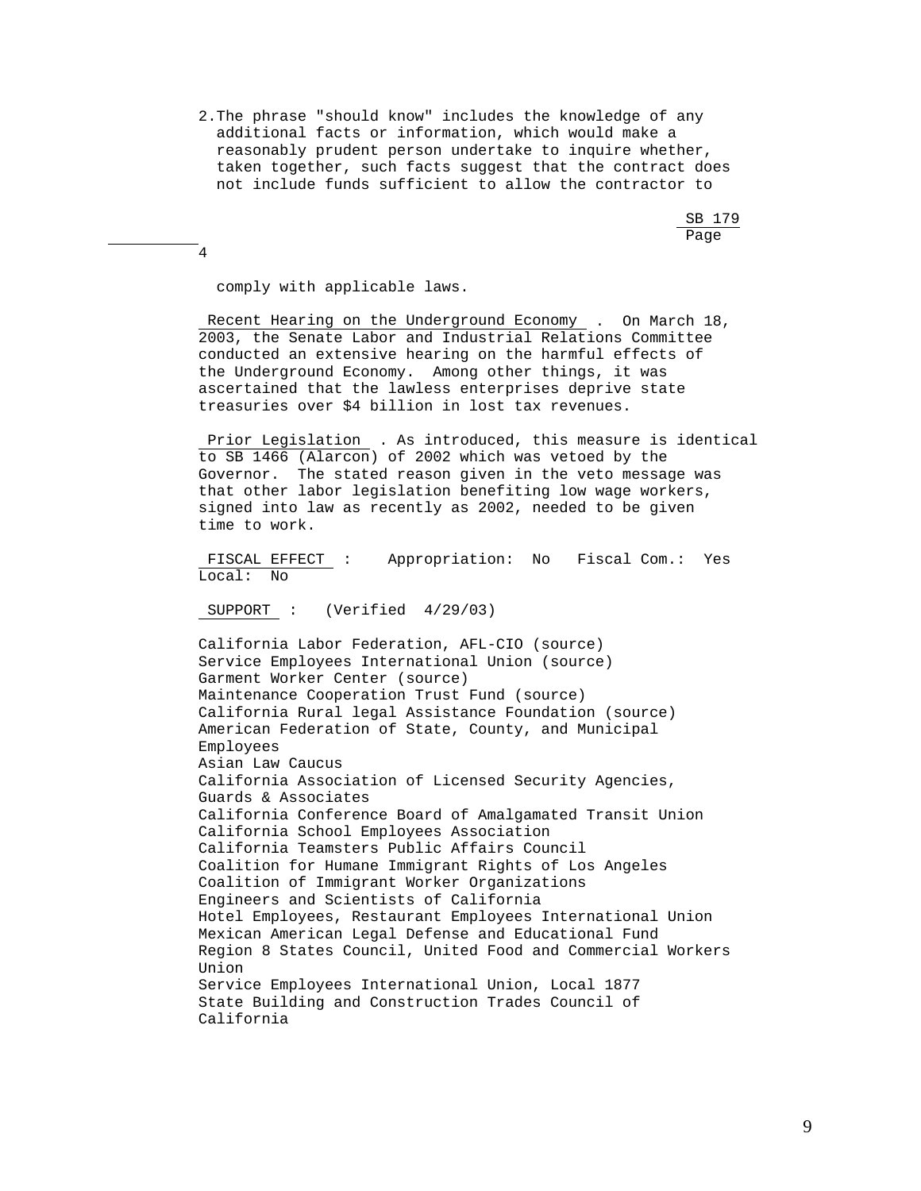2. The phrase "should know" includes the knowledge of any additional facts or information, which would make a reasonably prudent person undertake to inquire whether, taken together, such facts suggest that the contract does not include funds sufficient to allow the contractor to comply with applicable laws.

**Recent Hearing on the Underground Economy**. On March 18, 2003, the Senate Labor and Industrial Relations Committee conducted an extensive hearing on the harmful effects of the Underground Economy. Among other things, it was ascertained that the lawless enterprises deprive state treasuries over $4 billion in lost tax revenues.

**Prior Legislation**. As introduced, this measure is identical to SB 1466 (Alarcon) of 2002 which was vetoed by the Governor. The stated reason given in the veto message was that other labor legislation benefiting low wage workers, signed into law as recently as 2002, needed to be given time to work.

**FISCAL EFFECT**: Appropriation: No Fiscal Com.: Yes Local: No

**SUPPORT**: (Verified 4/29/03)

California Labor Federation, AFL-CIO (source)
Service Employees International Union (source)
Garment Worker Center (source)
Maintenance Cooperation Trust Fund (source)
California Rural legal Assistance Foundation (source)
American Federation of State, County, and Municipal Employees
Asian Law Caucus
California Association of Licensed Security Agencies, Guards & Associates
California Conference Board of Amalgamated Transit Union
California School Employees Association
California Teamsters Public Affairs Council
Coalition for Humane Immigrant Rights of Los Angeles
Coalition of Immigrant Worker Organizations
Engineers and Scientists of California
Hotel Employees, Restaurant Employees International Union
Mexican American Legal Defense and Educational Fund
Region 8 States Council, United Food and Commercial Workers Union
Service Employees International Union, Local 1877
State Building and Construction Trades Council of California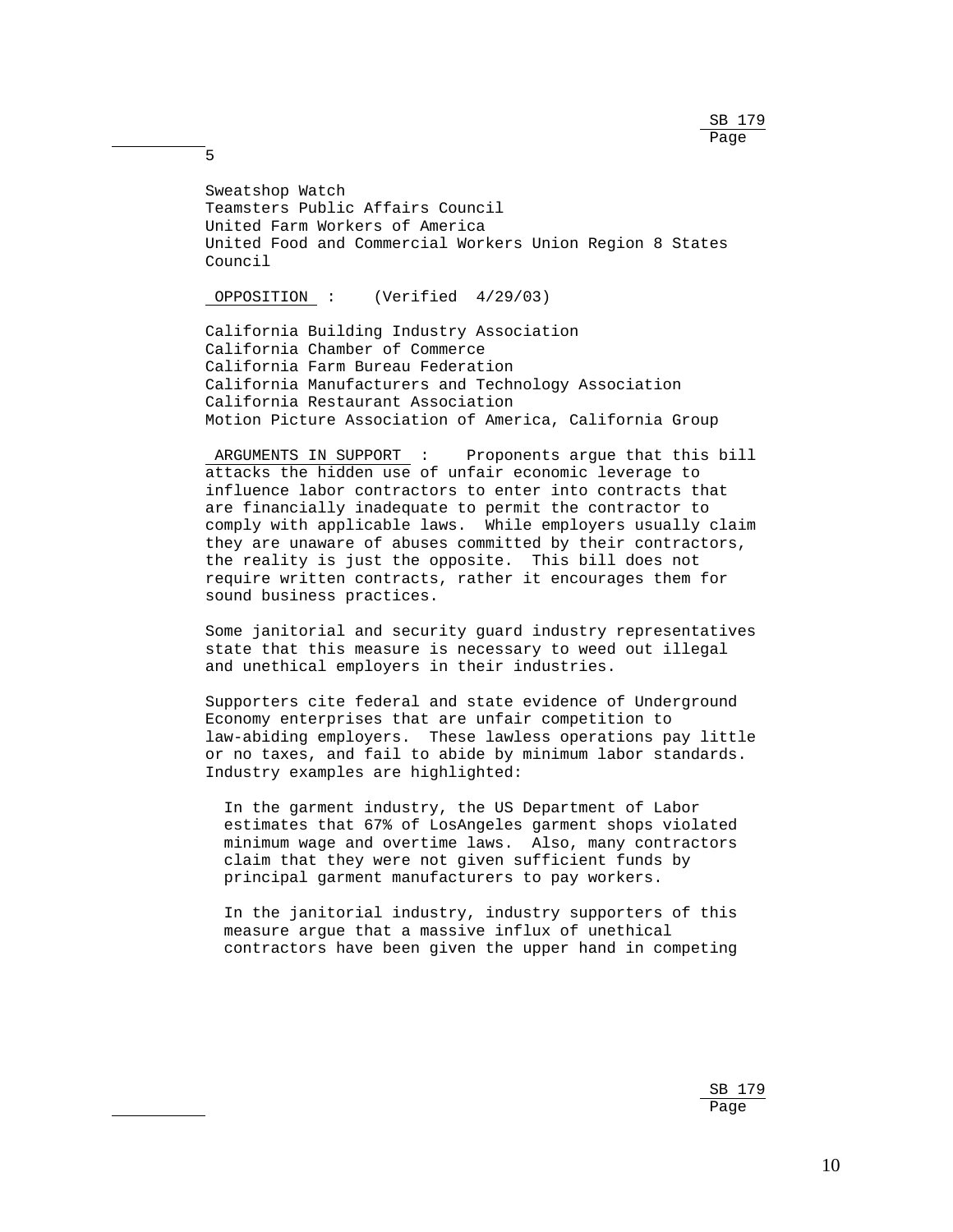Sweatshop Watch
Teamsters Public Affairs Council
United Farm Workers of America
United Food and Commercial Workers Union Region 8 States Council

**OPPOSITION** : (Verified 4/29/03)

California Building Industry Association
California Chamber of Commerce
California Farm Bureau Federation
California Manufacturers and Technology Association
California Restaurant Association
Motion Picture Association of America, California Group

**ARGUMENTS IN SUPPORT** : Proponents argue that this bill attacks the hidden use of unfair economic leverage to influence labor contractors to enter into contracts that are financially inadequate to permit the contractor to comply with applicable laws. While employers usually claim they are unaware of abuses committed by their contractors, the reality is just the opposite. This bill does not require written contracts, rather it encourages them for sound business practices.

Some janitorial and security guard industry representatives state that this measure is necessary to weed out illegal and unethical employers in their industries.

Supporters cite federal and state evidence of Underground Economy enterprises that are unfair competition to law-abiding employers. These lawless operations pay little or no taxes, and fail to abide by minimum labor standards. Industry examples are highlighted:

> In the garment industry, the US Department of Labor estimates that 67% of LosAngeles garment shops violated minimum wage and overtime laws. Also, many contractors claim that they were not given sufficient funds by principal garment manufacturers to pay workers.

> In the janitorial industry, industry supporters of this measure argue that a massive influx of unethical contractors have been given the upper hand in competing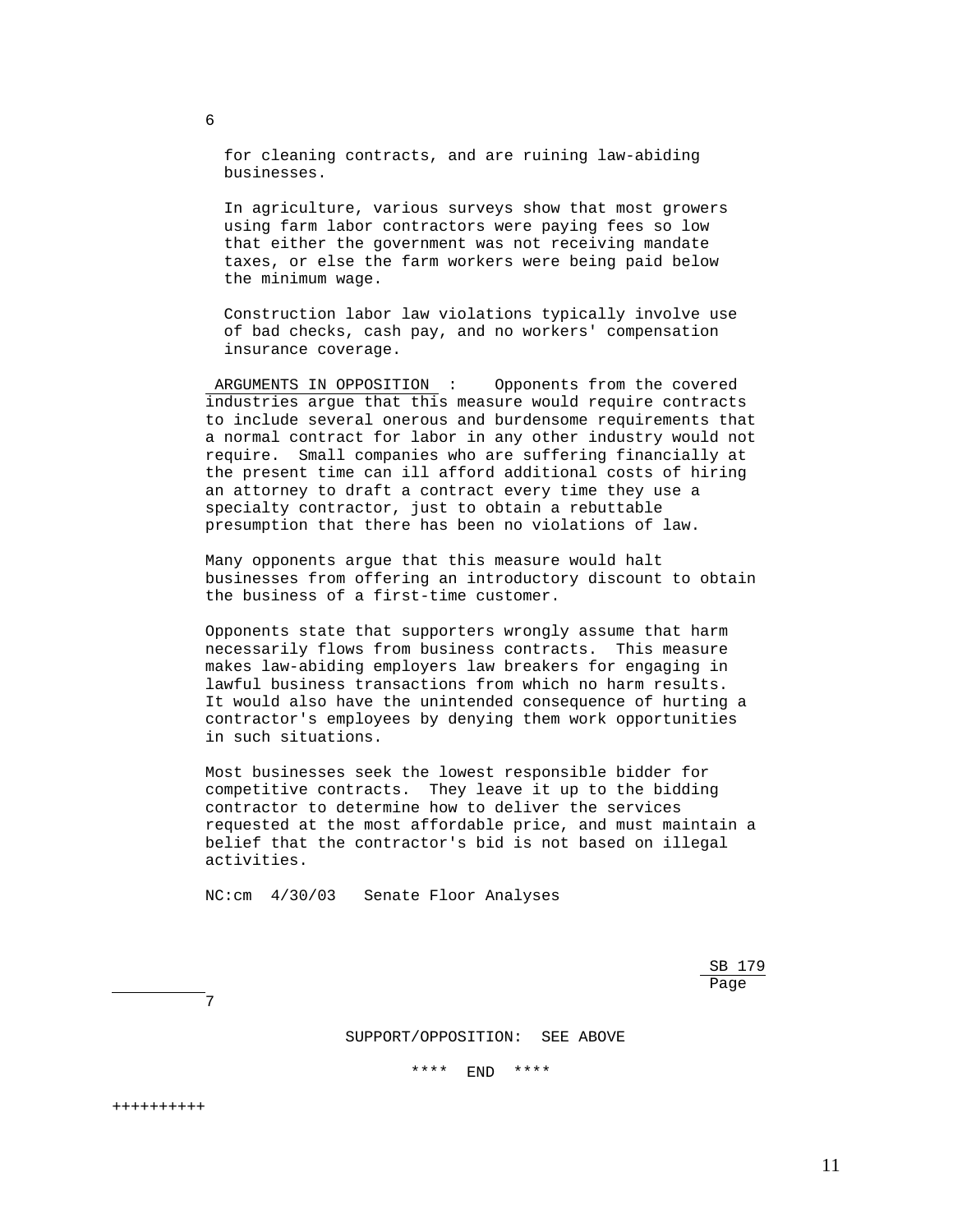for cleaning contracts, and are ruining law-abiding businesses.

In agriculture, various surveys show that most growers using farm labor contractors were paying fees so low that either the government was not receiving mandate taxes, or else the farm workers were being paid below the minimum wage.

Construction labor law violations typically involve use of bad checks, cash pay, and no workers' compensation insurance coverage.

ARGUMENTS IN OPPOSITION : Opponents from the covered industries argue that this measure would require contracts to include several onerous and burdensome requirements that a normal contract for labor in any other industry would not require. Small companies who are suffering financially at the present time can ill afford additional costs of hiring an attorney to draft a contract every time they use a specialty contractor, just to obtain a rebuttable presumption that there has been no violations of law.

Many opponents argue that this measure would halt businesses from offering an introductory discount to obtain the business of a first-time customer.

Opponents state that supporters wrongly assume that harm necessarily flows from business contracts. This measure makes law-abiding employers law breakers for engaging in lawful business transactions from which no harm results. It would also have the unintended consequence of hurting a contractor's employees by denying them work opportunities in such situations.

Most businesses seek the lowest responsible bidder for competitive contracts. They leave it up to the bidding contractor to determine how to deliver the services requested at the most affordable price, and must maintain a belief that the contractor's bid is not based on illegal activities.

NC:cm 4/30/03 Senate Floor Analyses

SUPPORT/OPPOSITION: SEE ABOVE

**** END ****

++++++++++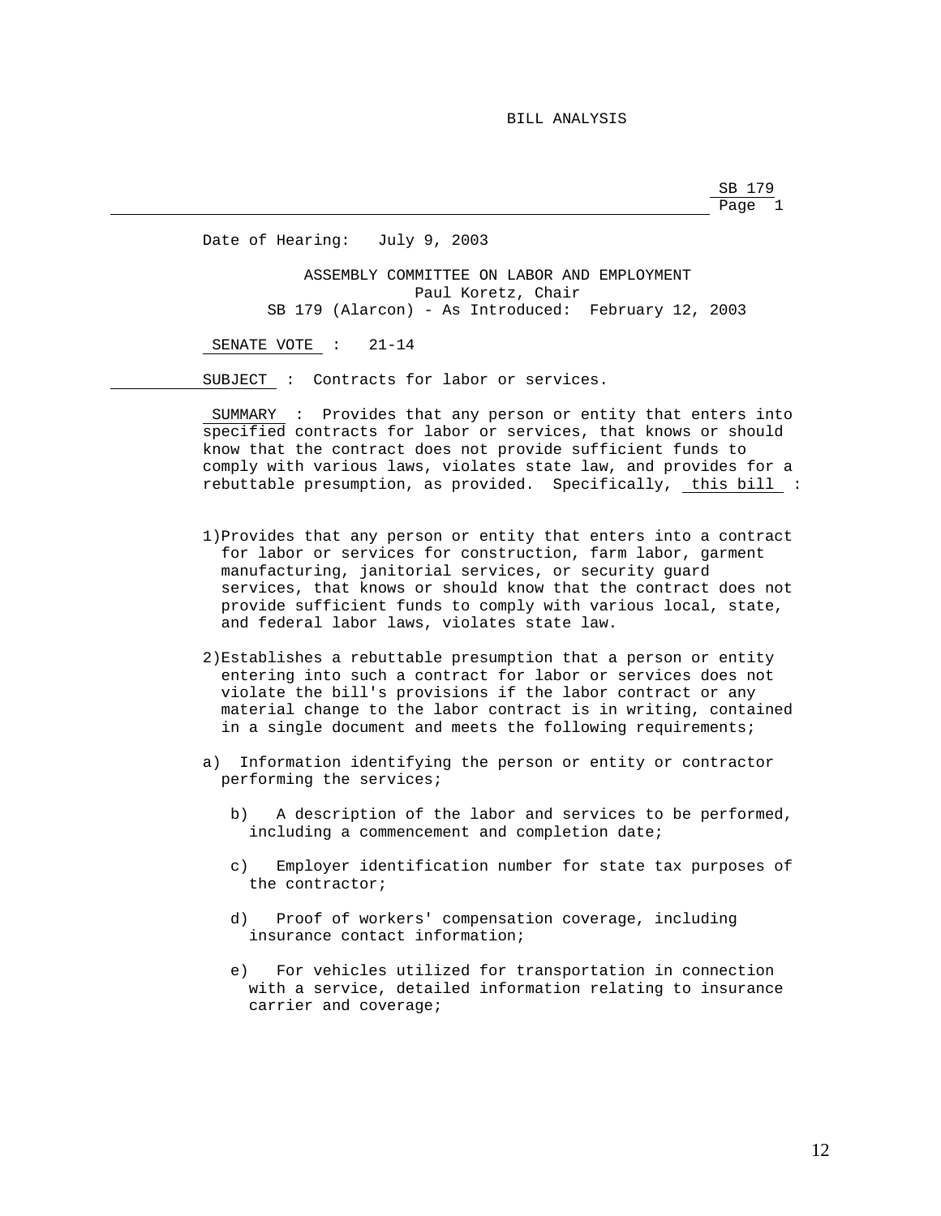BILL ANALYSIS

SB 179

Date of Hearing: July 9, 2003

ASSEMBLY COMMITTEE ON LABOR AND EMPLOYMENT
Paul Koretz, Chair
SB 179 (Alarcon) - As Introduced: February 12, 2003

SENATE VOTE : 21-14

SUBJECT : Contracts for labor or services.

SUMMARY : Provides that any person or entity that enters into specified contracts for labor or services, that knows or should know that the contract does not provide sufficient funds to comply with various laws, violates state law, and provides for a rebuttable presumption, as provided. Specifically, this bill :

1) Provides that any person or entity that enters into a contract for labor or services for construction, farm labor, garment manufacturing, janitorial services, or security guard services, that knows or should know that the contract does not provide sufficient funds to comply with various local, state, and federal labor laws, violates state law.

2) Establishes a rebuttable presumption that a person or entity entering into such a contract for labor or services does not violate the bill's provisions if the labor contract or any material change to the labor contract is in writing, contained in a single document and meets the following requirements;

   a) Information identifying the person or entity or contractor performing the services;

   b) A description of the labor and services to be performed, including a commencement and completion date;

   c) Employer identification number for state tax purposes of the contractor;

   d) Proof of workers' compensation coverage, including insurance contact information;

   e) For vehicles utilized for transportation in connection with a service, detailed information relating to insurance carrier and coverage;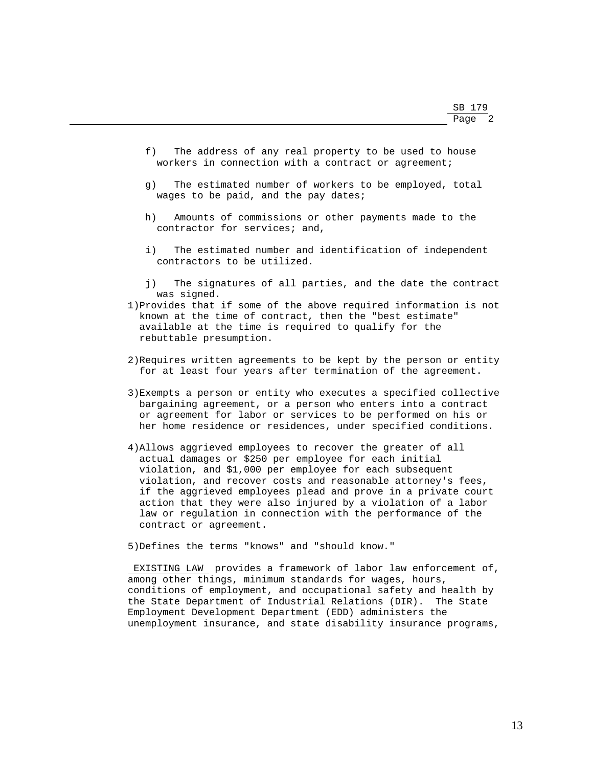f) The address of any real property to be used to house workers in connection with a contract or agreement;

g) The estimated number of workers to be employed, total wages to be paid, and the pay dates;

h) Amounts of commissions or other payments made to the contractor for services; and,

i) The estimated number and identification of independent contractors to be utilized.

j) The signatures of all parties, and the date the contract was signed.

1)Provides that if some of the above required information is not known at the time of contract, then the "best estimate" available at the time is required to qualify for the rebuttable presumption.

2)Requires written agreements to be kept by the person or entity for at least four years after termination of the agreement.

3)Exempts a person or entity who executes a specified collective bargaining agreement, or a person who enters into a contract or agreement for labor or services to be performed on his or her home residence or residences, under specified conditions.

4)Allows aggrieved employees to recover the greater of all actual damages or $250 per employee for each initial violation, and $1,000 per employee for each subsequent violation, and recover costs and reasonable attorney's fees, if the aggrieved employees plead and prove in a private court action that they were also injured by a violation of a labor law or regulation in connection with the performance of the contract or agreement.

5)Defines the terms "knows" and "should know."

EXISTING LAW provides a framework of labor law enforcement of, among other things, minimum standards for wages, hours, conditions of employment, and occupational safety and health by the State Department of Industrial Relations (DIR). The State Employment Development Department (EDD) administers the unemployment insurance, and state disability insurance programs,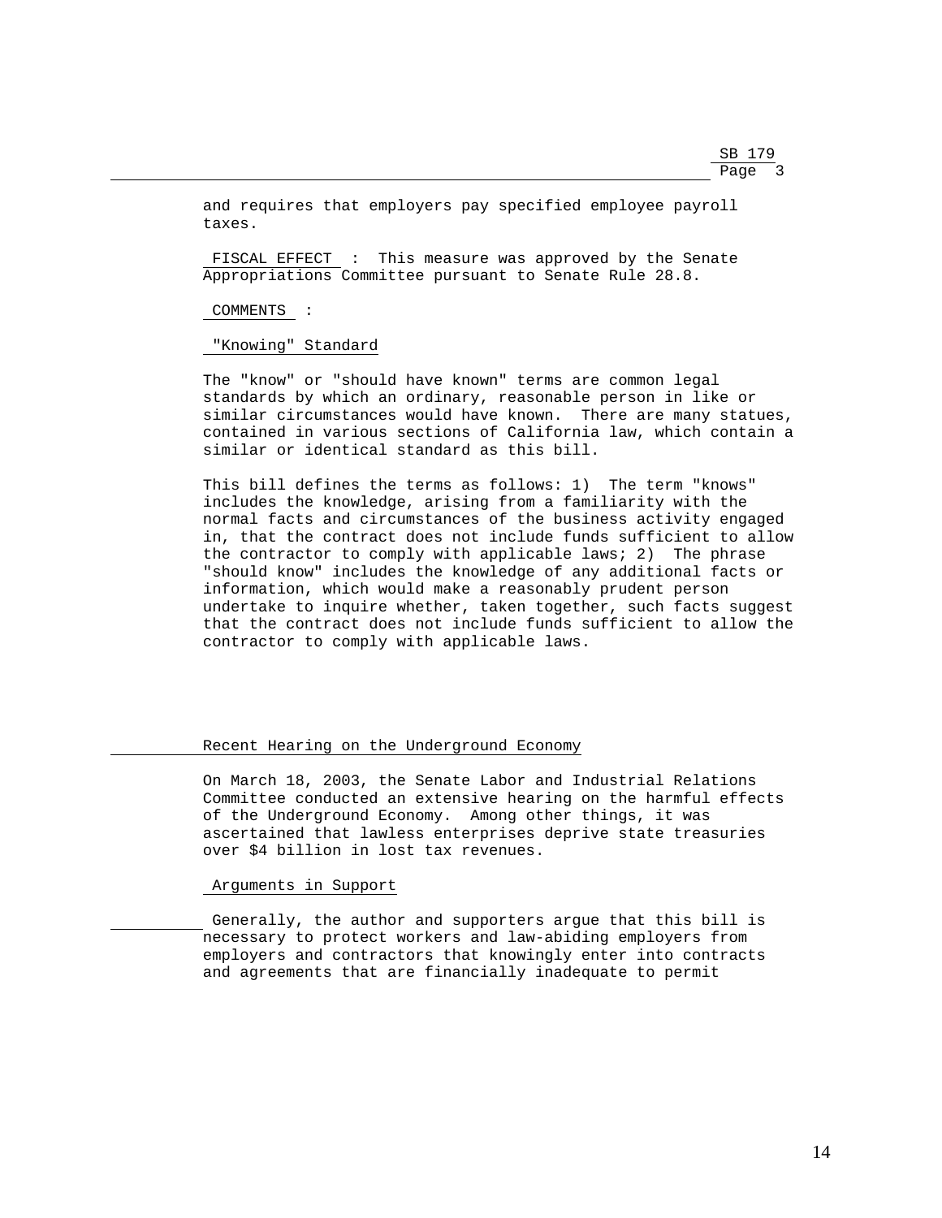and requires that employers pay specified employee payroll taxes.

FISCAL EFFECT : This measure was approved by the Senate Appropriations Committee pursuant to Senate Rule 28.8.

COMMENTS :

"Knowing" Standard

The "know" or "should have known" terms are common legal standards by which an ordinary, reasonable person in like or similar circumstances would have known. There are many statues, contained in various sections of California law, which contain a similar or identical standard as this bill.

This bill defines the terms as follows: 1) The term "knows" includes the knowledge, arising from a familiarity with the normal facts and circumstances of the business activity engaged in, that the contract does not include funds sufficient to allow the contractor to comply with applicable laws; 2) The phrase "should know" includes the knowledge of any additional facts or information, which would make a reasonably prudent person undertake to inquire whether, taken together, such facts suggest that the contract does not include funds sufficient to allow the contractor to comply with applicable laws.

Recent Hearing on the Underground Economy

On March 18, 2003, the Senate Labor and Industrial Relations Committee conducted an extensive hearing on the harmful effects of the Underground Economy. Among other things, it was ascertained that lawless enterprises deprive state treasuries over $4 billion in lost tax revenues.

Arguments in Support

Generally, the author and supporters argue that this bill is necessary to protect workers and law-abiding employers from employers and contractors that knowingly enter into contracts and agreements that are financially inadequate to permit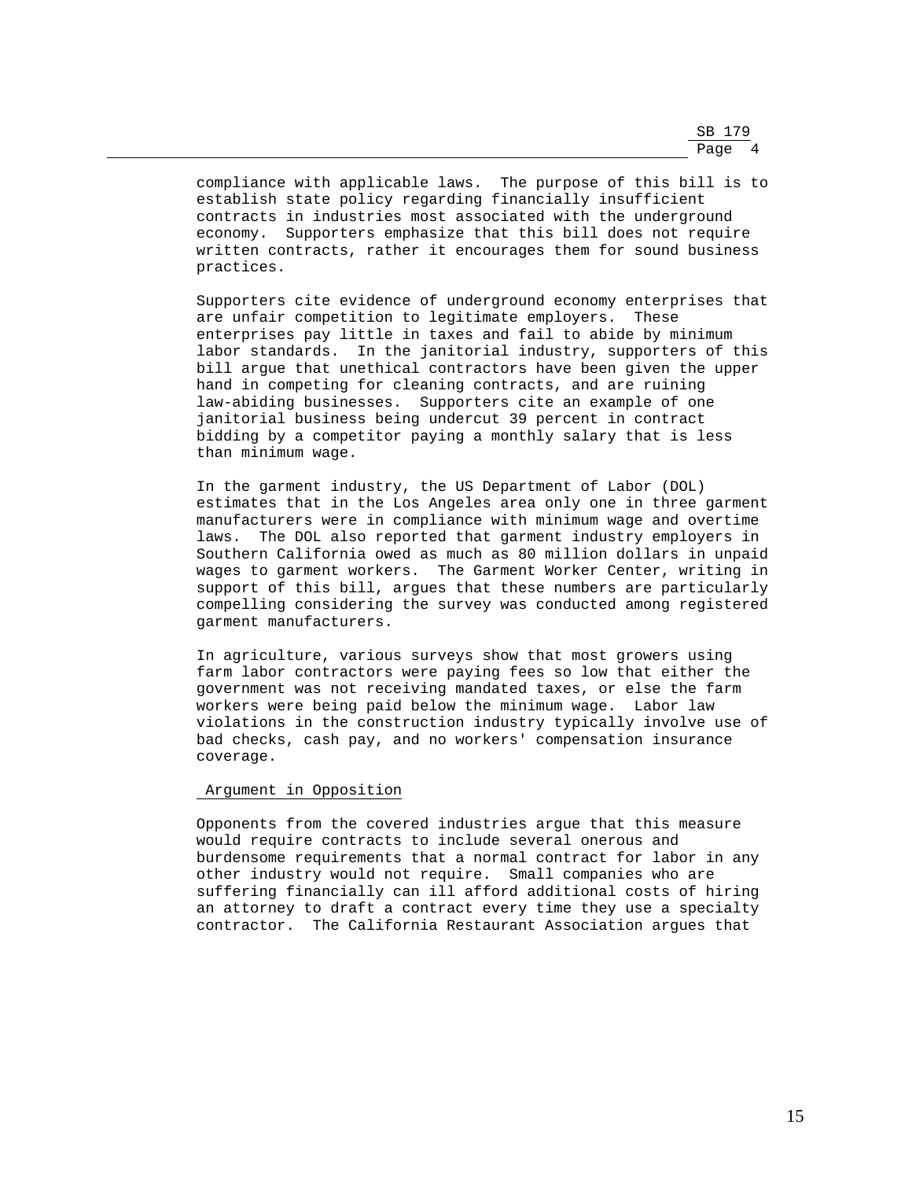compliance with applicable laws. The purpose of this bill is to establish state policy regarding financially insufficient contracts in industries most associated with the underground economy. Supporters emphasize that this bill does not require written contracts, rather it encourages them for sound business practices.

Supporters cite evidence of underground economy enterprises that are unfair competition to legitimate employers. These enterprises pay little in taxes and fail to abide by minimum labor standards. In the janitorial industry, supporters of this bill argue that unethical contractors have been given the upper hand in competing for cleaning contracts, and are ruining law-abiding businesses. Supporters cite an example of one janitorial business being undercut 39 percent in contract bidding by a competitor paying a monthly salary that is less than minimum wage.

In the garment industry, the US Department of Labor (DOL) estimates that in the Los Angeles area only one in three garment manufacturers were in compliance with minimum wage and overtime laws. The DOL also reported that garment industry employers in Southern California owed as much as 80 million dollars in unpaid wages to garment workers. The Garment Worker Center, writing in support of this bill, argues that these numbers are particularly compelling considering the survey was conducted among registered garment manufacturers.

In agriculture, various surveys show that most growers using farm labor contractors were paying fees so low that either the government was not receiving mandated taxes, or else the farm workers were being paid below the minimum wage. Labor law violations in the construction industry typically involve use of bad checks, cash pay, and no workers' compensation insurance coverage.

Argument in Opposition

Opponents from the covered industries argue that this measure would require contracts to include several onerous and burdensome requirements that a normal contract for labor in any other industry would not require. Small companies who are suffering financially can ill afford additional costs of hiring an attorney to draft a contract every time they use a specialty contractor. The California Restaurant Association argues that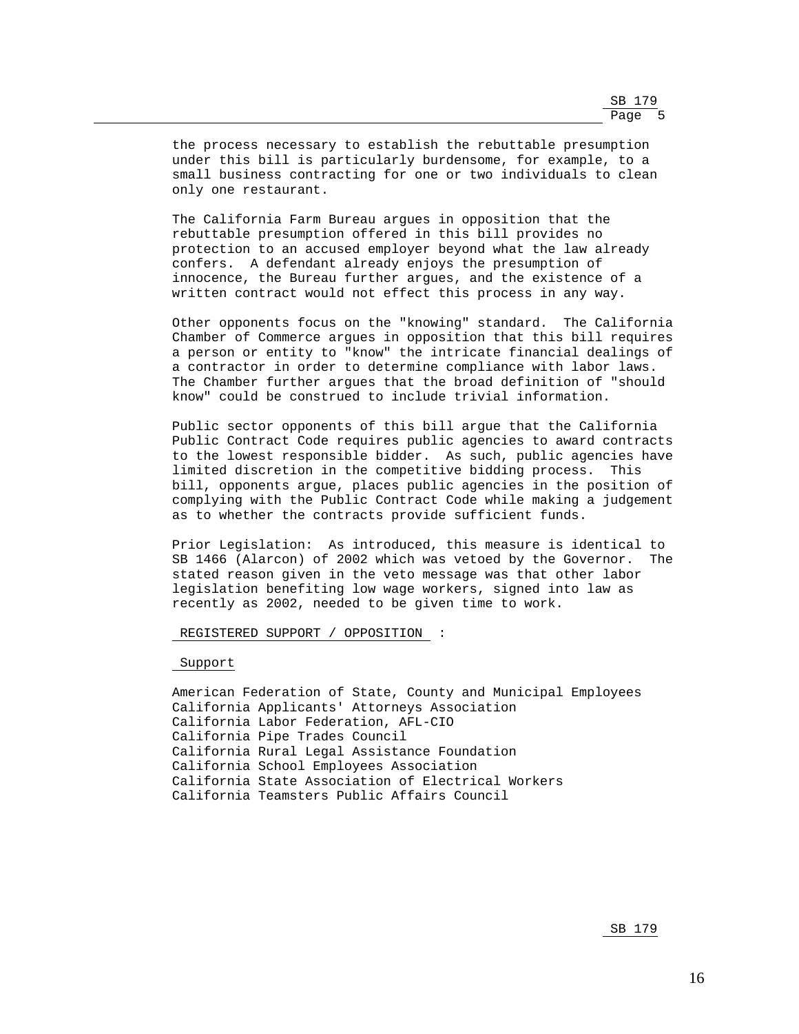the process necessary to establish the rebuttable presumption under this bill is particularly burdensome, for example, to a small business contracting for one or two individuals to clean only one restaurant.

The California Farm Bureau argues in opposition that the rebuttable presumption offered in this bill provides no protection to an accused employer beyond what the law already confers. A defendant already enjoys the presumption of innocence, the Bureau further argues, and the existence of a written contract would not effect this process in any way.

Other opponents focus on the "knowing" standard. The California Chamber of Commerce argues in opposition that this bill requires a person or entity to "know" the intricate financial dealings of a contractor in order to determine compliance with labor laws. The Chamber further argues that the broad definition of "should know" could be construed to include trivial information.

Public sector opponents of this bill argue that the California Public Contract Code requires public agencies to award contracts to the lowest responsible bidder. As such, public agencies have limited discretion in the competitive bidding process. This bill, opponents argue, places public agencies in the position of complying with the Public Contract Code while making a judgement as to whether the contracts provide sufficient funds.

Prior Legislation: As introduced, this measure is identical to SB 1466 (Alarcon) of 2002 which was vetoed by the Governor. The stated reason given in the veto message was that other labor legislation benefiting low wage workers, signed into law as recently as 2002, needed to be given time to work.

REGISTERED SUPPORT / OPPOSITION :

Support

American Federation of State, County and Municipal Employees
California Applicants' Attorneys Association
California Labor Federation, AFL-CIO
California Pipe Trades Council
California Rural Legal Assistance Foundation
California School Employees Association
California State Association of Electrical Workers
California Teamsters Public Affairs Council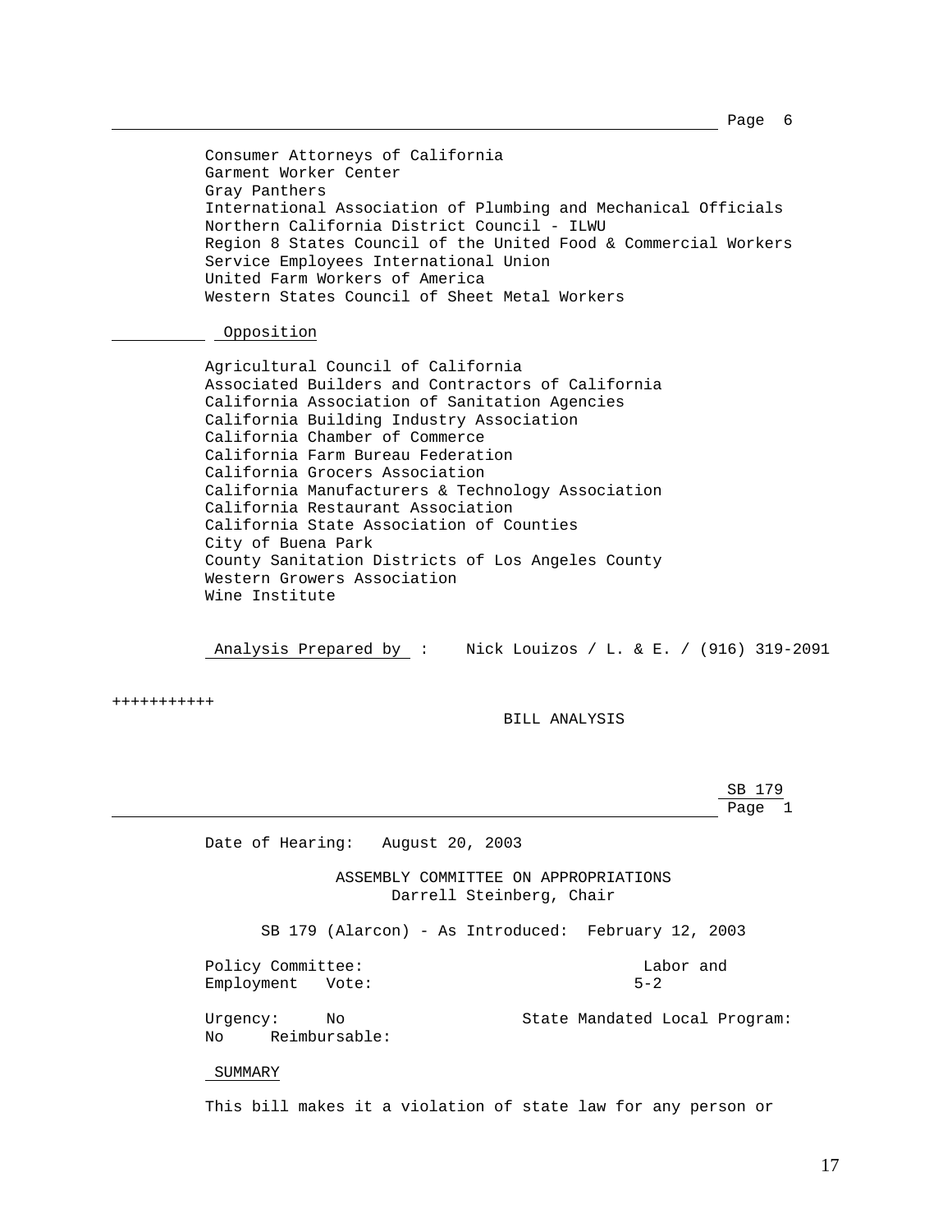Consumer Attorneys of California
Garment Worker Center
Gray Panthers
International Association of Plumbing and Mechanical Officials
Northern California District Council - ILWU
Region 8 States Council of the United Food & Commercial Workers
Service Employees International Union
United Farm Workers of America
Western States Council of Sheet Metal Workers

**Opposition**

Agricultural Council of California
Associated Builders and Contractors of California
California Association of Sanitation Agencies
California Building Industry Association
California Chamber of Commerce
California Farm Bureau Federation
California Grocers Association
California Manufacturers & Technology Association
California Restaurant Association
California State Association of Counties
City of Buena Park
County Sanitation Districts of Los Angeles County
Western Growers Association
Wine Institute

Analysis Prepared by : Nick Louizos / L. & E. / (916) 319-2091

+++++++++++

BILL ANALYSIS

SB 179
Page 1

Date of Hearing: August 20, 2003

ASSEMBLY COMMITTEE ON APPROPRIATIONS
Darrell Steinberg, Chair

SB 179 (Alarcon) - As Introduced: February 12, 2003

Policy Committee: Labor and Employment Vote: 5-2

Urgency: No State Mandated Local Program: No Reimbursable:

**SUMMARY**

This bill makes it a violation of state law for any person or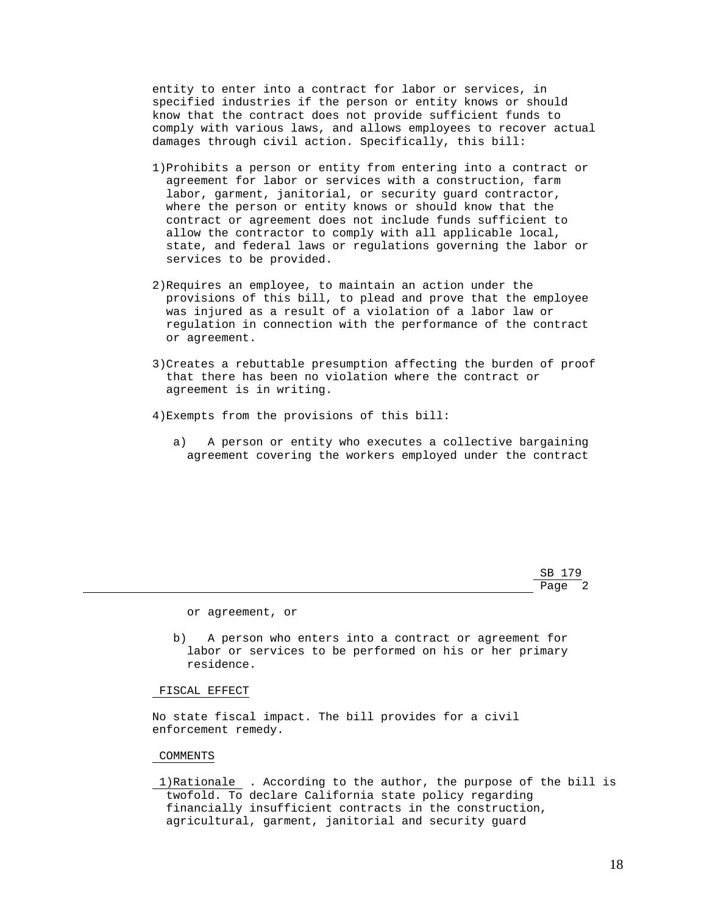entity to enter into a contract for labor or services, in specified industries if the person or entity knows or should know that the contract does not provide sufficient funds to comply with various laws, and allows employees to recover actual damages through civil action. Specifically, this bill:

1) Prohibits a person or entity from entering into a contract or agreement for labor or services with a construction, farm labor, garment, janitorial, or security guard contractor, where the person or entity knows or should know that the contract or agreement does not include funds sufficient to allow the contractor to comply with all applicable local, state, and federal laws or regulations governing the labor or services to be provided.

2) Requires an employee, to maintain an action under the provisions of this bill, to plead and prove that the employee was injured as a result of a violation of a labor law or regulation in connection with the performance of the contract or agreement.

3) Creates a rebuttable presumption affecting the burden of proof that there has been no violation where the contract or agreement is in writing.

4) Exempts from the provisions of this bill:

   a) A person or entity who executes a collective bargaining agreement covering the workers employed under the contract or agreement, or

   b) A person who enters into a contract or agreement for labor or services to be performed on his or her primary residence.

FISCAL EFFECT

No state fiscal impact. The bill provides for a civil enforcement remedy.

COMMENTS

1) Rationale. According to the author, the purpose of the bill is twofold. To declare California state policy regarding financially insufficient contracts in the construction, agricultural, garment, janitorial and security guard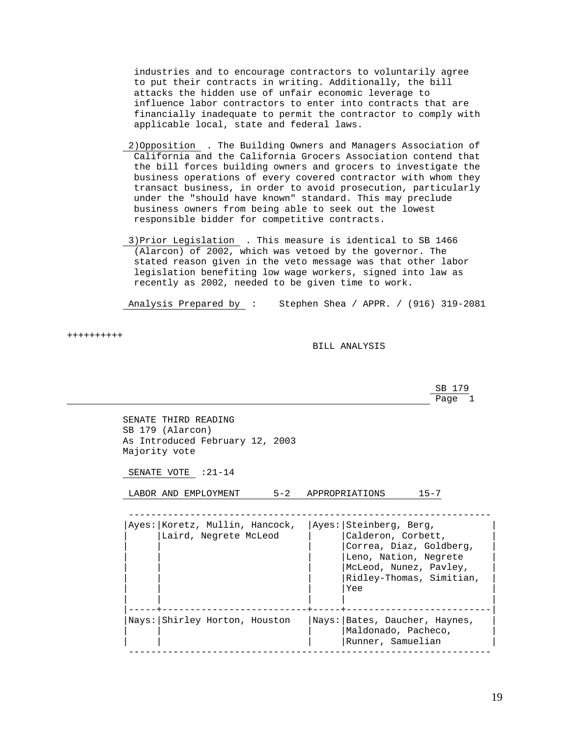industries and to encourage contractors to voluntarily agree to put their contracts in writing. Additionally, the bill attacks the hidden use of unfair economic leverage to influence labor contractors to enter into contracts that are financially inadequate to permit the contractor to comply with applicable local, state and federal laws.

2)Opposition . The Building Owners and Managers Association of California and the California Grocers Association contend that the bill forces building owners and grocers to investigate the business operations of every covered contractor with whom they transact business, in order to avoid prosecution, particularly under the "should have known" standard. This may preclude business owners from being able to seek out the lowest responsible bidder for competitive contracts.

3)Prior Legislation . This measure is identical to SB 1466 (Alarcon) of 2002, which was vetoed by the governor. The stated reason given in the veto message was that other labor legislation benefiting low wage workers, signed into law as recently as 2002, needed to be given time to work.

Analysis Prepared by : Stephen Shea / APPR. / (916) 319-2081

++++++++++

BILL ANALYSIS

SB 179
Page 1

SENATE THIRD READING
SB 179 (Alarcon)
As Introduced February 12, 2003
Majority vote

SENATE VOTE :21-14

LABOR AND EMPLOYMENT 5-2 APPROPRIATIONS 15-7

| | | | |
|---|---|---|---|
| Ayes: | Koretz, Mullin, Hancock, Laird, Negrete McLeod | Ayes: | Steinberg, Berg, Calderon, Corbett, Correa, Diaz, Goldberg, Leno, Nation, Negrete McLeod, Nunez, Pavley, Ridley-Thomas, Simitian, Yee |
| Nays: | Shirley Horton, Houston | Nays: | Bates, Daucher, Haynes, Maldonado, Pacheco, Runner, Samuelian |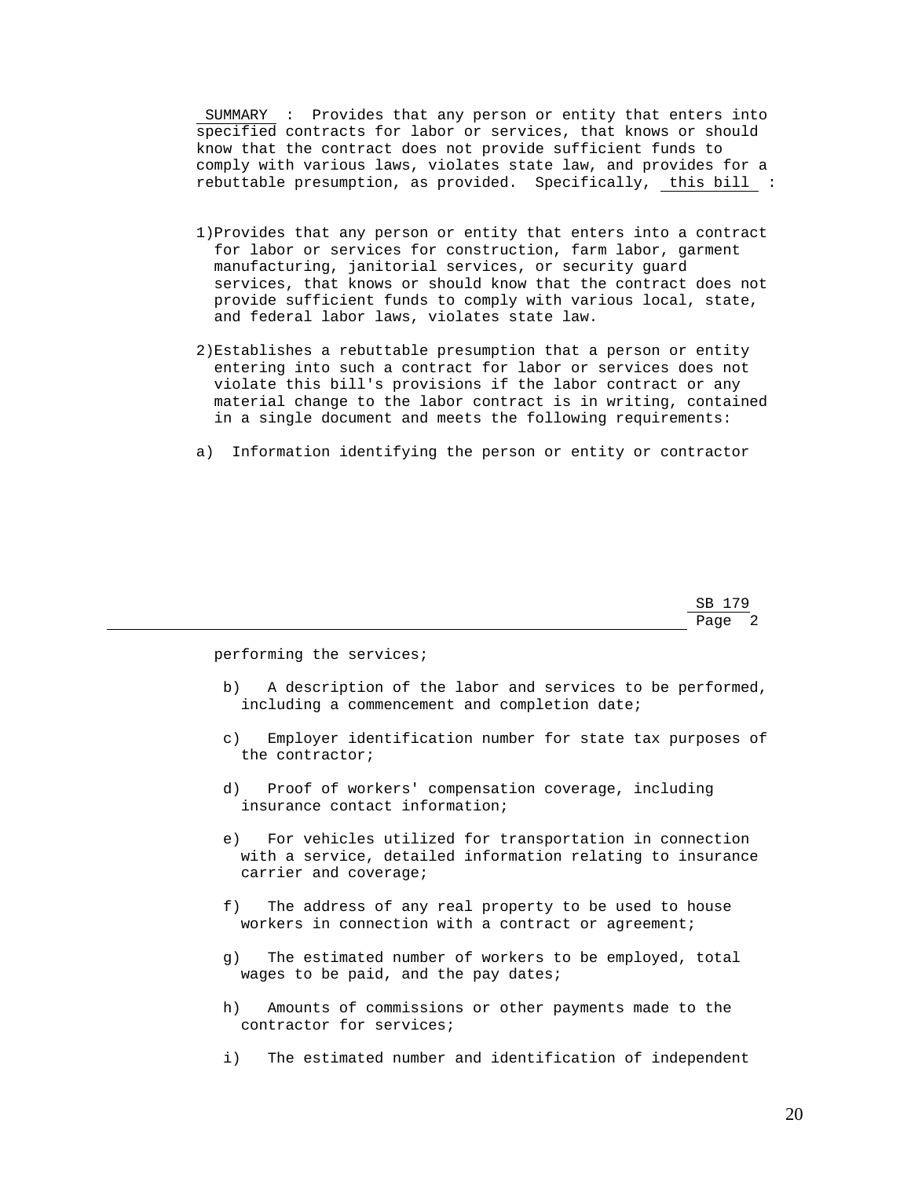SUMMARY : Provides that any person or entity that enters into specified contracts for labor or services, that knows or should know that the contract does not provide sufficient funds to comply with various laws, violates state law, and provides for a rebuttable presumption, as provided. Specifically, this bill :

1)Provides that any person or entity that enters into a contract for labor or services for construction, farm labor, garment manufacturing, janitorial services, or security guard services, that knows or should know that the contract does not provide sufficient funds to comply with various local, state, and federal labor laws, violates state law.

2)Establishes a rebuttable presumption that a person or entity entering into such a contract for labor or services does not violate this bill's provisions if the labor contract or any material change to the labor contract is in writing, contained in a single document and meets the following requirements:

a) Information identifying the person or entity or contractor performing the services;

b) A description of the labor and services to be performed, including a commencement and completion date;

c) Employer identification number for state tax purposes of the contractor;

d) Proof of workers' compensation coverage, including insurance contact information;

e) For vehicles utilized for transportation in connection with a service, detailed information relating to insurance carrier and coverage;

f) The address of any real property to be used to house workers in connection with a contract or agreement;

g) The estimated number of workers to be employed, total wages to be paid, and the pay dates;

h) Amounts of commissions or other payments made to the contractor for services;

i) The estimated number and identification of independent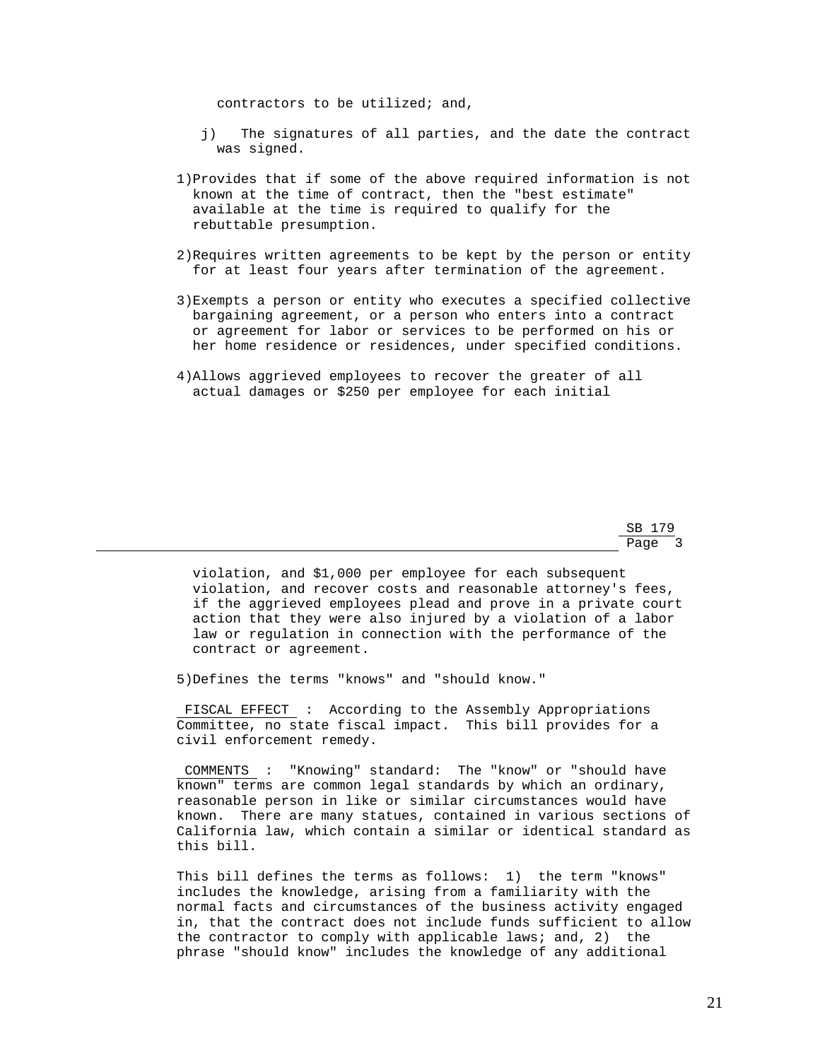contractors to be utilized; and,

j) The signatures of all parties, and the date the contract was signed.

1)Provides that if some of the above required information is not known at the time of contract, then the "best estimate" available at the time is required to qualify for the rebuttable presumption.

2)Requires written agreements to be kept by the person or entity for at least four years after termination of the agreement.

3)Exempts a person or entity who executes a specified collective bargaining agreement, or a person who enters into a contract or agreement for labor or services to be performed on his or her home residence or residences, under specified conditions.

4)Allows aggrieved employees to recover the greater of all actual damages or $250 per employee for each initial violation, and $1,000 per employee for each subsequent violation, and recover costs and reasonable attorney's fees, if the aggrieved employees plead and prove in a private court action that they were also injured by a violation of a labor law or regulation in connection with the performance of the contract or agreement.

5)Defines the terms "knows" and "should know."

FISCAL EFFECT : According to the Assembly Appropriations Committee, no state fiscal impact. This bill provides for a civil enforcement remedy.

COMMENTS : "Knowing" standard: The "know" or "should have known" terms are common legal standards by which an ordinary, reasonable person in like or similar circumstances would have known. There are many statues, contained in various sections of California law, which contain a similar or identical standard as this bill.

This bill defines the terms as follows: 1) the term "knows" includes the knowledge, arising from a familiarity with the normal facts and circumstances of the business activity engaged in, that the contract does not include funds sufficient to allow the contractor to comply with applicable laws; and, 2) the phrase "should know" includes the knowledge of any additional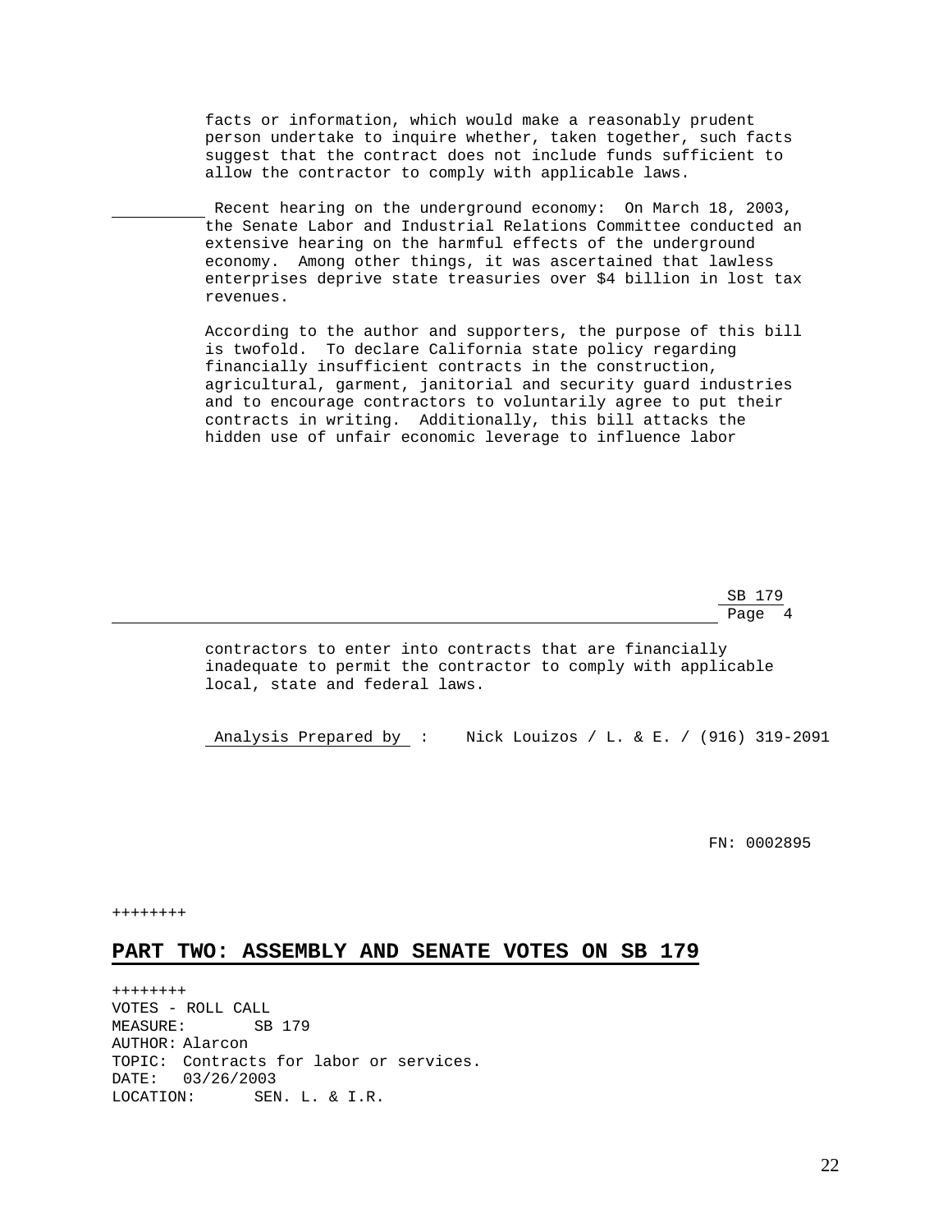facts or information, which would make a reasonably prudent person undertake to inquire whether, taken together, such facts suggest that the contract does not include funds sufficient to allow the contractor to comply with applicable laws.

Recent hearing on the underground economy: On March 18, 2003, the Senate Labor and Industrial Relations Committee conducted an extensive hearing on the harmful effects of the underground economy. Among other things, it was ascertained that lawless enterprises deprive state treasuries over $4 billion in lost tax revenues.

According to the author and supporters, the purpose of this bill is twofold. To declare California state policy regarding financially insufficient contracts in the construction, agricultural, garment, janitorial and security guard industries and to encourage contractors to voluntarily agree to put their contracts in writing. Additionally, this bill attacks the hidden use of unfair economic leverage to influence labor contractors to enter into contracts that are financially inadequate to permit the contractor to comply with applicable local, state and federal laws.

Analysis Prepared by : Nick Louizos / L. & E. / (916) 319-2091

FN: 0002895

++++++++

## PART TWO: ASSEMBLY AND SENATE VOTES ON SB 179

++++++++

VOTES - ROLL CALL
MEASURE: SB 179
AUTHOR: Alarcon
TOPIC: Contracts for labor or services.
DATE: 03/26/2003
LOCATION: SEN. L. & I.R.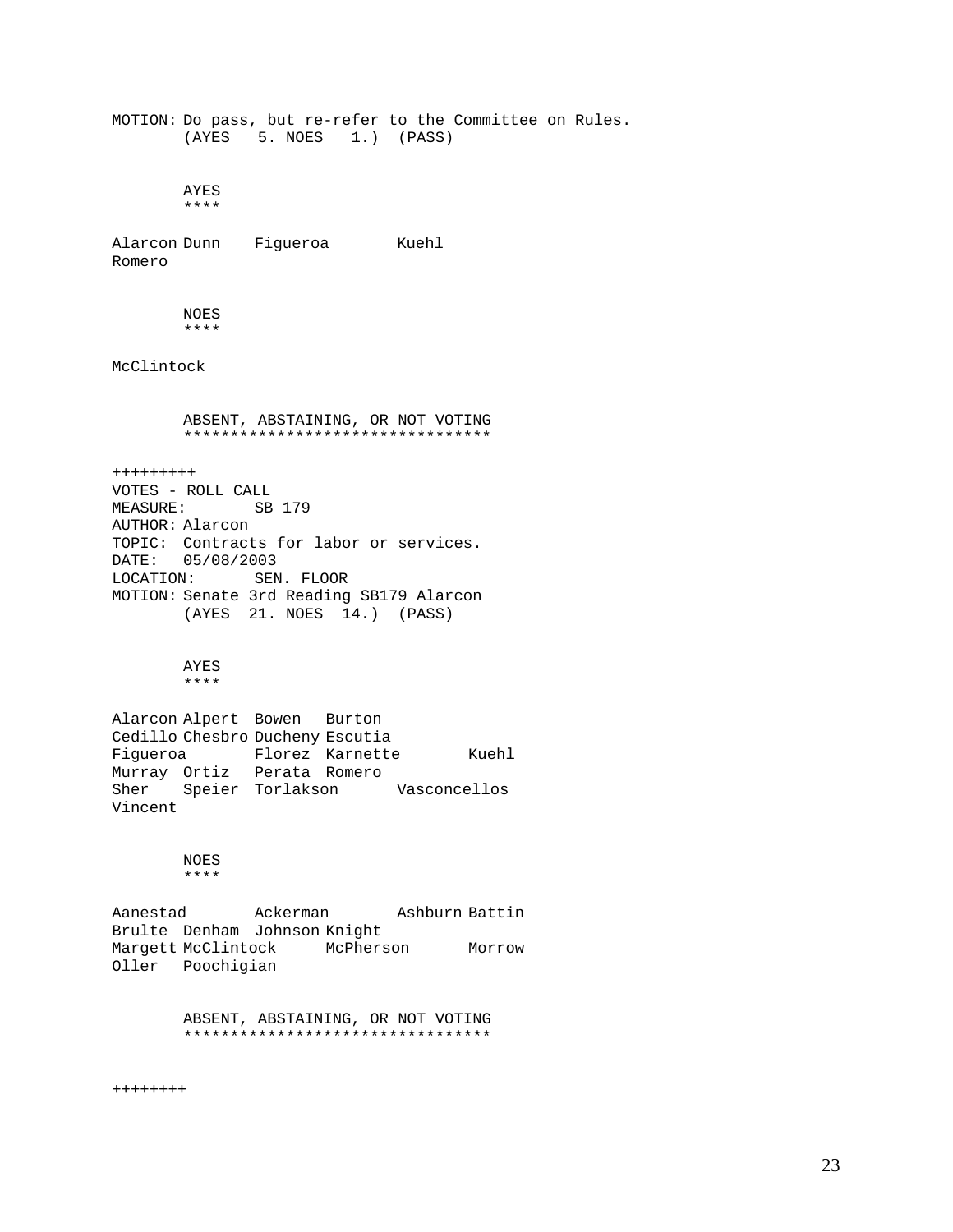MOTION: Do pass, but re-refer to the Committee on Rules.
(AYES 5. NOES 1.) (PASS)

AYES
****

Alarcon Dunn Figueroa Kuehl
Romero

NOES
****

McClintock

ABSENT, ABSTAINING, OR NOT VOTING
*********************************

+++++++++
VOTES - ROLL CALL
MEASURE: SB 179
AUTHOR: Alarcon
TOPIC: Contracts for labor or services.
DATE: 05/08/2003
LOCATION: SEN. FLOOR
MOTION: Senate 3rd Reading SB179 Alarcon
(AYES 21. NOES 14.) (PASS)

AYES
****

Alarcon Alpert Bowen Burton
Cedillo Chesbro Ducheny Escutia
Figueroa Florez Karnette Kuehl
Murray Ortiz Perata Romero
Sher Speier Torlakson Vasconcellos
Vincent

NOES
****

Aanestad Ackerman Ashburn Battin
Brulte Denham Johnson Knight
Margett McClintock McPherson Morrow
Oller Poochigian

ABSENT, ABSTAINING, OR NOT VOTING
*********************************

++++++++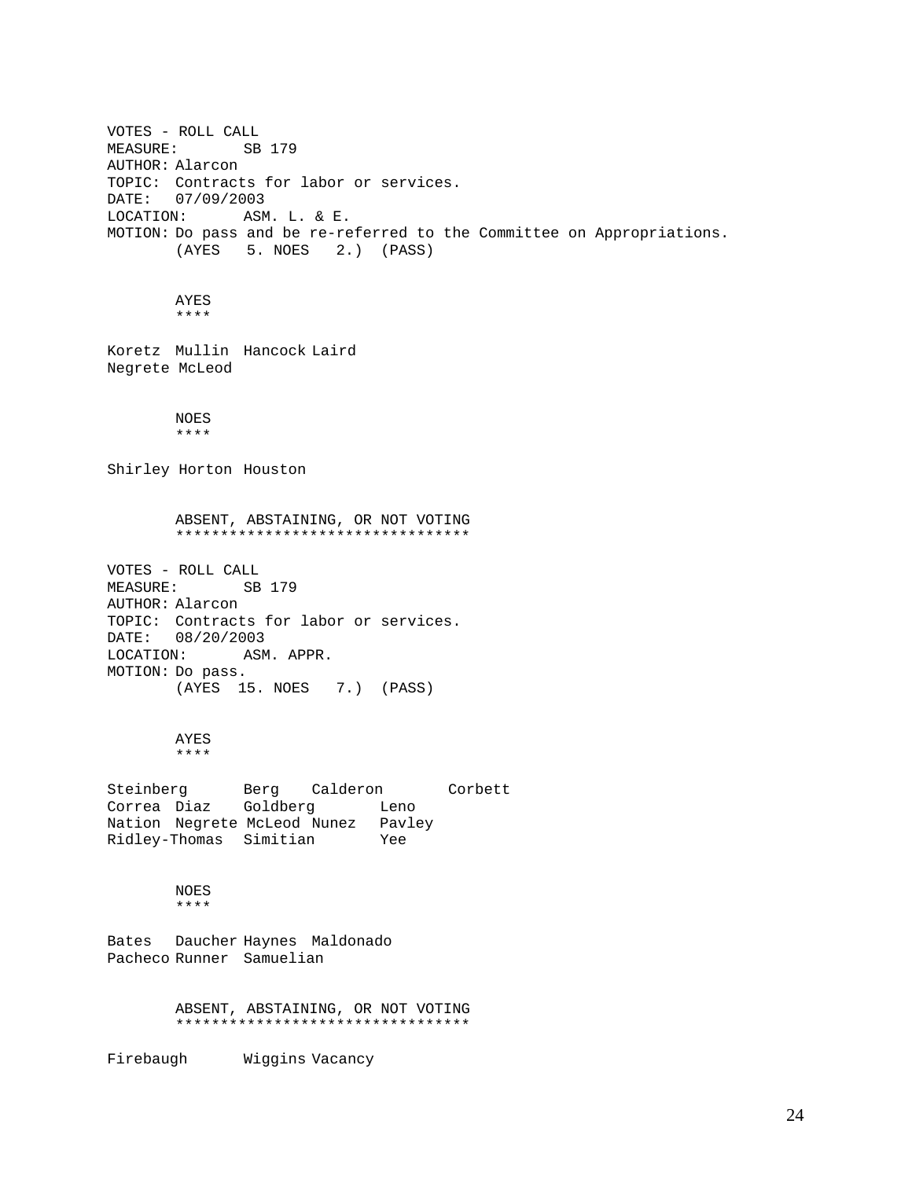VOTES - ROLL CALL
MEASURE: SB 179
AUTHOR: Alarcon
TOPIC: Contracts for labor or services.
DATE: 07/09/2003
LOCATION: ASM. L. & E.
MOTION: Do pass and be re-referred to the Committee on Appropriations.
(AYES 5. NOES 2.) (PASS)

AYES
****

Koretz Mullin Hancock Laird
Negrete McLeod

NOES
****

Shirley Horton Houston

ABSENT, ABSTAINING, OR NOT VOTING
*********************************

VOTES - ROLL CALL
MEASURE: SB 179
AUTHOR: Alarcon
TOPIC: Contracts for labor or services.
DATE: 08/20/2003
LOCATION: ASM. APPR.
MOTION: Do pass.
(AYES 15. NOES 7.) (PASS)

AYES
****

Steinberg Berg Calderon Corbett
Correa Diaz Goldberg Leno
Nation Negrete McLeod Nunez Pavley
Ridley-Thomas Simitian Yee

NOES
****

Bates Daucher Haynes Maldonado
Pacheco Runner Samuelian

ABSENT, ABSTAINING, OR NOT VOTING
*********************************

Firebaugh Wiggins Vacancy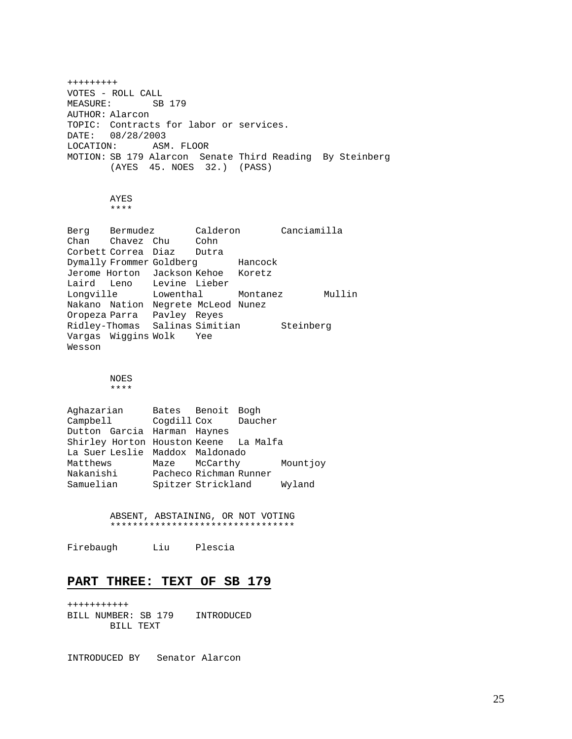+++++++++
VOTES - ROLL CALL
MEASURE: SB 179
AUTHOR: Alarcon
TOPIC: Contracts for labor or services.
DATE: 08/28/2003
LOCATION: ASM. FLOOR
MOTION: SB 179 Alarcon Senate Third Reading By Steinberg
(AYES 45. NOES 32.) (PASS)

AYES
****

Berg Bermudez Calderon Canciamilla
Chan Chavez Chu Cohn
Corbett Correa Diaz Dutra
Dymally Frommer Goldberg Hancock
Jerome Horton Jackson Kehoe Koretz
Laird Leno Levine Lieber
Longville Lowenthal Montanez Mullin
Nakano Nation Negrete McLeod Nunez
Oropeza Parra Pavley Reyes
Ridley-Thomas Salinas Simitian Steinberg
Vargas Wiggins Wolk Yee
Wesson

NOES
****

Aghazarian Bates Benoit Bogh
Campbell Cogdill Cox Daucher
Dutton Garcia Harman Haynes
Shirley Horton Houston Keene La Malfa
La Suer Leslie Maddox Maldonado
Matthews Maze McCarthy Mountjoy
Nakanishi Pacheco Richman Runner
Samuelian Spitzer Strickland Wyland

ABSENT, ABSTAINING, OR NOT VOTING
*********************************

Firebaugh Liu Plescia

## PART THREE: TEXT OF SB 179

+++++++++++
BILL NUMBER: SB 179 INTRODUCED
BILL TEXT

INTRODUCED BY Senator Alarcon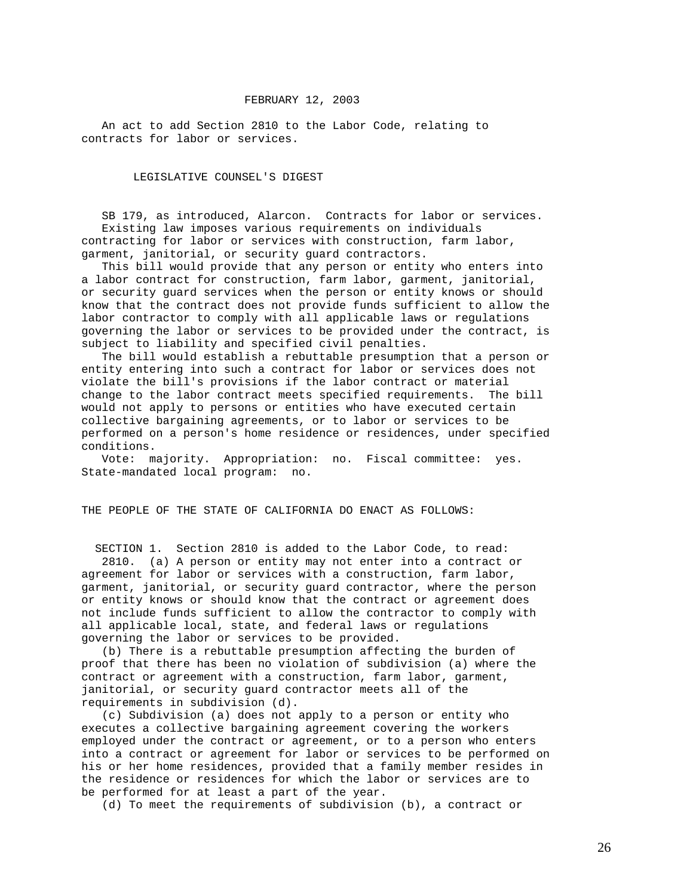FEBRUARY 12, 2003

An act to add Section 2810 to the Labor Code, relating to contracts for labor or services.

LEGISLATIVE COUNSEL'S DIGEST

SB 179, as introduced, Alarcon. Contracts for labor or services.
Existing law imposes various requirements on individuals contracting for labor or services with construction, farm labor, garment, janitorial, or security guard contractors.
This bill would provide that any person or entity who enters into a labor contract for construction, farm labor, garment, janitorial, or security guard services when the person or entity knows or should know that the contract does not provide funds sufficient to allow the labor contractor to comply with all applicable laws or regulations governing the labor or services to be provided under the contract, is subject to liability and specified civil penalties.
The bill would establish a rebuttable presumption that a person or entity entering into such a contract for labor or services does not violate the bill's provisions if the labor contract or material change to the labor contract meets specified requirements. The bill would not apply to persons or entities who have executed certain collective bargaining agreements, or to labor or services to be performed on a person's home residence or residences, under specified conditions.
Vote: majority. Appropriation: no. Fiscal committee: yes. State-mandated local program: no.

THE PEOPLE OF THE STATE OF CALIFORNIA DO ENACT AS FOLLOWS:

SECTION 1. Section 2810 is added to the Labor Code, to read:
2810. (a) A person or entity may not enter into a contract or agreement for labor or services with a construction, farm labor, garment, janitorial, or security guard contractor, where the person or entity knows or should know that the contract or agreement does not include funds sufficient to allow the contractor to comply with all applicable local, state, and federal laws or regulations governing the labor or services to be provided.
(b) There is a rebuttable presumption affecting the burden of proof that there has been no violation of subdivision (a) where the contract or agreement with a construction, farm labor, garment, janitorial, or security guard contractor meets all of the requirements in subdivision (d).
(c) Subdivision (a) does not apply to a person or entity who executes a collective bargaining agreement covering the workers employed under the contract or agreement, or to a person who enters into a contract or agreement for labor or services to be performed on his or her home residences, provided that a family member resides in the residence or residences for which the labor or services are to be performed for at least a part of the year.
(d) To meet the requirements of subdivision (b), a contract or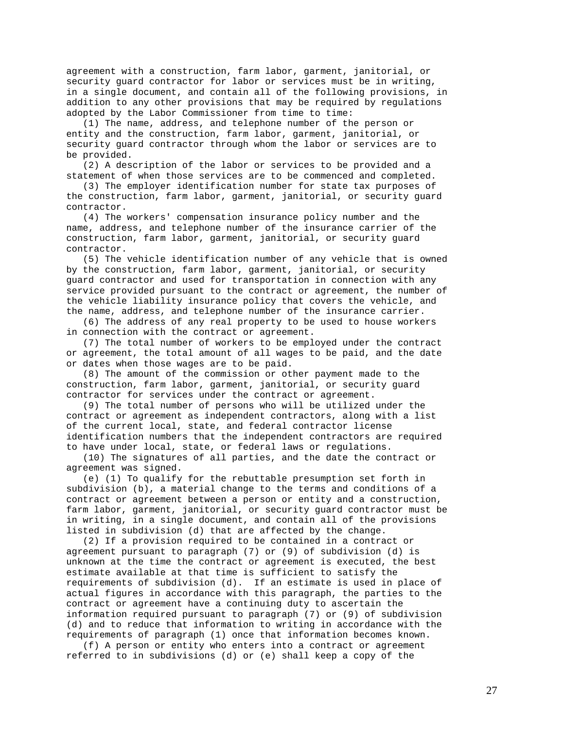agreement with a construction, farm labor, garment, janitorial, or security guard contractor for labor or services must be in writing, in a single document, and contain all of the following provisions, in addition to any other provisions that may be required by regulations adopted by the Labor Commissioner from time to time:

(1) The name, address, and telephone number of the person or entity and the construction, farm labor, garment, janitorial, or security guard contractor through whom the labor or services are to be provided.

(2) A description of the labor or services to be provided and a statement of when those services are to be commenced and completed.

(3) The employer identification number for state tax purposes of the construction, farm labor, garment, janitorial, or security guard contractor.

(4) The workers' compensation insurance policy number and the name, address, and telephone number of the insurance carrier of the construction, farm labor, garment, janitorial, or security guard contractor.

(5) The vehicle identification number of any vehicle that is owned by the construction, farm labor, garment, janitorial, or security guard contractor and used for transportation in connection with any service provided pursuant to the contract or agreement, the number of the vehicle liability insurance policy that covers the vehicle, and the name, address, and telephone number of the insurance carrier.

(6) The address of any real property to be used to house workers in connection with the contract or agreement.

(7) The total number of workers to be employed under the contract or agreement, the total amount of all wages to be paid, and the date or dates when those wages are to be paid.

(8) The amount of the commission or other payment made to the construction, farm labor, garment, janitorial, or security guard contractor for services under the contract or agreement.

(9) The total number of persons who will be utilized under the contract or agreement as independent contractors, along with a list of the current local, state, and federal contractor license identification numbers that the independent contractors are required to have under local, state, or federal laws or regulations.

(10) The signatures of all parties, and the date the contract or agreement was signed.

(e) (1) To qualify for the rebuttable presumption set forth in subdivision (b), a material change to the terms and conditions of a contract or agreement between a person or entity and a construction, farm labor, garment, janitorial, or security guard contractor must be in writing, in a single document, and contain all of the provisions listed in subdivision (d) that are affected by the change.

(2) If a provision required to be contained in a contract or agreement pursuant to paragraph (7) or (9) of subdivision (d) is unknown at the time the contract or agreement is executed, the best estimate available at that time is sufficient to satisfy the requirements of subdivision (d). If an estimate is used in place of actual figures in accordance with this paragraph, the parties to the contract or agreement have a continuing duty to ascertain the information required pursuant to paragraph (7) or (9) of subdivision (d) and to reduce that information to writing in accordance with the requirements of paragraph (1) once that information becomes known.

(f) A person or entity who enters into a contract or agreement referred to in subdivisions (d) or (e) shall keep a copy of the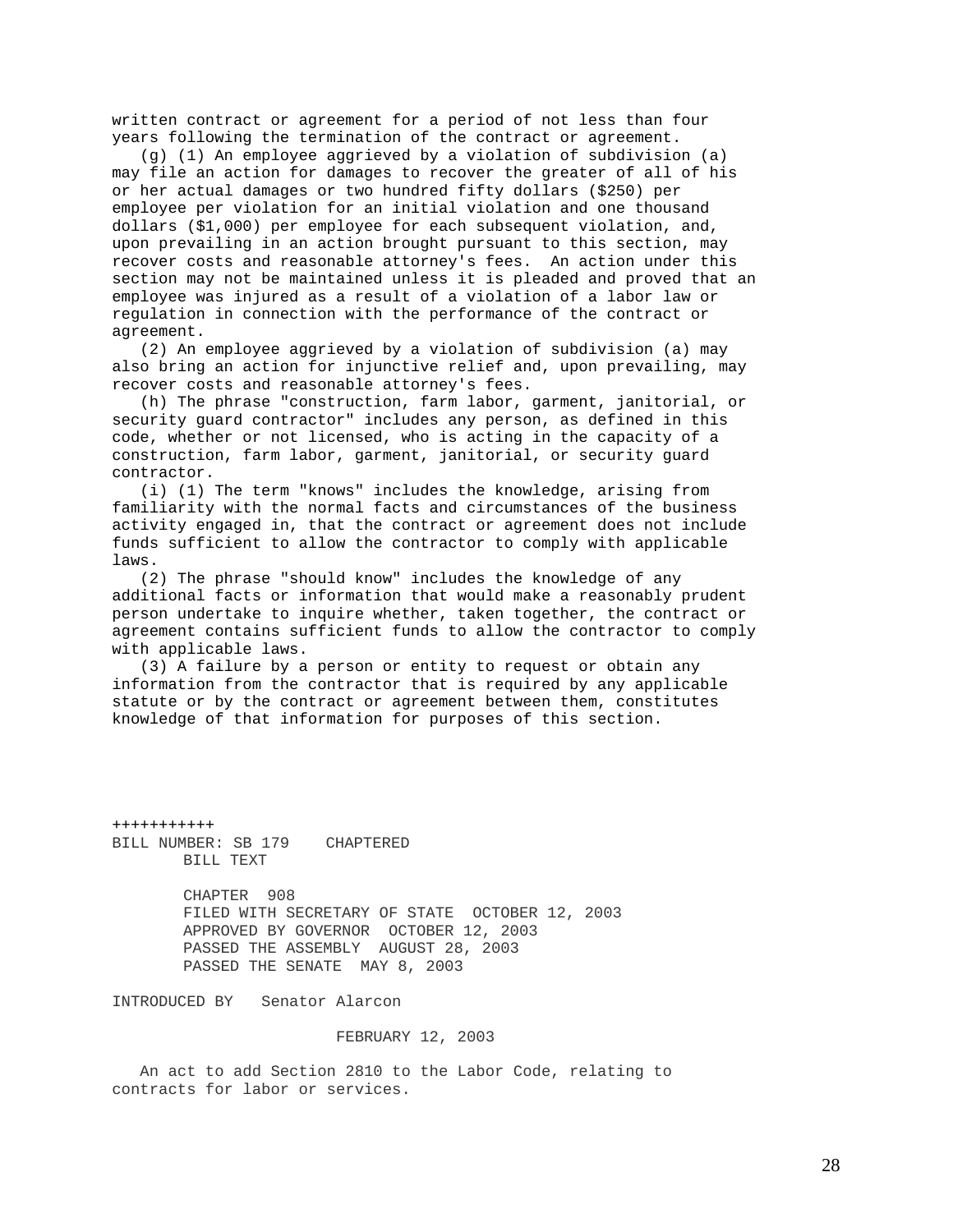written contract or agreement for a period of not less than four years following the termination of the contract or agreement.

(g) (1) An employee aggrieved by a violation of subdivision (a) may file an action for damages to recover the greater of all of his or her actual damages or two hundred fifty dollars ($250) per employee per violation for an initial violation and one thousand dollars ($1,000) per employee for each subsequent violation, and, upon prevailing in an action brought pursuant to this section, may recover costs and reasonable attorney's fees. An action under this section may not be maintained unless it is pleaded and proved that an employee was injured as a result of a violation of a labor law or regulation in connection with the performance of the contract or agreement.

(2) An employee aggrieved by a violation of subdivision (a) may also bring an action for injunctive relief and, upon prevailing, may recover costs and reasonable attorney's fees.

(h) The phrase "construction, farm labor, garment, janitorial, or security guard contractor" includes any person, as defined in this code, whether or not licensed, who is acting in the capacity of a construction, farm labor, garment, janitorial, or security guard contractor.

(i) (1) The term "knows" includes the knowledge, arising from familiarity with the normal facts and circumstances of the business activity engaged in, that the contract or agreement does not include funds sufficient to allow the contractor to comply with applicable laws.

(2) The phrase "should know" includes the knowledge of any additional facts or information that would make a reasonably prudent person undertake to inquire whether, taken together, the contract or agreement contains sufficient funds to allow the contractor to comply with applicable laws.

(3) A failure by a person or entity to request or obtain any information from the contractor that is required by any applicable statute or by the contract or agreement between them, constitutes knowledge of that information for purposes of this section.

+++++++++++

BILL NUMBER: SB 179 CHAPTERED
BILL TEXT

CHAPTER 908
FILED WITH SECRETARY OF STATE OCTOBER 12, 2003
APPROVED BY GOVERNOR OCTOBER 12, 2003
PASSED THE ASSEMBLY AUGUST 28, 2003
PASSED THE SENATE MAY 8, 2003

INTRODUCED BY Senator Alarcon

FEBRUARY 12, 2003

An act to add Section 2810 to the Labor Code, relating to contracts for labor or services.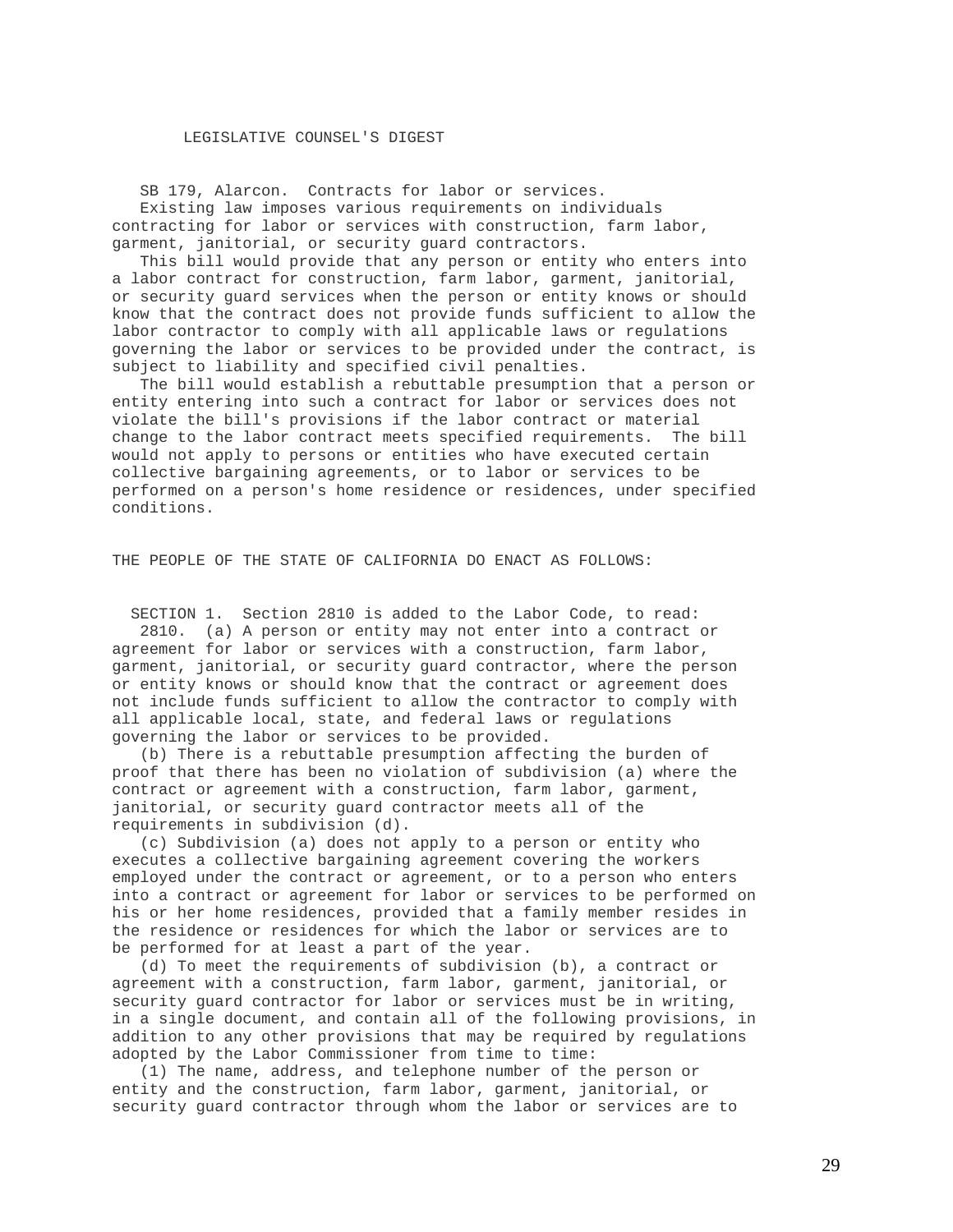LEGISLATIVE COUNSEL'S DIGEST

SB 179, Alarcon. Contracts for labor or services.

Existing law imposes various requirements on individuals contracting for labor or services with construction, farm labor, garment, janitorial, or security guard contractors.

This bill would provide that any person or entity who enters into a labor contract for construction, farm labor, garment, janitorial, or security guard services when the person or entity knows or should know that the contract does not provide funds sufficient to allow the labor contractor to comply with all applicable laws or regulations governing the labor or services to be provided under the contract, is subject to liability and specified civil penalties.

The bill would establish a rebuttable presumption that a person or entity entering into such a contract for labor or services does not violate the bill's provisions if the labor contract or material change to the labor contract meets specified requirements. The bill would not apply to persons or entities who have executed certain collective bargaining agreements, or to labor or services to be performed on a person's home residence or residences, under specified conditions.

THE PEOPLE OF THE STATE OF CALIFORNIA DO ENACT AS FOLLOWS:

SECTION 1. Section 2810 is added to the Labor Code, to read:

2810. (a) A person or entity may not enter into a contract or agreement for labor or services with a construction, farm labor, garment, janitorial, or security guard contractor, where the person or entity knows or should know that the contract or agreement does not include funds sufficient to allow the contractor to comply with all applicable local, state, and federal laws or regulations governing the labor or services to be provided.

(b) There is a rebuttable presumption affecting the burden of proof that there has been no violation of subdivision (a) where the contract or agreement with a construction, farm labor, garment, janitorial, or security guard contractor meets all of the requirements in subdivision (d).

(c) Subdivision (a) does not apply to a person or entity who executes a collective bargaining agreement covering the workers employed under the contract or agreement, or to a person who enters into a contract or agreement for labor or services to be performed on his or her home residences, provided that a family member resides in the residence or residences for which the labor or services are to be performed for at least a part of the year.

(d) To meet the requirements of subdivision (b), a contract or agreement with a construction, farm labor, garment, janitorial, or security guard contractor for labor or services must be in writing, in a single document, and contain all of the following provisions, in addition to any other provisions that may be required by regulations adopted by the Labor Commissioner from time to time:

(1) The name, address, and telephone number of the person or entity and the construction, farm labor, garment, janitorial, or security guard contractor through whom the labor or services are to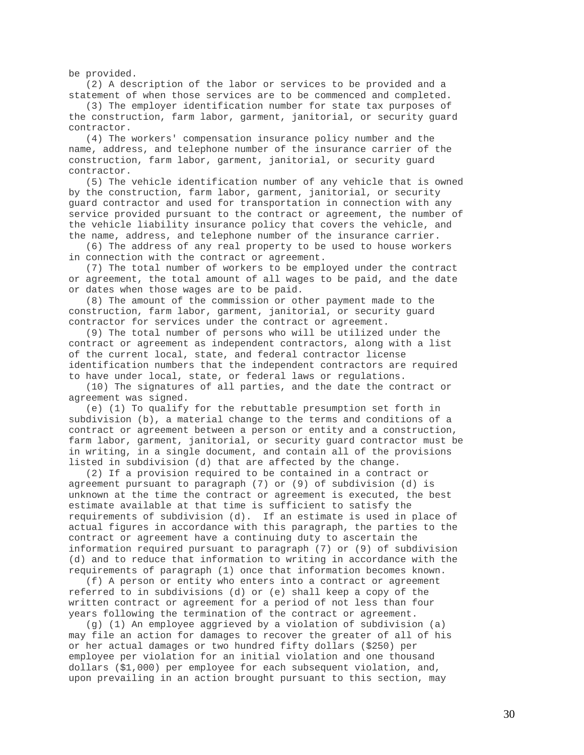be provided.

(2) A description of the labor or services to be provided and a statement of when those services are to be commenced and completed.

(3) The employer identification number for state tax purposes of the construction, farm labor, garment, janitorial, or security guard contractor.

(4) The workers' compensation insurance policy number and the name, address, and telephone number of the insurance carrier of the construction, farm labor, garment, janitorial, or security guard contractor.

(5) The vehicle identification number of any vehicle that is owned by the construction, farm labor, garment, janitorial, or security guard contractor and used for transportation in connection with any service provided pursuant to the contract or agreement, the number of the vehicle liability insurance policy that covers the vehicle, and the name, address, and telephone number of the insurance carrier.

(6) The address of any real property to be used to house workers in connection with the contract or agreement.

(7) The total number of workers to be employed under the contract or agreement, the total amount of all wages to be paid, and the date or dates when those wages are to be paid.

(8) The amount of the commission or other payment made to the construction, farm labor, garment, janitorial, or security guard contractor for services under the contract or agreement.

(9) The total number of persons who will be utilized under the contract or agreement as independent contractors, along with a list of the current local, state, and federal contractor license identification numbers that the independent contractors are required to have under local, state, or federal laws or regulations.

(10) The signatures of all parties, and the date the contract or agreement was signed.

(e) (1) To qualify for the rebuttable presumption set forth in subdivision (b), a material change to the terms and conditions of a contract or agreement between a person or entity and a construction, farm labor, garment, janitorial, or security guard contractor must be in writing, in a single document, and contain all of the provisions listed in subdivision (d) that are affected by the change.

(2) If a provision required to be contained in a contract or agreement pursuant to paragraph (7) or (9) of subdivision (d) is unknown at the time the contract or agreement is executed, the best estimate available at that time is sufficient to satisfy the requirements of subdivision (d). If an estimate is used in place of actual figures in accordance with this paragraph, the parties to the contract or agreement have a continuing duty to ascertain the information required pursuant to paragraph (7) or (9) of subdivision (d) and to reduce that information to writing in accordance with the requirements of paragraph (1) once that information becomes known.

(f) A person or entity who enters into a contract or agreement referred to in subdivisions (d) or (e) shall keep a copy of the written contract or agreement for a period of not less than four years following the termination of the contract or agreement.

(g) (1) An employee aggrieved by a violation of subdivision (a) may file an action for damages to recover the greater of all of his or her actual damages or two hundred fifty dollars ($250) per employee per violation for an initial violation and one thousand dollars ($1,000) per employee for each subsequent violation, and, upon prevailing in an action brought pursuant to this section, may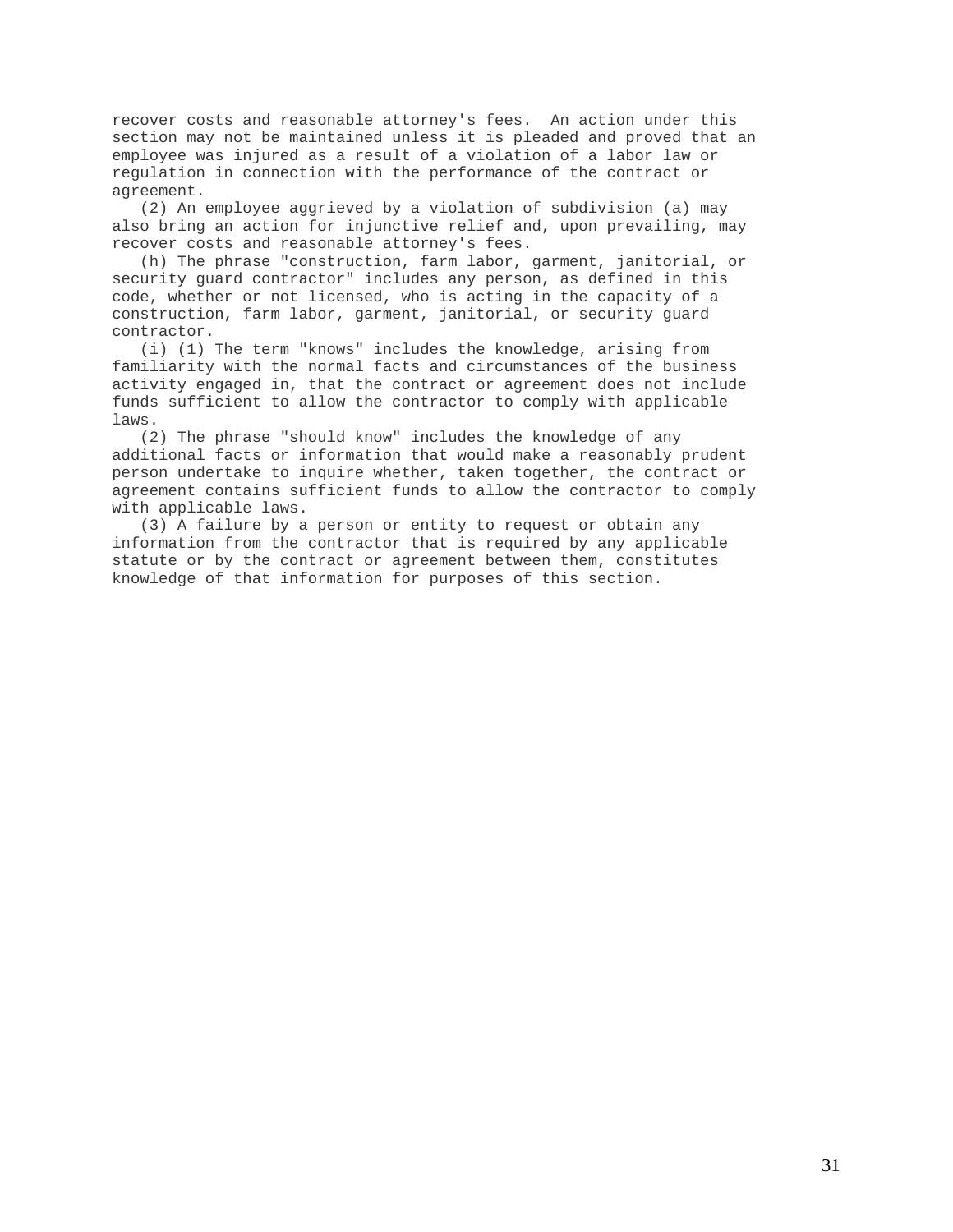recover costs and reasonable attorney's fees. An action under this section may not be maintained unless it is pleaded and proved that an employee was injured as a result of a violation of a labor law or regulation in connection with the performance of the contract or agreement.

(2) An employee aggrieved by a violation of subdivision (a) may also bring an action for injunctive relief and, upon prevailing, may recover costs and reasonable attorney's fees.

(h) The phrase "construction, farm labor, garment, janitorial, or security guard contractor" includes any person, as defined in this code, whether or not licensed, who is acting in the capacity of a construction, farm labor, garment, janitorial, or security guard contractor.

(i) (1) The term "knows" includes the knowledge, arising from familiarity with the normal facts and circumstances of the business activity engaged in, that the contract or agreement does not include funds sufficient to allow the contractor to comply with applicable laws.

(2) The phrase "should know" includes the knowledge of any additional facts or information that would make a reasonably prudent person undertake to inquire whether, taken together, the contract or agreement contains sufficient funds to allow the contractor to comply with applicable laws.

(3) A failure by a person or entity to request or obtain any information from the contractor that is required by any applicable statute or by the contract or agreement between them, constitutes knowledge of that information for purposes of this section.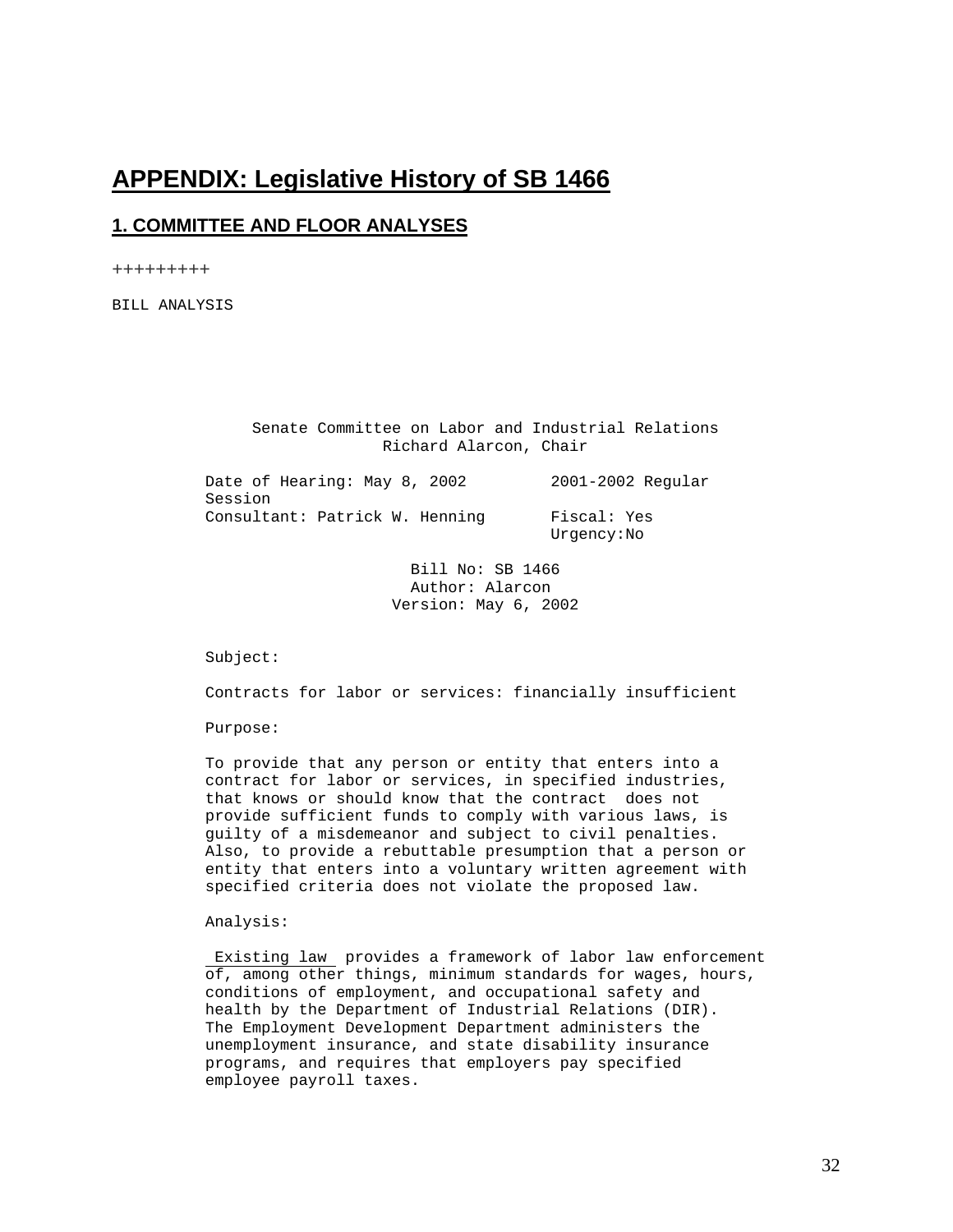# APPENDIX: Legislative History of SB 1466

## 1. COMMITTEE AND FLOOR ANALYSES

+++++++++

BILL ANALYSIS

Senate Committee on Labor and Industrial Relations
Richard Alarcon, Chair

Date of Hearing: May 8, 2002 2001-2002 Regular Session
Consultant: Patrick W. Henning Fiscal: Yes
Urgency:No

Bill No: SB 1466
Author: Alarcon
Version: May 6, 2002

Subject:

Contracts for labor or services: financially insufficient

Purpose:

To provide that any person or entity that enters into a contract for labor or services, in specified industries, that knows or should know that the contract does not provide sufficient funds to comply with various laws, is guilty of a misdemeanor and subject to civil penalties. Also, to provide a rebuttable presumption that a person or entity that enters into a voluntary written agreement with specified criteria does not violate the proposed law.

Analysis:

Existing law provides a framework of labor law enforcement of, among other things, minimum standards for wages, hours, conditions of employment, and occupational safety and health by the Department of Industrial Relations (DIR). The Employment Development Department administers the unemployment insurance, and state disability insurance programs, and requires that employers pay specified employee payroll taxes.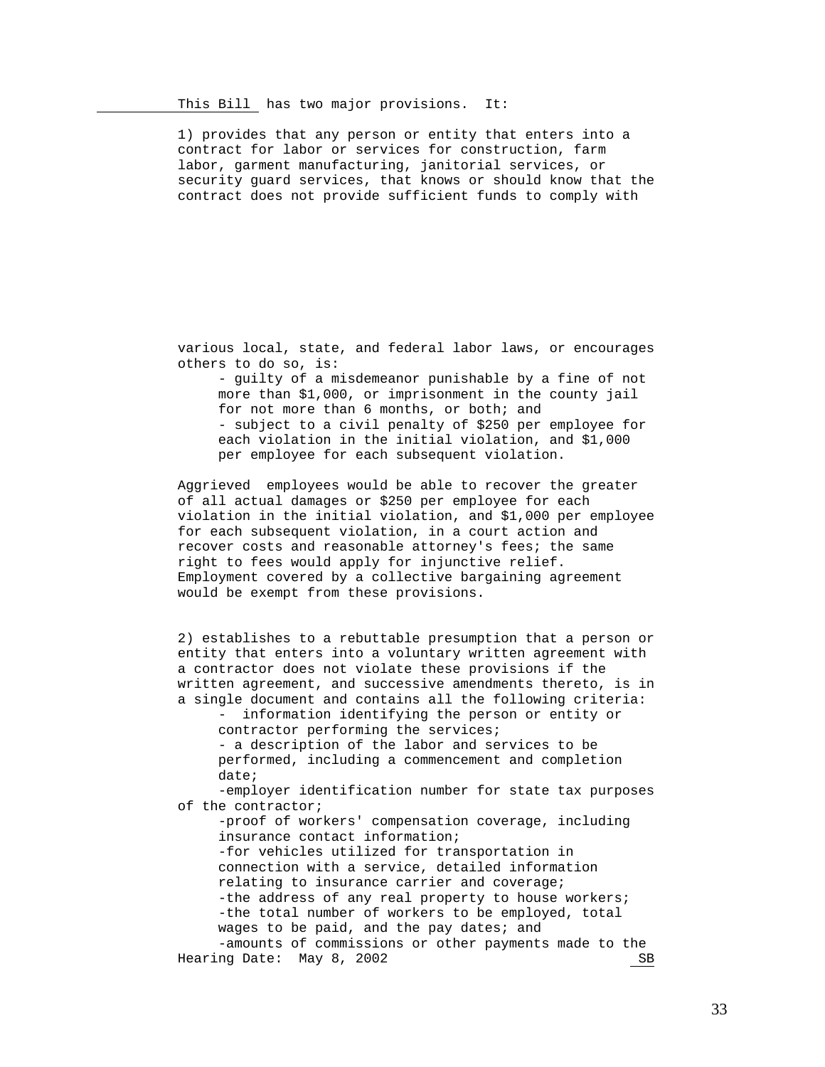This Bill has two major provisions. It:

1) provides that any person or entity that enters into a contract for labor or services for construction, farm labor, garment manufacturing, janitorial services, or security guard services, that knows or should know that the contract does not provide sufficient funds to comply with various local, state, and federal labor laws, or encourages others to do so, is:

- guilty of a misdemeanor punishable by a fine of not more than $1,000, or imprisonment in the county jail for not more than 6 months, or both; and
- subject to a civil penalty of $250 per employee for each violation in the initial violation, and $1,000 per employee for each subsequent violation.

Aggrieved employees would be able to recover the greater of all actual damages or $250 per employee for each violation in the initial violation, and $1,000 per employee for each subsequent violation, in a court action and recover costs and reasonable attorney's fees; the same right to fees would apply for injunctive relief. Employment covered by a collective bargaining agreement would be exempt from these provisions.

2) establishes to a rebuttable presumption that a person or entity that enters into a voluntary written agreement with a contractor does not violate these provisions if the written agreement, and successive amendments thereto, is in a single document and contains all the following criteria:

- information identifying the person or entity or contractor performing the services;
- a description of the labor and services to be performed, including a commencement and completion date;
- employer identification number for state tax purposes of the contractor;
- proof of workers' compensation coverage, including insurance contact information;
- for vehicles utilized for transportation in connection with a service, detailed information relating to insurance carrier and coverage;
- the address of any real property to house workers;
- the total number of workers to be employed, total wages to be paid, and the pay dates; and
- amounts of commissions or other payments made to the

Hearing Date: May 8, 2002 SB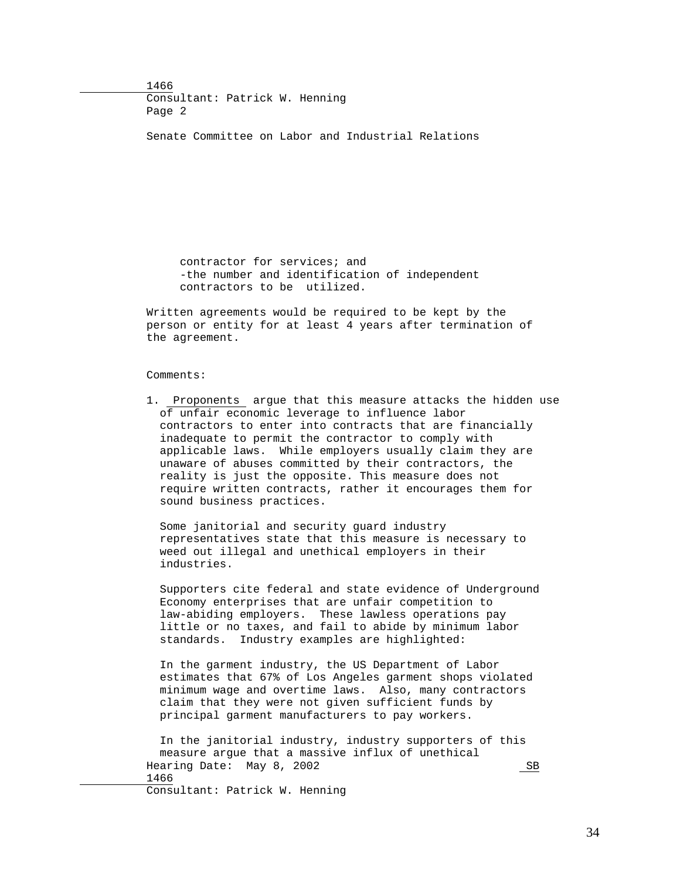contractor for services; and
-the number and identification of independent contractors to be utilized.

Written agreements would be required to be kept by the person or entity for at least 4 years after termination of the agreement.

Comments:

1. Proponents argue that this measure attacks the hidden use of unfair economic leverage to influence labor contractors to enter into contracts that are financially inadequate to permit the contractor to comply with applicable laws. While employers usually claim they are unaware of abuses committed by their contractors, the reality is just the opposite. This measure does not require written contracts, rather it encourages them for sound business practices.

   Some janitorial and security guard industry representatives state that this measure is necessary to weed out illegal and unethical employers in their industries.

   Supporters cite federal and state evidence of Underground Economy enterprises that are unfair competition to law-abiding employers. These lawless operations pay little or no taxes, and fail to abide by minimum labor standards. Industry examples are highlighted:

   In the garment industry, the US Department of Labor estimates that 67% of Los Angeles garment shops violated minimum wage and overtime laws. Also, many contractors claim that they were not given sufficient funds by principal garment manufacturers to pay workers.

   In the janitorial industry, industry supporters of this measure argue that a massive influx of unethical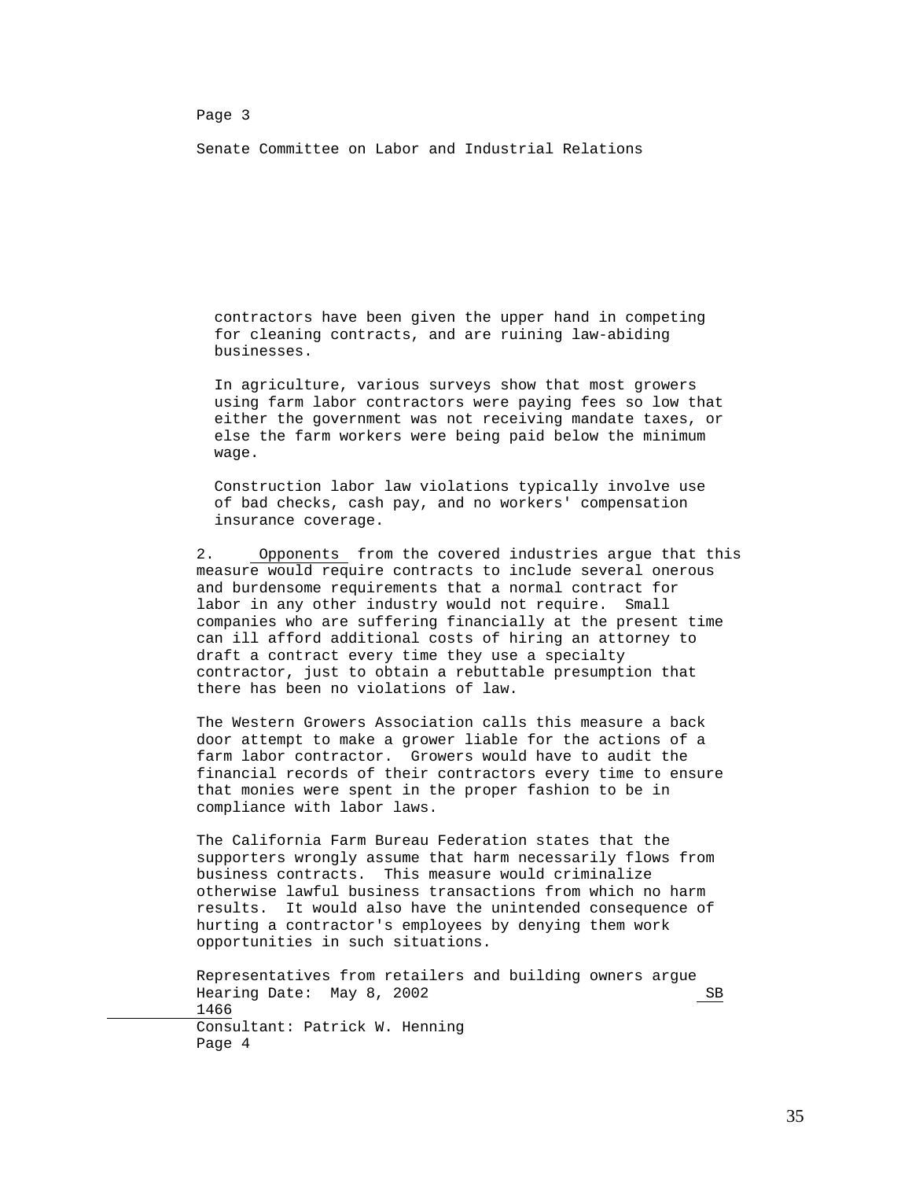contractors have been given the upper hand in competing for cleaning contracts, and are ruining law-abiding businesses.

In agriculture, various surveys show that most growers using farm labor contractors were paying fees so low that either the government was not receiving mandate taxes, or else the farm workers were being paid below the minimum wage.

Construction labor law violations typically involve use of bad checks, cash pay, and no workers' compensation insurance coverage.

2. Opponents from the covered industries argue that this measure would require contracts to include several onerous and burdensome requirements that a normal contract for labor in any other industry would not require. Small companies who are suffering financially at the present time can ill afford additional costs of hiring an attorney to draft a contract every time they use a specialty contractor, just to obtain a rebuttable presumption that there has been no violations of law.

The Western Growers Association calls this measure a back door attempt to make a grower liable for the actions of a farm labor contractor. Growers would have to audit the financial records of their contractors every time to ensure that monies were spent in the proper fashion to be in compliance with labor laws.

The California Farm Bureau Federation states that the supporters wrongly assume that harm necessarily flows from business contracts. This measure would criminalize otherwise lawful business transactions from which no harm results. It would also have the unintended consequence of hurting a contractor's employees by denying them work opportunities in such situations.

Representatives from retailers and building owners argue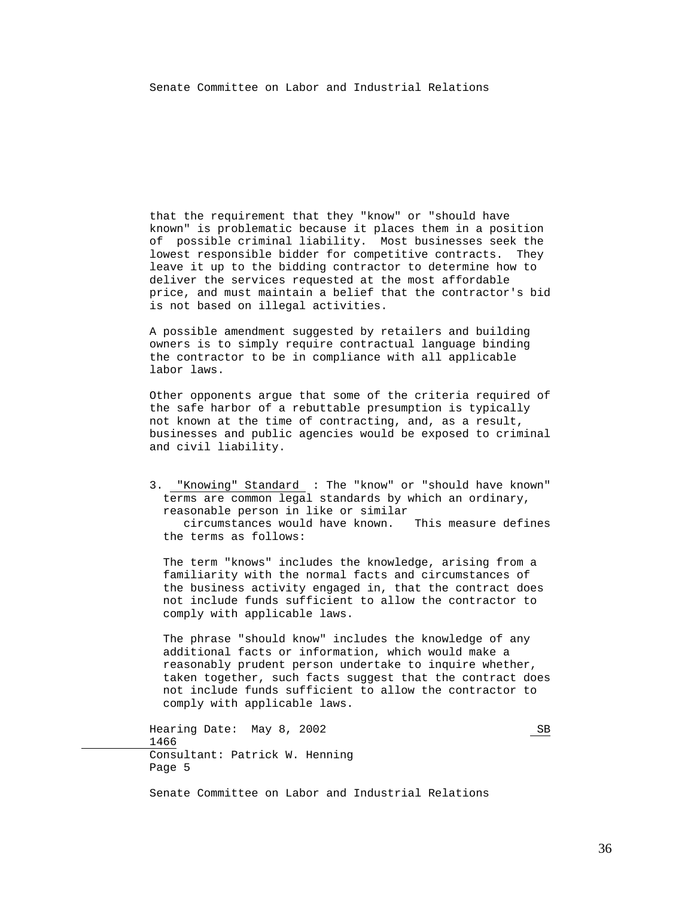that the requirement that they "know" or "should have known" is problematic because it places them in a position of possible criminal liability. Most businesses seek the lowest responsible bidder for competitive contracts. They leave it up to the bidding contractor to determine how to deliver the services requested at the most affordable price, and must maintain a belief that the contractor's bid is not based on illegal activities.

A possible amendment suggested by retailers and building owners is to simply require contractual language binding the contractor to be in compliance with all applicable labor laws.

Other opponents argue that some of the criteria required of the safe harbor of a rebuttable presumption is typically not known at the time of contracting, and, as a result, businesses and public agencies would be exposed to criminal and civil liability.

3. "Knowing" Standard : The "know" or "should have known" terms are common legal standards by which an ordinary, reasonable person in like or similar circumstances would have known. This measure defines the terms as follows:

The term "knows" includes the knowledge, arising from a familiarity with the normal facts and circumstances of the business activity engaged in, that the contract does not include funds sufficient to allow the contractor to comply with applicable laws.

The phrase "should know" includes the knowledge of any additional facts or information, which would make a reasonably prudent person undertake to inquire whether, taken together, such facts suggest that the contract does not include funds sufficient to allow the contractor to comply with applicable laws.

Hearing Date: May 8, 2002 SB 1466
Consultant: Patrick W. Henning
Page 5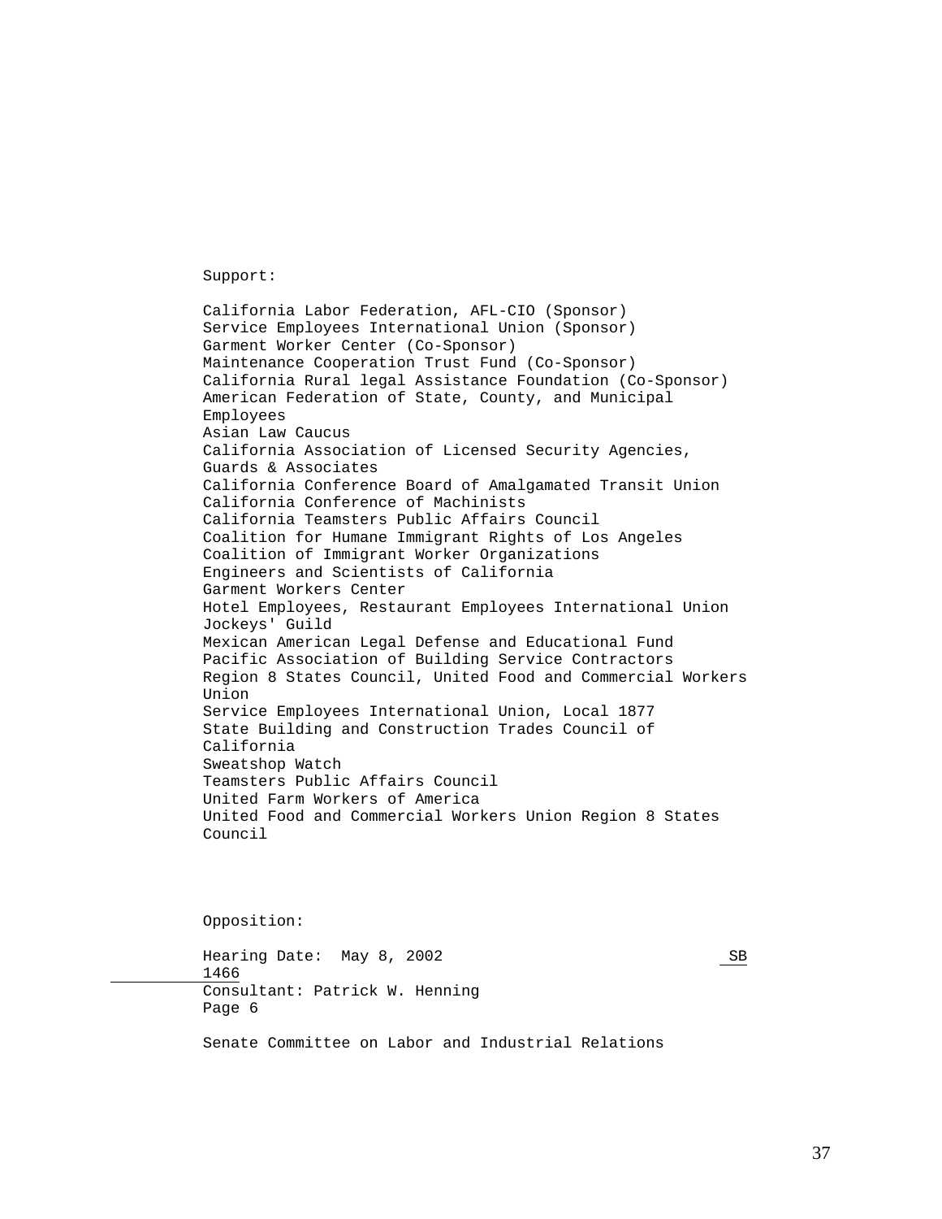Support:

California Labor Federation, AFL-CIO (Sponsor)
Service Employees International Union (Sponsor)
Garment Worker Center (Co-Sponsor)
Maintenance Cooperation Trust Fund (Co-Sponsor)
California Rural legal Assistance Foundation (Co-Sponsor)
American Federation of State, County, and Municipal Employees
Asian Law Caucus
California Association of Licensed Security Agencies, Guards & Associates
California Conference Board of Amalgamated Transit Union
California Conference of Machinists
California Teamsters Public Affairs Council
Coalition for Humane Immigrant Rights of Los Angeles
Coalition of Immigrant Worker Organizations
Engineers and Scientists of California
Garment Workers Center
Hotel Employees, Restaurant Employees International Union
Jockeys' Guild
Mexican American Legal Defense and Educational Fund
Pacific Association of Building Service Contractors
Region 8 States Council, United Food and Commercial Workers Union
Service Employees International Union, Local 1877
State Building and Construction Trades Council of California
Sweatshop Watch
Teamsters Public Affairs Council
United Farm Workers of America
United Food and Commercial Workers Union Region 8 States Council

Opposition:

Hearing Date: May 8, 2002 SB 1466
Consultant: Patrick W. Henning
Page 6

Senate Committee on Labor and Industrial Relations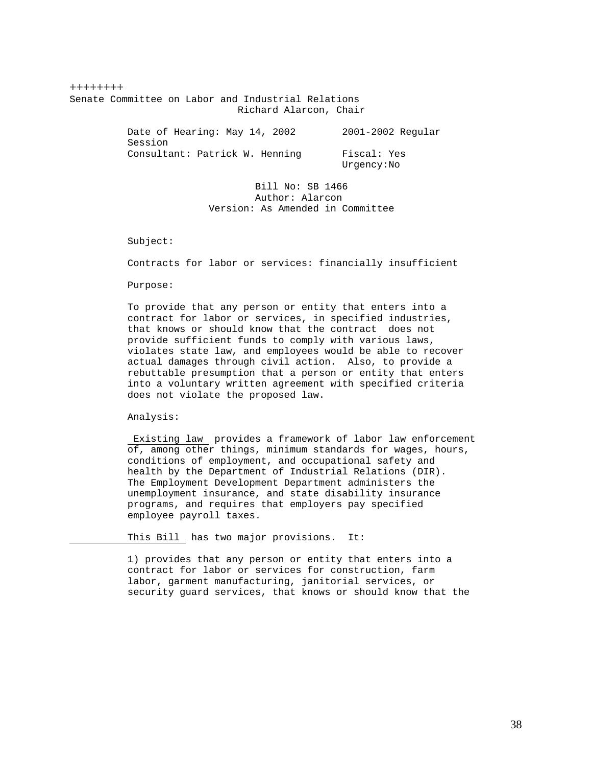++++++++

Senate Committee on Labor and Industrial Relations
Richard Alarcon, Chair

Date of Hearing: May 14, 2002 2001-2002 Regular Session
Consultant: Patrick W. Henning Fiscal: Yes
Urgency:No

Bill No: SB 1466
Author: Alarcon
Version: As Amended in Committee

Subject:

Contracts for labor or services: financially insufficient

Purpose:

To provide that any person or entity that enters into a contract for labor or services, in specified industries, that knows or should know that the contract does not provide sufficient funds to comply with various laws, violates state law, and employees would be able to recover actual damages through civil action. Also, to provide a rebuttable presumption that a person or entity that enters into a voluntary written agreement with specified criteria does not violate the proposed law.

Analysis:

Existing law provides a framework of labor law enforcement of, among other things, minimum standards for wages, hours, conditions of employment, and occupational safety and health by the Department of Industrial Relations (DIR). The Employment Development Department administers the unemployment insurance, and state disability insurance programs, and requires that employers pay specified employee payroll taxes.

This Bill has two major provisions. It:

1) provides that any person or entity that enters into a contract for labor or services for construction, farm labor, garment manufacturing, janitorial services, or security guard services, that knows or should know that the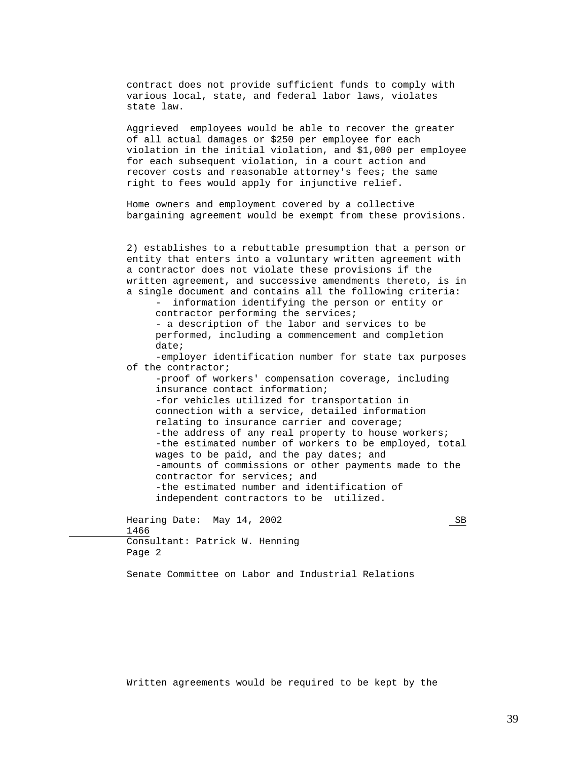contract does not provide sufficient funds to comply with various local, state, and federal labor laws, violates state law.

Aggrieved employees would be able to recover the greater of all actual damages or $250 per employee for each violation in the initial violation, and $1,000 per employee for each subsequent violation, in a court action and recover costs and reasonable attorney's fees; the same right to fees would apply for injunctive relief.

Home owners and employment covered by a collective bargaining agreement would be exempt from these provisions.

2) establishes to a rebuttable presumption that a person or entity that enters into a voluntary written agreement with a contractor does not violate these provisions if the written agreement, and successive amendments thereto, is in a single document and contains all the following criteria:

- information identifying the person or entity or contractor performing the services;
- a description of the labor and services to be performed, including a commencement and completion date;
- employer identification number for state tax purposes of the contractor;
- proof of workers' compensation coverage, including insurance contact information;
- for vehicles utilized for transportation in connection with a service, detailed information relating to insurance carrier and coverage;
- the address of any real property to house workers;
- the estimated number of workers to be employed, total wages to be paid, and the pay dates; and
- amounts of commissions or other payments made to the contractor for services; and
- the estimated number and identification of independent contractors to be utilized.

Hearing Date: May 14, 2002 SB 1466
Consultant: Patrick W. Henning
Page 2

Senate Committee on Labor and Industrial Relations

Written agreements would be required to be kept by the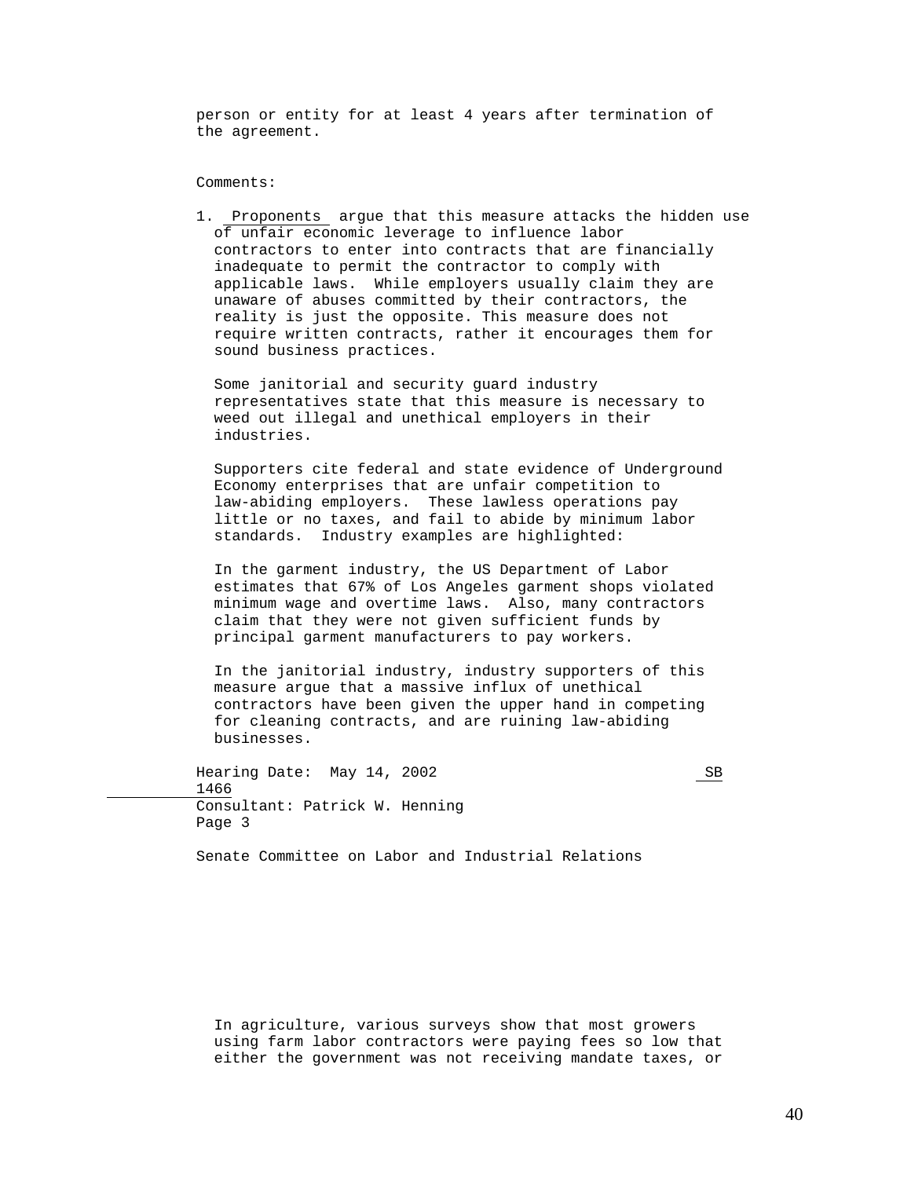person or entity for at least 4 years after termination of the agreement.

Comments:

1. Proponents argue that this measure attacks the hidden use of unfair economic leverage to influence labor contractors to enter into contracts that are financially inadequate to permit the contractor to comply with applicable laws. While employers usually claim they are unaware of abuses committed by their contractors, the reality is just the opposite. This measure does not require written contracts, rather it encourages them for sound business practices.

   Some janitorial and security guard industry representatives state that this measure is necessary to weed out illegal and unethical employers in their industries.

   Supporters cite federal and state evidence of Underground Economy enterprises that are unfair competition to law-abiding employers. These lawless operations pay little or no taxes, and fail to abide by minimum labor standards. Industry examples are highlighted:

   In the garment industry, the US Department of Labor estimates that 67% of Los Angeles garment shops violated minimum wage and overtime laws. Also, many contractors claim that they were not given sufficient funds by principal garment manufacturers to pay workers.

   In the janitorial industry, industry supporters of this measure argue that a massive influx of unethical contractors have been given the upper hand in competing for cleaning contracts, and are ruining law-abiding businesses.

   In agriculture, various surveys show that most growers using farm labor contractors were paying fees so low that either the government was not receiving mandate taxes, or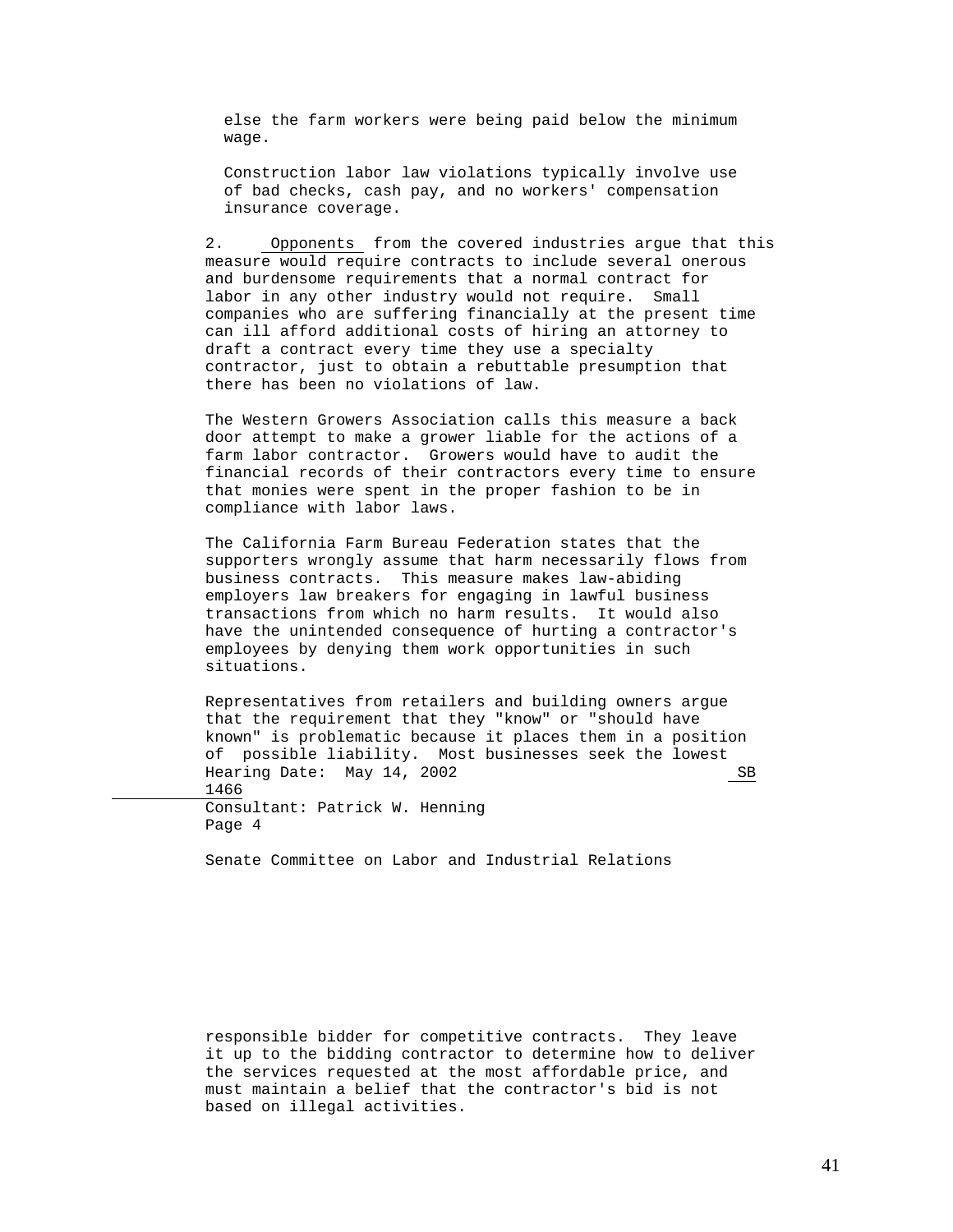else the farm workers were being paid below the minimum wage.

Construction labor law violations typically involve use of bad checks, cash pay, and no workers' compensation insurance coverage.

2. Opponents from the covered industries argue that this measure would require contracts to include several onerous and burdensome requirements that a normal contract for labor in any other industry would not require. Small companies who are suffering financially at the present time can ill afford additional costs of hiring an attorney to draft a contract every time they use a specialty contractor, just to obtain a rebuttable presumption that there has been no violations of law.

The Western Growers Association calls this measure a back door attempt to make a grower liable for the actions of a farm labor contractor. Growers would have to audit the financial records of their contractors every time to ensure that monies were spent in the proper fashion to be in compliance with labor laws.

The California Farm Bureau Federation states that the supporters wrongly assume that harm necessarily flows from business contracts. This measure makes law-abiding employers law breakers for engaging in lawful business transactions from which no harm results. It would also have the unintended consequence of hurting a contractor's employees by denying them work opportunities in such situations.

Representatives from retailers and building owners argue that the requirement that they "know" or "should have known" is problematic because it places them in a position of possible liability. Most businesses seek the lowest responsible bidder for competitive contracts. They leave it up to the bidding contractor to determine how to deliver the services requested at the most affordable price, and must maintain a belief that the contractor's bid is not based on illegal activities.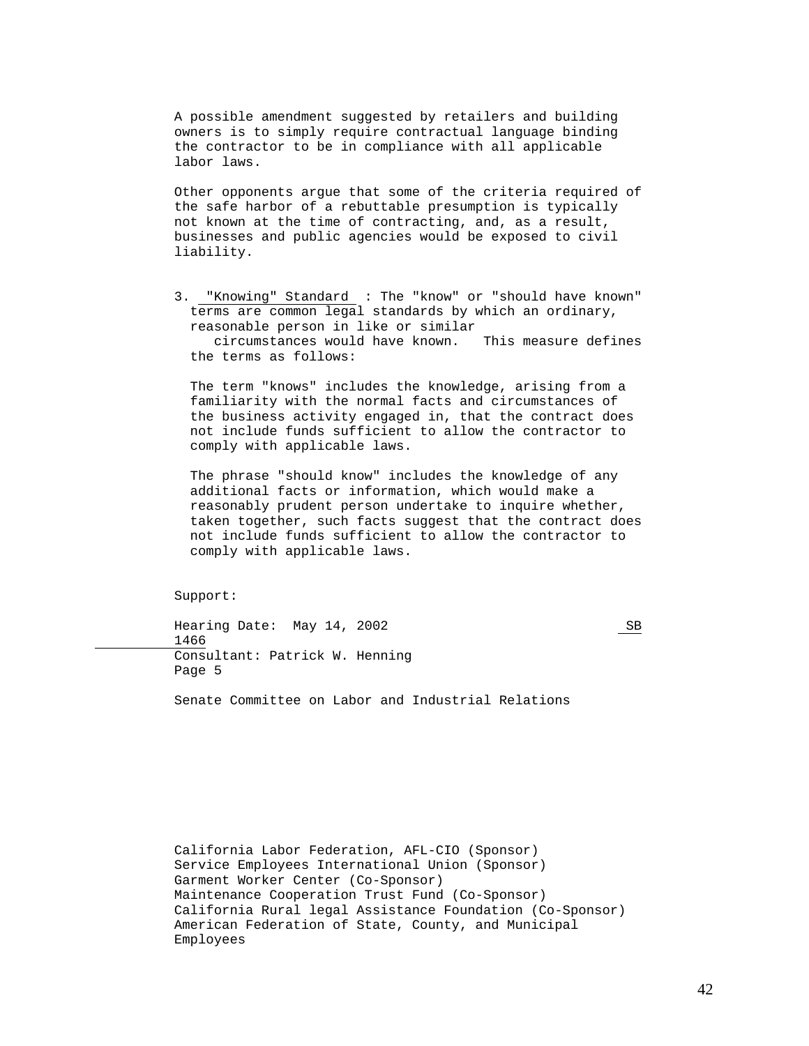A possible amendment suggested by retailers and building owners is to simply require contractual language binding the contractor to be in compliance with all applicable labor laws.

Other opponents argue that some of the criteria required of the safe harbor of a rebuttable presumption is typically not known at the time of contracting, and, as a result, businesses and public agencies would be exposed to civil liability.

3. "Knowing" Standard : The "know" or "should have known" terms are common legal standards by which an ordinary, reasonable person in like or similar circumstances would have known. This measure defines the terms as follows:

   The term "knows" includes the knowledge, arising from a familiarity with the normal facts and circumstances of the business activity engaged in, that the contract does not include funds sufficient to allow the contractor to comply with applicable laws.

   The phrase "should know" includes the knowledge of any additional facts or information, which would make a reasonably prudent person undertake to inquire whether, taken together, such facts suggest that the contract does not include funds sufficient to allow the contractor to comply with applicable laws.

Support:

Hearing Date: May 14, 2002 SB 1466
Consultant: Patrick W. Henning
Page 5

Senate Committee on Labor and Industrial Relations

California Labor Federation, AFL-CIO (Sponsor)
Service Employees International Union (Sponsor)
Garment Worker Center (Co-Sponsor)
Maintenance Cooperation Trust Fund (Co-Sponsor)
California Rural legal Assistance Foundation (Co-Sponsor)
American Federation of State, County, and Municipal Employees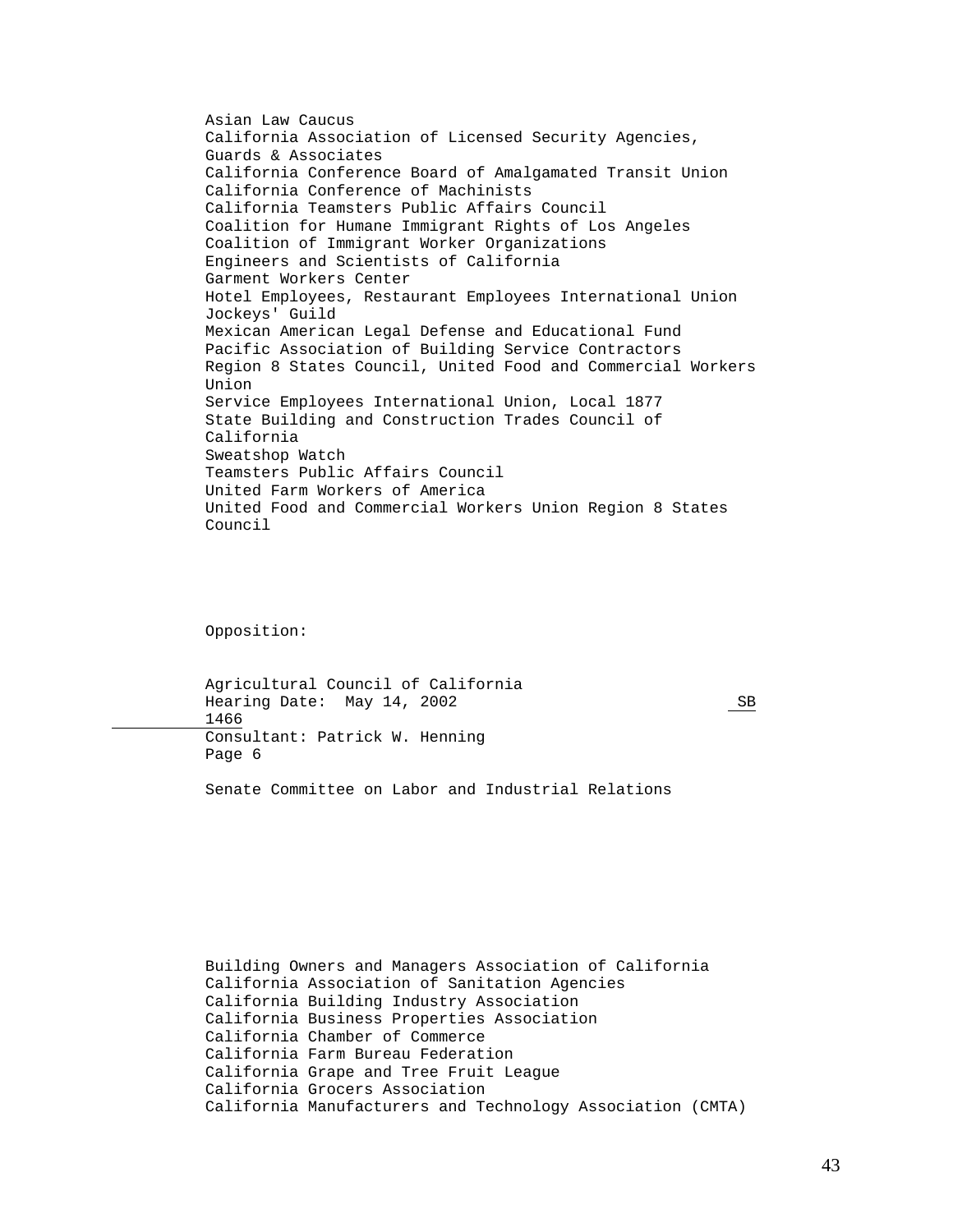Asian Law Caucus
California Association of Licensed Security Agencies, Guards & Associates
California Conference Board of Amalgamated Transit Union
California Conference of Machinists
California Teamsters Public Affairs Council
Coalition for Humane Immigrant Rights of Los Angeles
Coalition of Immigrant Worker Organizations
Engineers and Scientists of California
Garment Workers Center
Hotel Employees, Restaurant Employees International Union
Jockeys' Guild
Mexican American Legal Defense and Educational Fund
Pacific Association of Building Service Contractors
Region 8 States Council, United Food and Commercial Workers Union
Service Employees International Union, Local 1877
State Building and Construction Trades Council of California
Sweatshop Watch
Teamsters Public Affairs Council
United Farm Workers of America
United Food and Commercial Workers Union Region 8 States Council

Opposition:

Agricultural Council of California

Hearing Date: May 14, 2002 SB 1466
Consultant: Patrick W. Henning
Page 6

Senate Committee on Labor and Industrial Relations

Building Owners and Managers Association of California
California Association of Sanitation Agencies
California Building Industry Association
California Business Properties Association
California Chamber of Commerce
California Farm Bureau Federation
California Grape and Tree Fruit League
California Grocers Association
California Manufacturers and Technology Association (CMTA)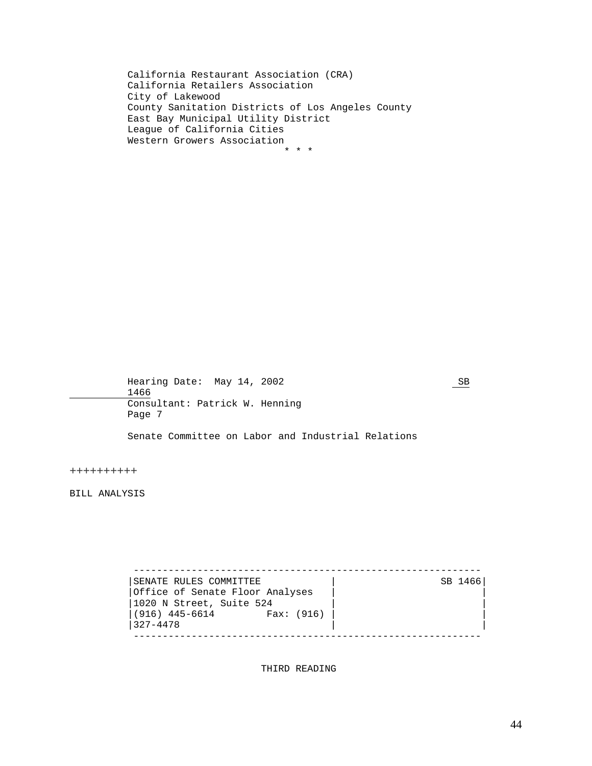California Restaurant Association (CRA)
California Retailers Association
City of Lakewood
County Sanitation Districts of Los Angeles County
East Bay Municipal Utility District
League of California Cities
Western Growers Association

\* \* \*

Hearing Date: May 14, 2002 SB 1466
Consultant: Patrick W. Henning
Page 7

Senate Committee on Labor and Industrial Relations

++++++++++

BILL ANALYSIS

| SENATE RULES COMMITTEE | SB 1466 |
|---|---|
| Office of Senate Floor Analyses | |
| 1020 N Street, Suite 524 | |
| (916) 445-6614 Fax: (916) 327-4478 | |

THIRD READING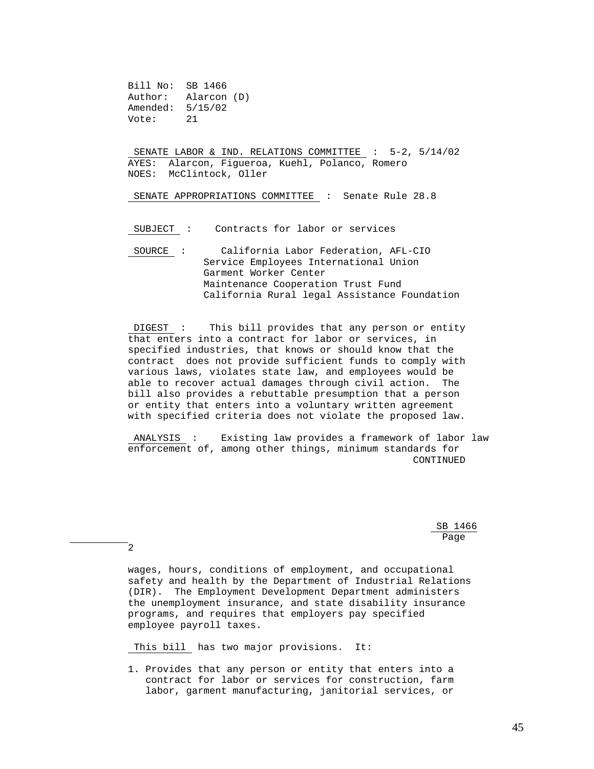Bill No: SB 1466
Author: Alarcon (D)
Amended: 5/15/02
Vote: 21

**SENATE LABOR & IND. RELATIONS COMMITTEE** : 5-2, 5/14/02
AYES: Alarcon, Figueroa, Kuehl, Polanco, Romero
NOES: McClintock, Oller

**SENATE APPROPRIATIONS COMMITTEE** : Senate Rule 28.8

**SUBJECT** : Contracts for labor or services

**SOURCE** : California Labor Federation, AFL-CIO
Service Employees International Union
Garment Worker Center
Maintenance Cooperation Trust Fund
California Rural legal Assistance Foundation

**DIGEST** : This bill provides that any person or entity that enters into a contract for labor or services, in specified industries, that knows or should know that the contract does not provide sufficient funds to comply with various laws, violates state law, and employees would be able to recover actual damages through civil action. The bill also provides a rebuttable presumption that a person or entity that enters into a voluntary written agreement with specified criteria does not violate the proposed law.

**ANALYSIS** : Existing law provides a framework of labor law enforcement of, among other things, minimum standards for wages, hours, conditions of employment, and occupational safety and health by the Department of Industrial Relations (DIR). The Employment Development Department administers the unemployment insurance, and state disability insurance programs, and requires that employers pay specified employee payroll taxes.

**This bill** has two major provisions. It:

1. Provides that any person or entity that enters into a contract for labor or services for construction, farm labor, garment manufacturing, janitorial services, or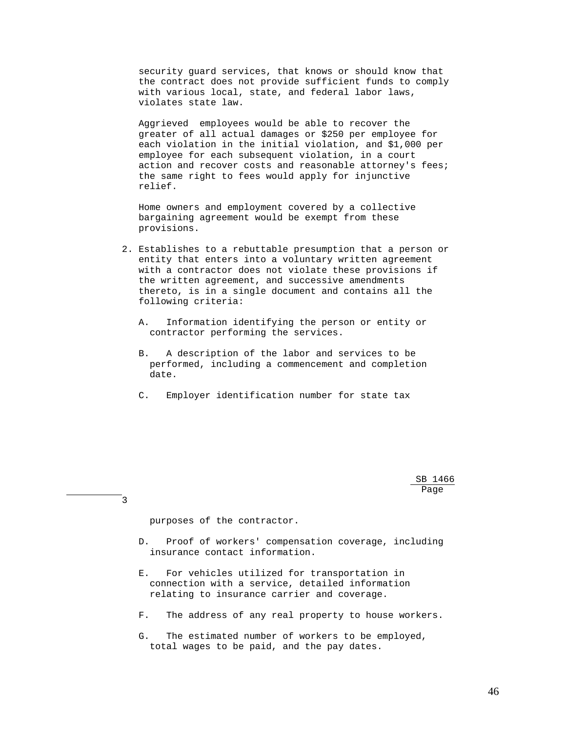security guard services, that knows or should know that the contract does not provide sufficient funds to comply with various local, state, and federal labor laws, violates state law.

Aggrieved employees would be able to recover the greater of all actual damages or $250 per employee for each violation in the initial violation, and $1,000 per employee for each subsequent violation, in a court action and recover costs and reasonable attorney's fees; the same right to fees would apply for injunctive relief.

Home owners and employment covered by a collective bargaining agreement would be exempt from these provisions.

2. Establishes to a rebuttable presumption that a person or entity that enters into a voluntary written agreement with a contractor does not violate these provisions if the written agreement, and successive amendments thereto, is in a single document and contains all the following criteria:

   A. Information identifying the person or entity or contractor performing the services.

   B. A description of the labor and services to be performed, including a commencement and completion date.

   C. Employer identification number for state tax purposes of the contractor.

   D. Proof of workers' compensation coverage, including insurance contact information.

   E. For vehicles utilized for transportation in connection with a service, detailed information relating to insurance carrier and coverage.

   F. The address of any real property to house workers.

   G. The estimated number of workers to be employed, total wages to be paid, and the pay dates.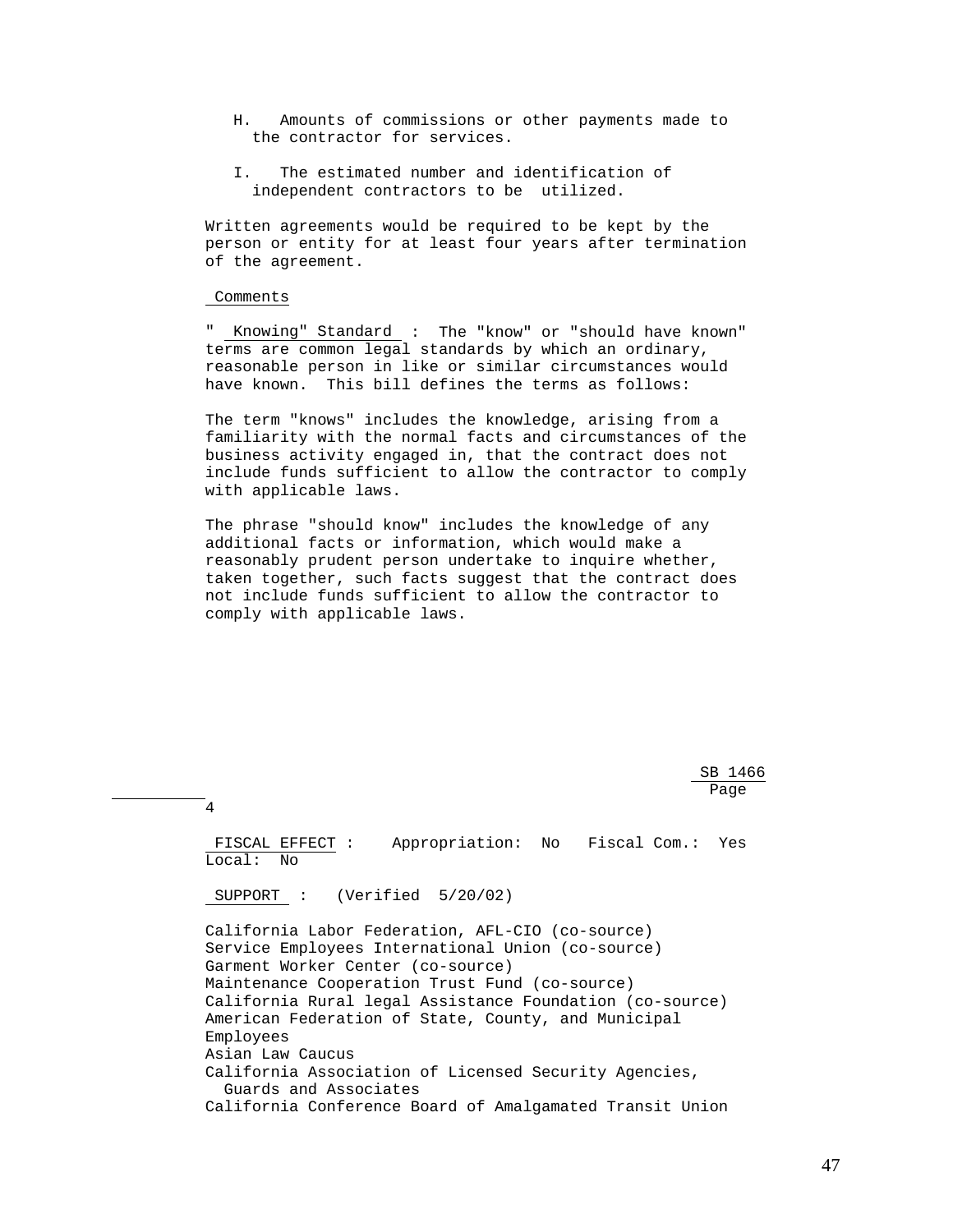H. Amounts of commissions or other payments made to the contractor for services.

I. The estimated number and identification of independent contractors to be utilized.

Written agreements would be required to be kept by the person or entity for at least four years after termination of the agreement.

Comments

"Knowing" Standard : The "know" or "should have known" terms are common legal standards by which an ordinary, reasonable person in like or similar circumstances would have known. This bill defines the terms as follows:

The term "knows" includes the knowledge, arising from a familiarity with the normal facts and circumstances of the business activity engaged in, that the contract does not include funds sufficient to allow the contractor to comply with applicable laws.

The phrase "should know" includes the knowledge of any additional facts or information, which would make a reasonably prudent person undertake to inquire whether, taken together, such facts suggest that the contract does not include funds sufficient to allow the contractor to comply with applicable laws.

SB 1466
Page 4

FISCAL EFFECT : Appropriation: No Fiscal Com.: Yes Local: No

SUPPORT : (Verified 5/20/02)

California Labor Federation, AFL-CIO (co-source)
Service Employees International Union (co-source)
Garment Worker Center (co-source)
Maintenance Cooperation Trust Fund (co-source)
California Rural legal Assistance Foundation (co-source)
American Federation of State, County, and Municipal Employees
Asian Law Caucus
California Association of Licensed Security Agencies, Guards and Associates
California Conference Board of Amalgamated Transit Union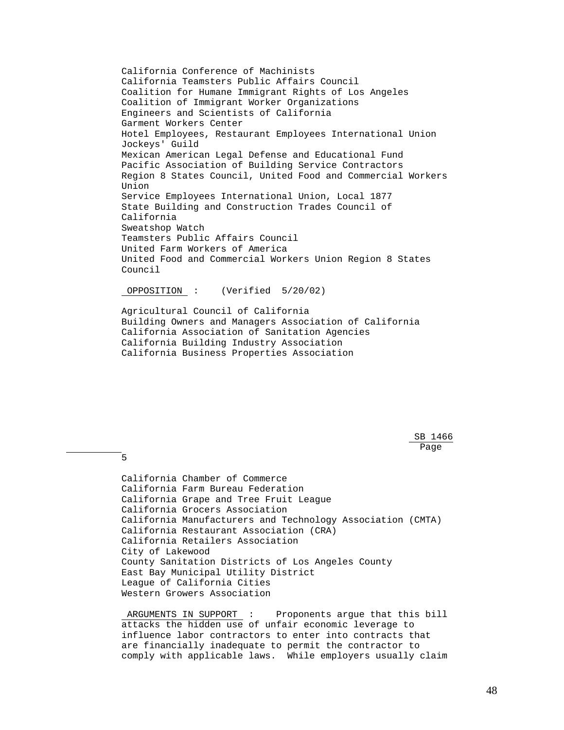California Conference of Machinists
California Teamsters Public Affairs Council
Coalition for Humane Immigrant Rights of Los Angeles
Coalition of Immigrant Worker Organizations
Engineers and Scientists of California
Garment Workers Center
Hotel Employees, Restaurant Employees International Union
Jockeys' Guild
Mexican American Legal Defense and Educational Fund
Pacific Association of Building Service Contractors
Region 8 States Council, United Food and Commercial Workers Union
Service Employees International Union, Local 1877
State Building and Construction Trades Council of California
Sweatshop Watch
Teamsters Public Affairs Council
United Farm Workers of America
United Food and Commercial Workers Union Region 8 States Council

**OPPOSITION** : (Verified 5/20/02)

Agricultural Council of California
Building Owners and Managers Association of California
California Association of Sanitation Agencies
California Building Industry Association
California Business Properties Association
California Chamber of Commerce
California Farm Bureau Federation
California Grape and Tree Fruit League
California Grocers Association
California Manufacturers and Technology Association (CMTA)
California Restaurant Association (CRA)
California Retailers Association
City of Lakewood
County Sanitation Districts of Los Angeles County
East Bay Municipal Utility District
League of California Cities
Western Growers Association

**ARGUMENTS IN SUPPORT** : Proponents argue that this bill attacks the hidden use of unfair economic leverage to influence labor contractors to enter into contracts that are financially inadequate to permit the contractor to comply with applicable laws. While employers usually claim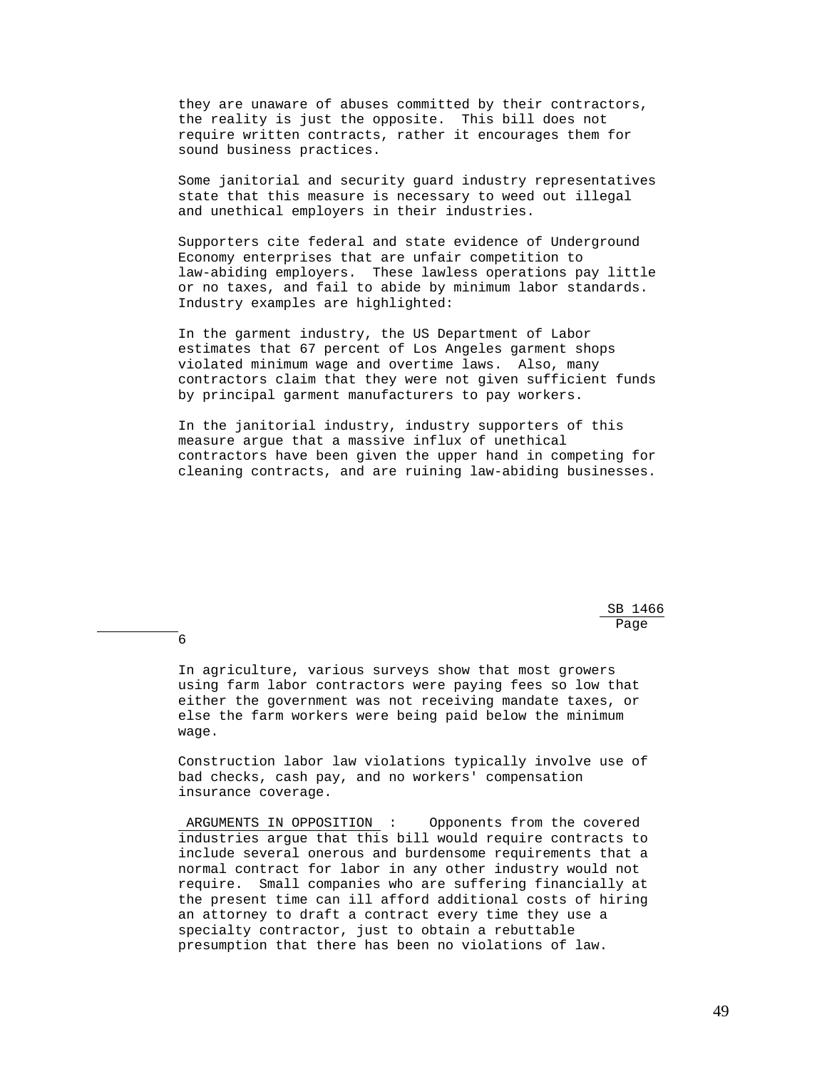they are unaware of abuses committed by their contractors, the reality is just the opposite. This bill does not require written contracts, rather it encourages them for sound business practices.

Some janitorial and security guard industry representatives state that this measure is necessary to weed out illegal and unethical employers in their industries.

Supporters cite federal and state evidence of Underground Economy enterprises that are unfair competition to law-abiding employers. These lawless operations pay little or no taxes, and fail to abide by minimum labor standards. Industry examples are highlighted:

In the garment industry, the US Department of Labor estimates that 67 percent of Los Angeles garment shops violated minimum wage and overtime laws. Also, many contractors claim that they were not given sufficient funds by principal garment manufacturers to pay workers.

In the janitorial industry, industry supporters of this measure argue that a massive influx of unethical contractors have been given the upper hand in competing for cleaning contracts, and are ruining law-abiding businesses.

In agriculture, various surveys show that most growers using farm labor contractors were paying fees so low that either the government was not receiving mandate taxes, or else the farm workers were being paid below the minimum wage.

Construction labor law violations typically involve use of bad checks, cash pay, and no workers' compensation insurance coverage.

ARGUMENTS IN OPPOSITION : Opponents from the covered industries argue that this bill would require contracts to include several onerous and burdensome requirements that a normal contract for labor in any other industry would not require. Small companies who are suffering financially at the present time can ill afford additional costs of hiring an attorney to draft a contract every time they use a specialty contractor, just to obtain a rebuttable presumption that there has been no violations of law.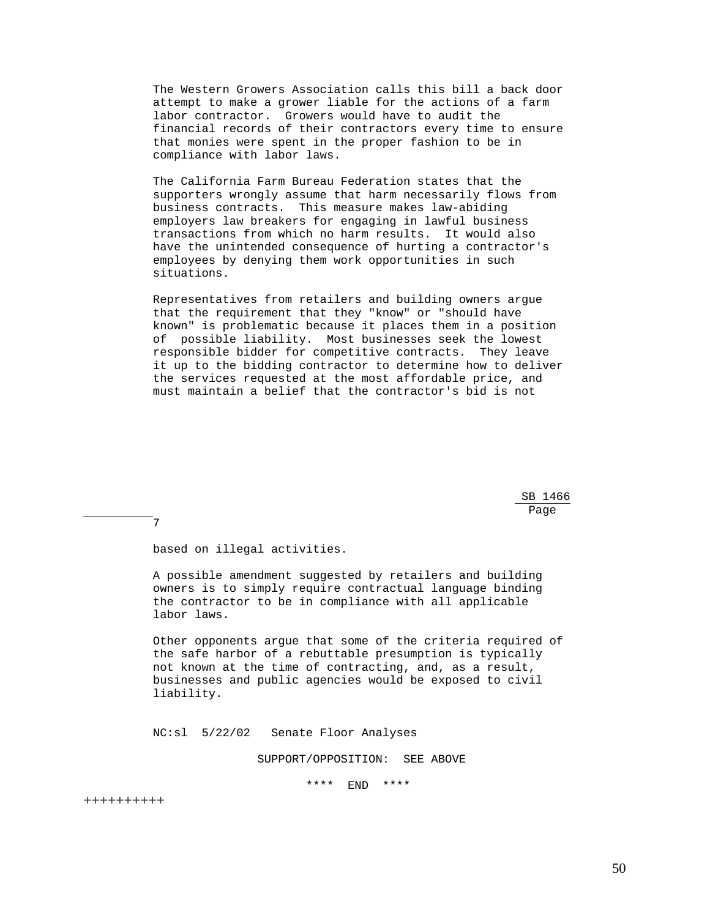The Western Growers Association calls this bill a back door attempt to make a grower liable for the actions of a farm labor contractor. Growers would have to audit the financial records of their contractors every time to ensure that monies were spent in the proper fashion to be in compliance with labor laws.

The California Farm Bureau Federation states that the supporters wrongly assume that harm necessarily flows from business contracts. This measure makes law-abiding employers law breakers for engaging in lawful business transactions from which no harm results. It would also have the unintended consequence of hurting a contractor's employees by denying them work opportunities in such situations.

Representatives from retailers and building owners argue that the requirement that they "know" or "should have known" is problematic because it places them in a position of possible liability. Most businesses seek the lowest responsible bidder for competitive contracts. They leave it up to the bidding contractor to determine how to deliver the services requested at the most affordable price, and must maintain a belief that the contractor's bid is not based on illegal activities.

A possible amendment suggested by retailers and building owners is to simply require contractual language binding the contractor to be in compliance with all applicable labor laws.

Other opponents argue that some of the criteria required of the safe harbor of a rebuttable presumption is typically not known at the time of contracting, and, as a result, businesses and public agencies would be exposed to civil liability.

NC:sl 5/22/02 Senate Floor Analyses

SUPPORT/OPPOSITION: SEE ABOVE

**** END ****

++++++++++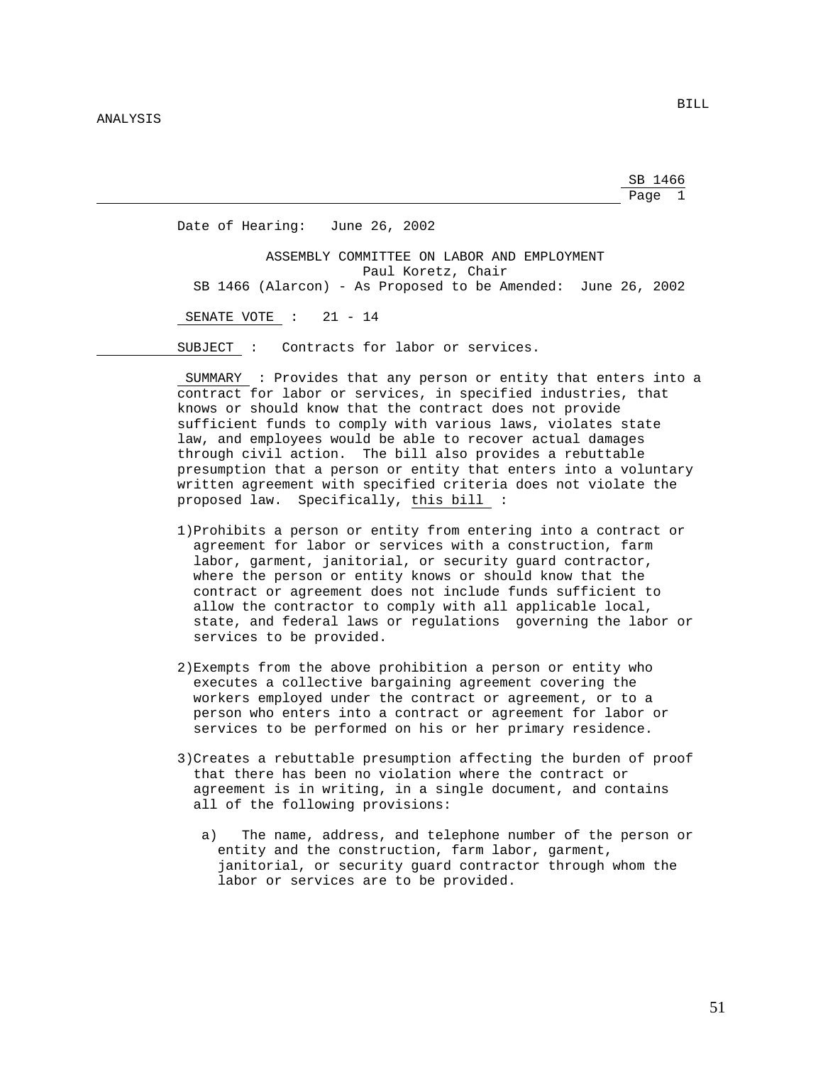BILL ANALYSIS

SB 1466

Date of Hearing: June 26, 2002

ASSEMBLY COMMITTEE ON LABOR AND EMPLOYMENT
Paul Koretz, Chair
SB 1466 (Alarcon) - As Proposed to be Amended: June 26, 2002

SENATE VOTE : 21 - 14

SUBJECT : Contracts for labor or services.

SUMMARY : Provides that any person or entity that enters into a contract for labor or services, in specified industries, that knows or should know that the contract does not provide sufficient funds to comply with various laws, violates state law, and employees would be able to recover actual damages through civil action. The bill also provides a rebuttable presumption that a person or entity that enters into a voluntary written agreement with specified criteria does not violate the proposed law. Specifically, this bill :

1)Prohibits a person or entity from entering into a contract or agreement for labor or services with a construction, farm labor, garment, janitorial, or security guard contractor, where the person or entity knows or should know that the contract or agreement does not include funds sufficient to allow the contractor to comply with all applicable local, state, and federal laws or regulations governing the labor or services to be provided.

2)Exempts from the above prohibition a person or entity who executes a collective bargaining agreement covering the workers employed under the contract or agreement, or to a person who enters into a contract or agreement for labor or services to be performed on his or her primary residence.

3)Creates a rebuttable presumption affecting the burden of proof that there has been no violation where the contract or agreement is in writing, in a single document, and contains all of the following provisions:

   a) The name, address, and telephone number of the person or entity and the construction, farm labor, garment, janitorial, or security guard contractor through whom the labor or services are to be provided.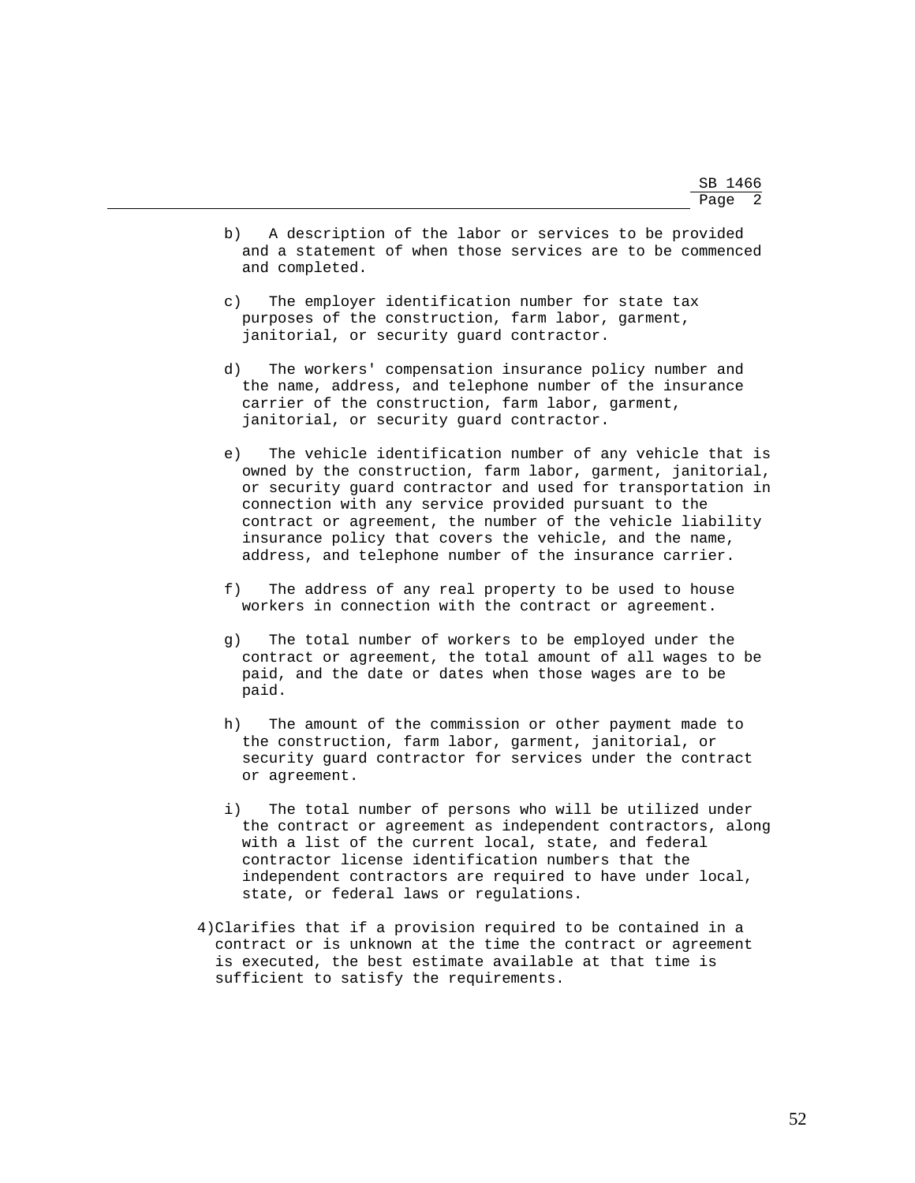b) A description of the labor or services to be provided and a statement of when those services are to be commenced and completed.

c) The employer identification number for state tax purposes of the construction, farm labor, garment, janitorial, or security guard contractor.

d) The workers' compensation insurance policy number and the name, address, and telephone number of the insurance carrier of the construction, farm labor, garment, janitorial, or security guard contractor.

e) The vehicle identification number of any vehicle that is owned by the construction, farm labor, garment, janitorial, or security guard contractor and used for transportation in connection with any service provided pursuant to the contract or agreement, the number of the vehicle liability insurance policy that covers the vehicle, and the name, address, and telephone number of the insurance carrier.

f) The address of any real property to be used to house workers in connection with the contract or agreement.

g) The total number of workers to be employed under the contract or agreement, the total amount of all wages to be paid, and the date or dates when those wages are to be paid.

h) The amount of the commission or other payment made to the construction, farm labor, garment, janitorial, or security guard contractor for services under the contract or agreement.

i) The total number of persons who will be utilized under the contract or agreement as independent contractors, along with a list of the current local, state, and federal contractor license identification numbers that the independent contractors are required to have under local, state, or federal laws or regulations.

4) Clarifies that if a provision required to be contained in a contract or is unknown at the time the contract or agreement is executed, the best estimate available at that time is sufficient to satisfy the requirements.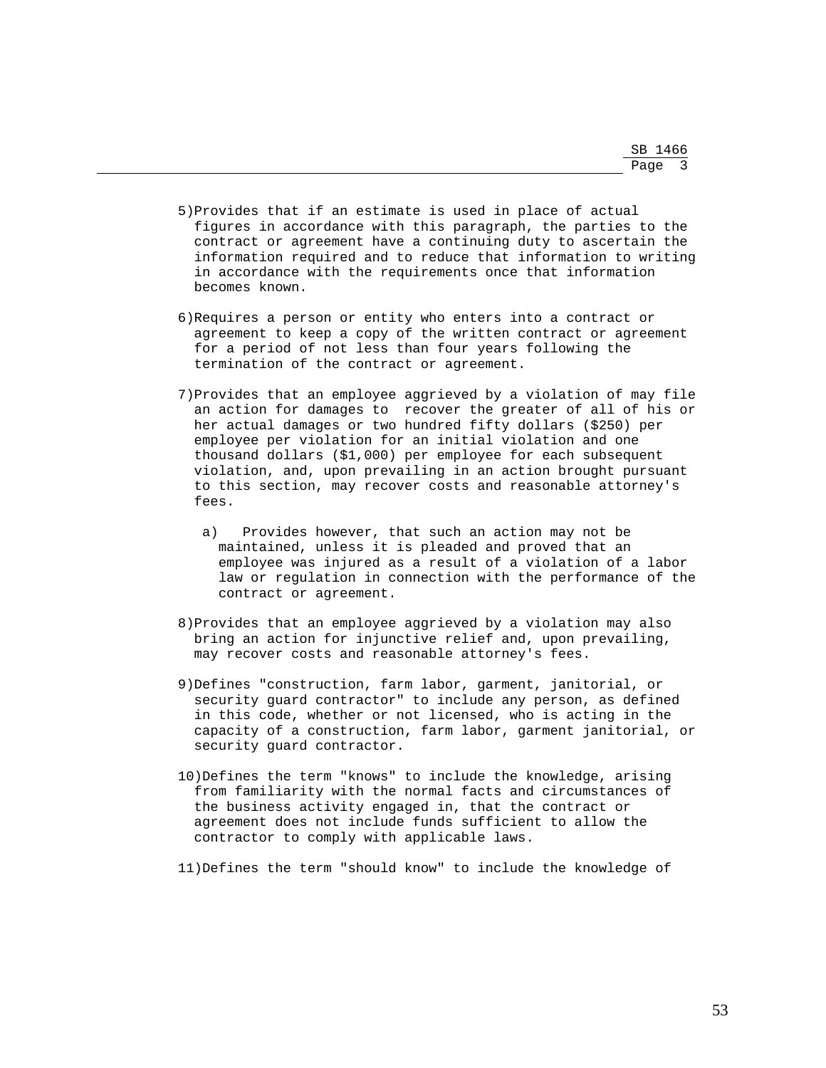5)Provides that if an estimate is used in place of actual figures in accordance with this paragraph, the parties to the contract or agreement have a continuing duty to ascertain the information required and to reduce that information to writing in accordance with the requirements once that information becomes known.

6)Requires a person or entity who enters into a contract or agreement to keep a copy of the written contract or agreement for a period of not less than four years following the termination of the contract or agreement.

7)Provides that an employee aggrieved by a violation of may file an action for damages to recover the greater of all of his or her actual damages or two hundred fifty dollars ($250) per employee per violation for an initial violation and one thousand dollars ($1,000) per employee for each subsequent violation, and, upon prevailing in an action brought pursuant to this section, may recover costs and reasonable attorney's fees.

   a) Provides however, that such an action may not be maintained, unless it is pleaded and proved that an employee was injured as a result of a violation of a labor law or regulation in connection with the performance of the contract or agreement.

8)Provides that an employee aggrieved by a violation may also bring an action for injunctive relief and, upon prevailing, may recover costs and reasonable attorney's fees.

9)Defines "construction, farm labor, garment, janitorial, or security guard contractor" to include any person, as defined in this code, whether or not licensed, who is acting in the capacity of a construction, farm labor, garment janitorial, or security guard contractor.

10)Defines the term "knows" to include the knowledge, arising from familiarity with the normal facts and circumstances of the business activity engaged in, that the contract or agreement does not include funds sufficient to allow the contractor to comply with applicable laws.

11)Defines the term "should know" to include the knowledge of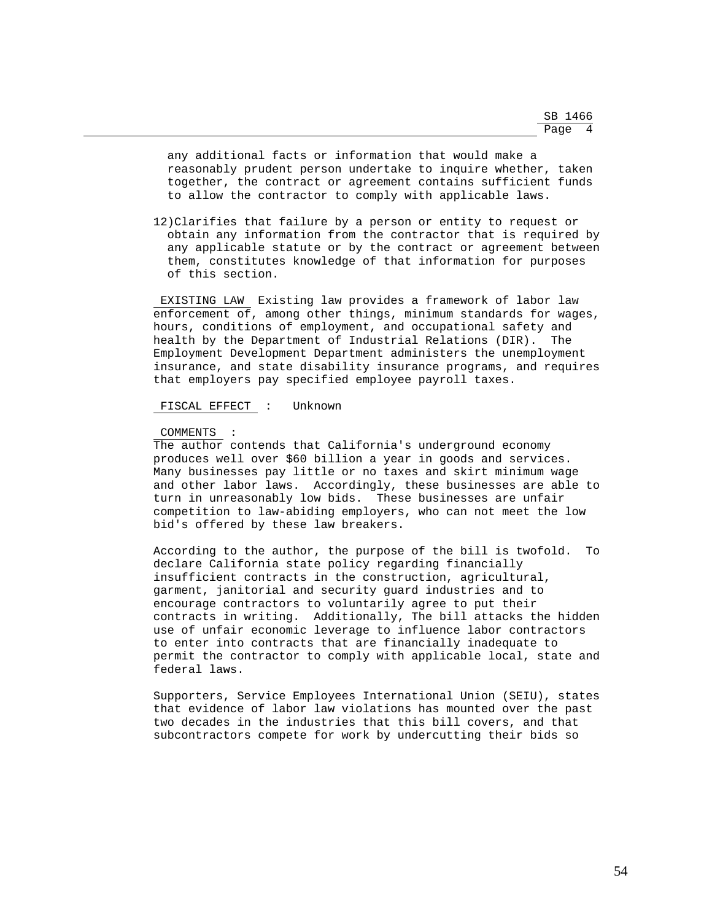any additional facts or information that would make a reasonably prudent person undertake to inquire whether, taken together, the contract or agreement contains sufficient funds to allow the contractor to comply with applicable laws.

12) Clarifies that failure by a person or entity to request or obtain any information from the contractor that is required by any applicable statute or by the contract or agreement between them, constitutes knowledge of that information for purposes of this section.

EXISTING LAW Existing law provides a framework of labor law enforcement of, among other things, minimum standards for wages, hours, conditions of employment, and occupational safety and health by the Department of Industrial Relations (DIR). The Employment Development Department administers the unemployment insurance, and state disability insurance programs, and requires that employers pay specified employee payroll taxes.

FISCAL EFFECT : Unknown

COMMENTS :

The author contends that California's underground economy produces well over $60 billion a year in goods and services. Many businesses pay little or no taxes and skirt minimum wage and other labor laws. Accordingly, these businesses are able to turn in unreasonably low bids. These businesses are unfair competition to law-abiding employers, who can not meet the low bid's offered by these law breakers.

According to the author, the purpose of the bill is twofold. To declare California state policy regarding financially insufficient contracts in the construction, agricultural, garment, janitorial and security guard industries and to encourage contractors to voluntarily agree to put their contracts in writing. Additionally, The bill attacks the hidden use of unfair economic leverage to influence labor contractors to enter into contracts that are financially inadequate to permit the contractor to comply with applicable local, state and federal laws.

Supporters, Service Employees International Union (SEIU), states that evidence of labor law violations has mounted over the past two decades in the industries that this bill covers, and that subcontractors compete for work by undercutting their bids so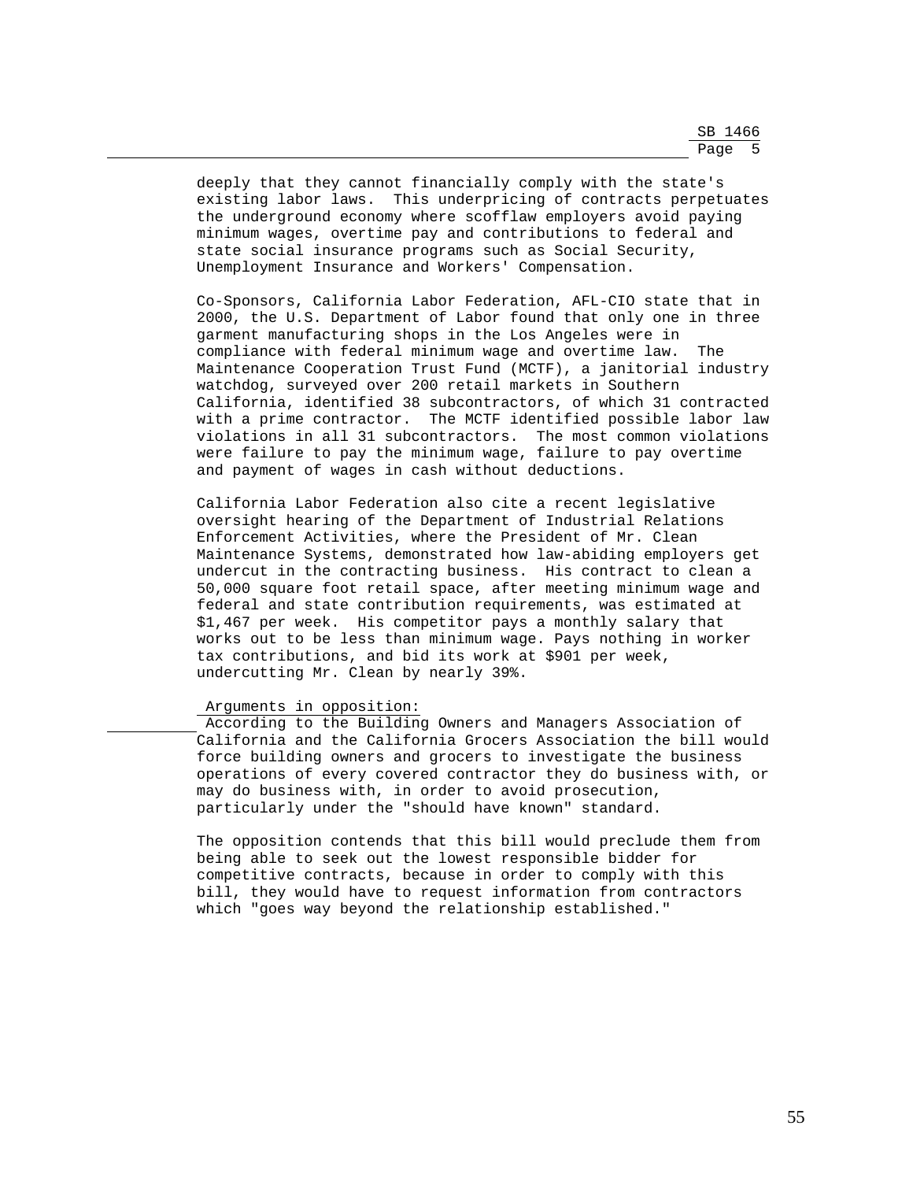deeply that they cannot financially comply with the state's existing labor laws. This underpricing of contracts perpetuates the underground economy where scofflaw employers avoid paying minimum wages, overtime pay and contributions to federal and state social insurance programs such as Social Security, Unemployment Insurance and Workers' Compensation.

Co-Sponsors, California Labor Federation, AFL-CIO state that in 2000, the U.S. Department of Labor found that only one in three garment manufacturing shops in the Los Angeles were in compliance with federal minimum wage and overtime law. The Maintenance Cooperation Trust Fund (MCTF), a janitorial industry watchdog, surveyed over 200 retail markets in Southern California, identified 38 subcontractors, of which 31 contracted with a prime contractor. The MCTF identified possible labor law violations in all 31 subcontractors. The most common violations were failure to pay the minimum wage, failure to pay overtime and payment of wages in cash without deductions.

California Labor Federation also cite a recent legislative oversight hearing of the Department of Industrial Relations Enforcement Activities, where the President of Mr. Clean Maintenance Systems, demonstrated how law-abiding employers get undercut in the contracting business. His contract to clean a 50,000 square foot retail space, after meeting minimum wage and federal and state contribution requirements, was estimated at $1,467 per week. His competitor pays a monthly salary that works out to be less than minimum wage. Pays nothing in worker tax contributions, and bid its work at $901 per week, undercutting Mr. Clean by nearly 39%.

Arguments in opposition:

According to the Building Owners and Managers Association of California and the California Grocers Association the bill would force building owners and grocers to investigate the business operations of every covered contractor they do business with, or may do business with, in order to avoid prosecution, particularly under the "should have known" standard.

The opposition contends that this bill would preclude them from being able to seek out the lowest responsible bidder for competitive contracts, because in order to comply with this bill, they would have to request information from contractors which "goes way beyond the relationship established."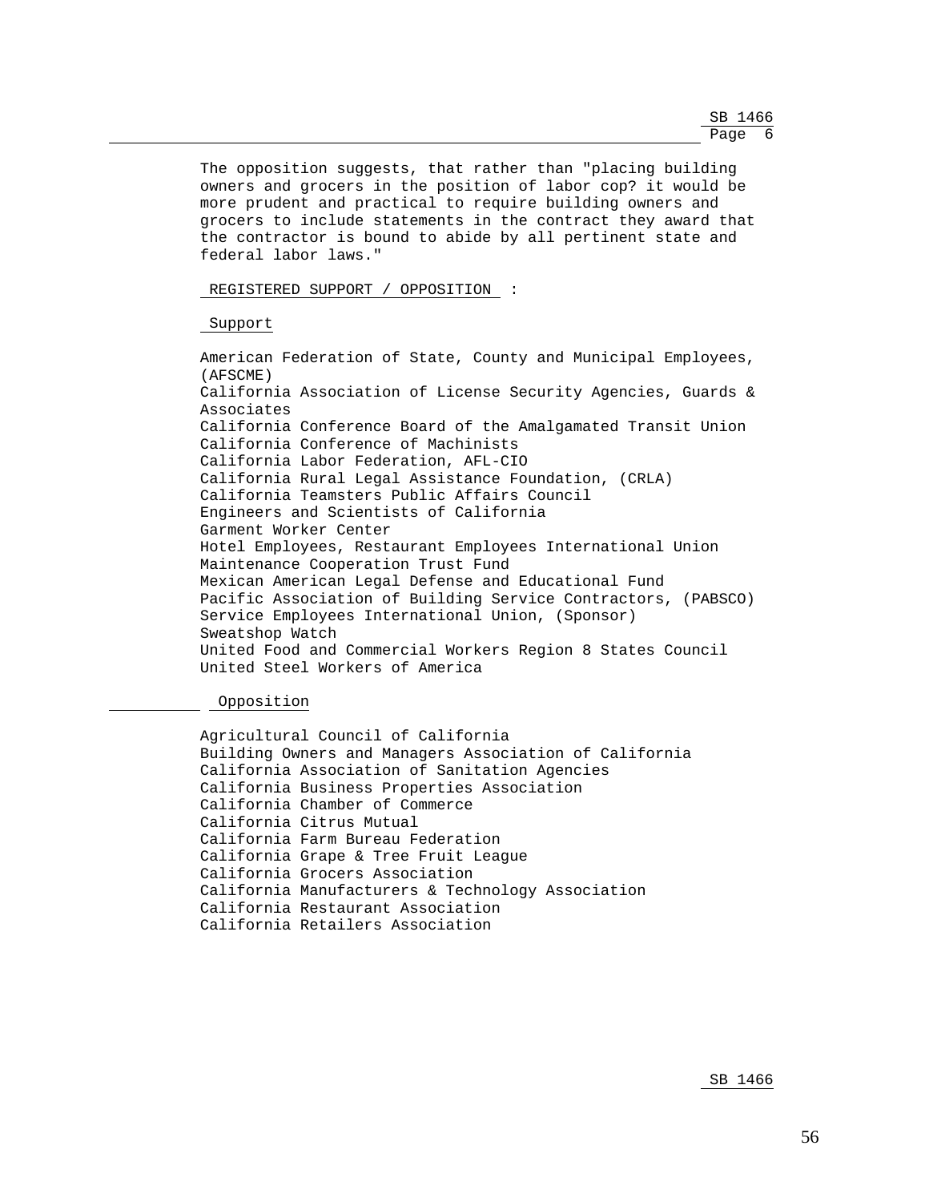The opposition suggests, that rather than "placing building owners and grocers in the position of labor cop? it would be more prudent and practical to require building owners and grocers to include statements in the contract they award that the contractor is bound to abide by all pertinent state and federal labor laws."

REGISTERED SUPPORT / OPPOSITION :

Support

American Federation of State, County and Municipal Employees, (AFSCME)
California Association of License Security Agencies, Guards & Associates
California Conference Board of the Amalgamated Transit Union
California Conference of Machinists
California Labor Federation, AFL-CIO
California Rural Legal Assistance Foundation, (CRLA)
California Teamsters Public Affairs Council
Engineers and Scientists of California
Garment Worker Center
Hotel Employees, Restaurant Employees International Union
Maintenance Cooperation Trust Fund
Mexican American Legal Defense and Educational Fund
Pacific Association of Building Service Contractors, (PABSCO)
Service Employees International Union, (Sponsor)
Sweatshop Watch
United Food and Commercial Workers Region 8 States Council
United Steel Workers of America

Opposition

Agricultural Council of California
Building Owners and Managers Association of California
California Association of Sanitation Agencies
California Business Properties Association
California Chamber of Commerce
California Citrus Mutual
California Farm Bureau Federation
California Grape & Tree Fruit League
California Grocers Association
California Manufacturers & Technology Association
California Restaurant Association
California Retailers Association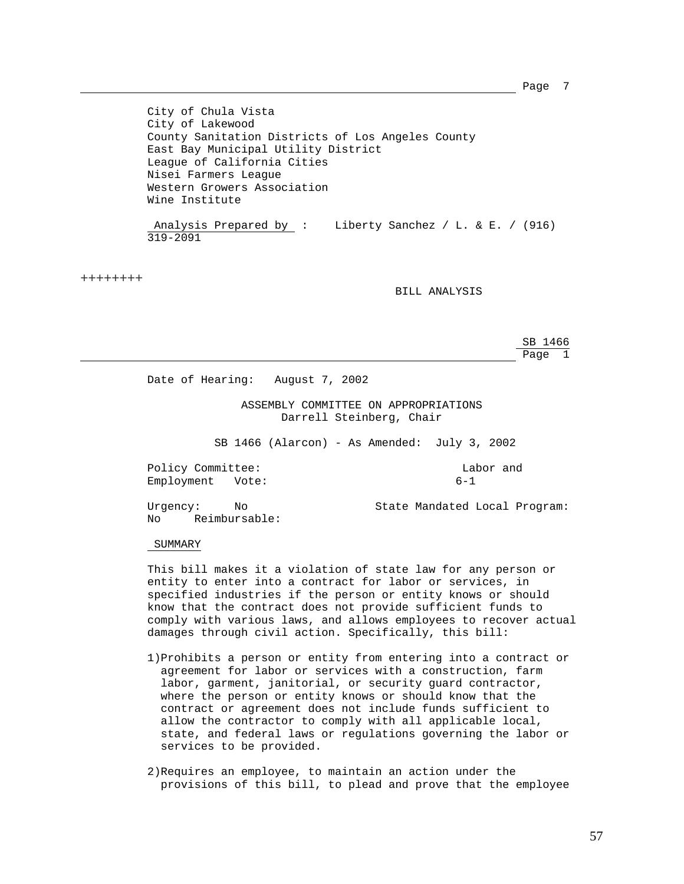City of Chula Vista
City of Lakewood
County Sanitation Districts of Los Angeles County
East Bay Municipal Utility District
League of California Cities
Nisei Farmers League
Western Growers Association
Wine Institute

Analysis Prepared by : Liberty Sanchez / L. & E. / (916) 319-2091

++++++++

BILL ANALYSIS

SB 1466

Date of Hearing: August 7, 2002

ASSEMBLY COMMITTEE ON APPROPRIATIONS
Darrell Steinberg, Chair

SB 1466 (Alarcon) - As Amended: July 3, 2002

Policy Committee: Labor and Employment Vote: 6-1

Urgency: No State Mandated Local Program: No Reimbursable:

SUMMARY

This bill makes it a violation of state law for any person or entity to enter into a contract for labor or services, in specified industries if the person or entity knows or should know that the contract does not provide sufficient funds to comply with various laws, and allows employees to recover actual damages through civil action. Specifically, this bill:

1)Prohibits a person or entity from entering into a contract or agreement for labor or services with a construction, farm labor, garment, janitorial, or security guard contractor, where the person or entity knows or should know that the contract or agreement does not include funds sufficient to allow the contractor to comply with all applicable local, state, and federal laws or regulations governing the labor or services to be provided.

2)Requires an employee, to maintain an action under the provisions of this bill, to plead and prove that the employee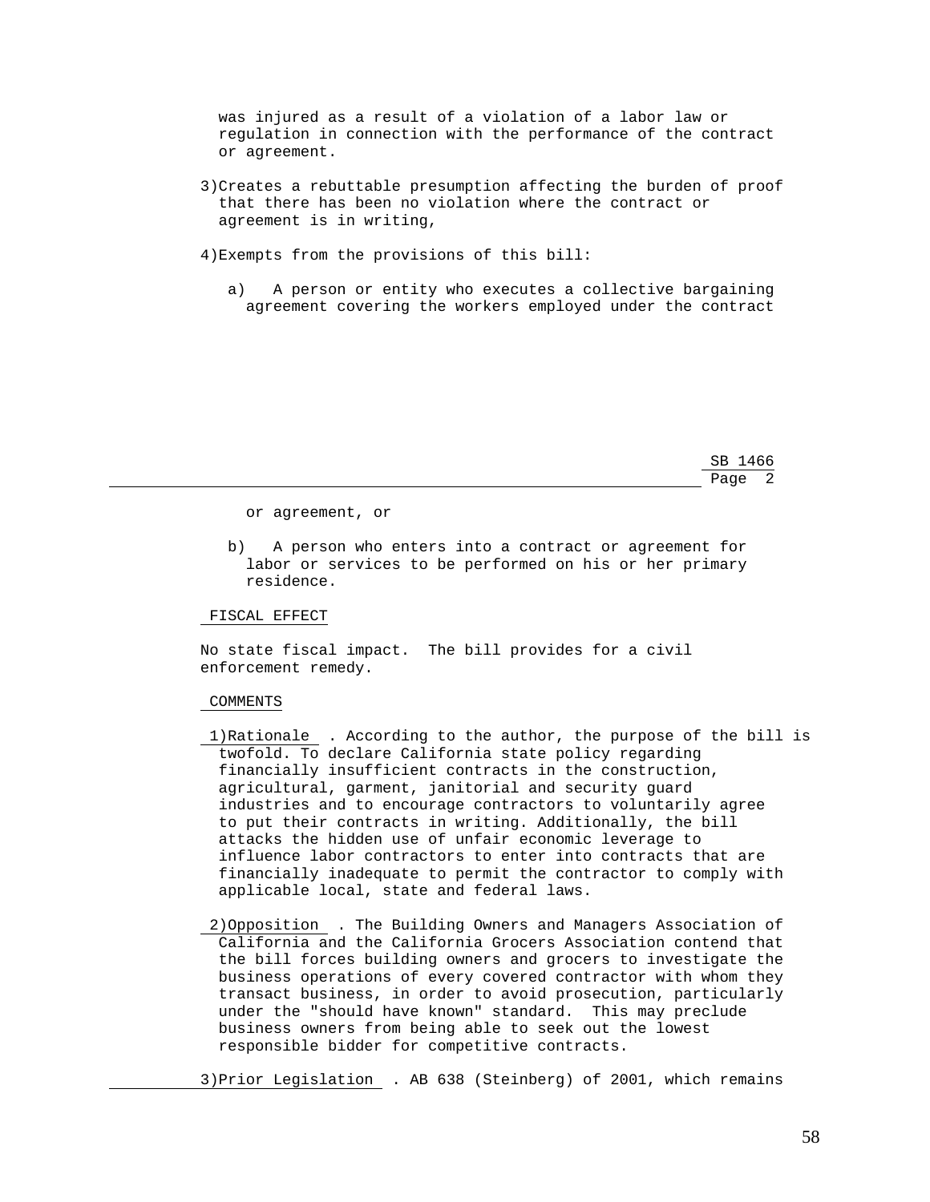was injured as a result of a violation of a labor law or regulation in connection with the performance of the contract or agreement.

3) Creates a rebuttable presumption affecting the burden of proof that there has been no violation where the contract or agreement is in writing,

4) Exempts from the provisions of this bill:

   a) A person or entity who executes a collective bargaining agreement covering the workers employed under the contract or agreement, or

   b) A person who enters into a contract or agreement for labor or services to be performed on his or her primary residence.

FISCAL EFFECT

No state fiscal impact. The bill provides for a civil enforcement remedy.

COMMENTS

1) Rationale . According to the author, the purpose of the bill is twofold. To declare California state policy regarding financially insufficient contracts in the construction, agricultural, garment, janitorial and security guard industries and to encourage contractors to voluntarily agree to put their contracts in writing. Additionally, the bill attacks the hidden use of unfair economic leverage to influence labor contractors to enter into contracts that are financially inadequate to permit the contractor to comply with applicable local, state and federal laws.

2) Opposition . The Building Owners and Managers Association of California and the California Grocers Association contend that the bill forces building owners and grocers to investigate the business operations of every covered contractor with whom they transact business, in order to avoid prosecution, particularly under the "should have known" standard. This may preclude business owners from being able to seek out the lowest responsible bidder for competitive contracts.

3) Prior Legislation . AB 638 (Steinberg) of 2001, which remains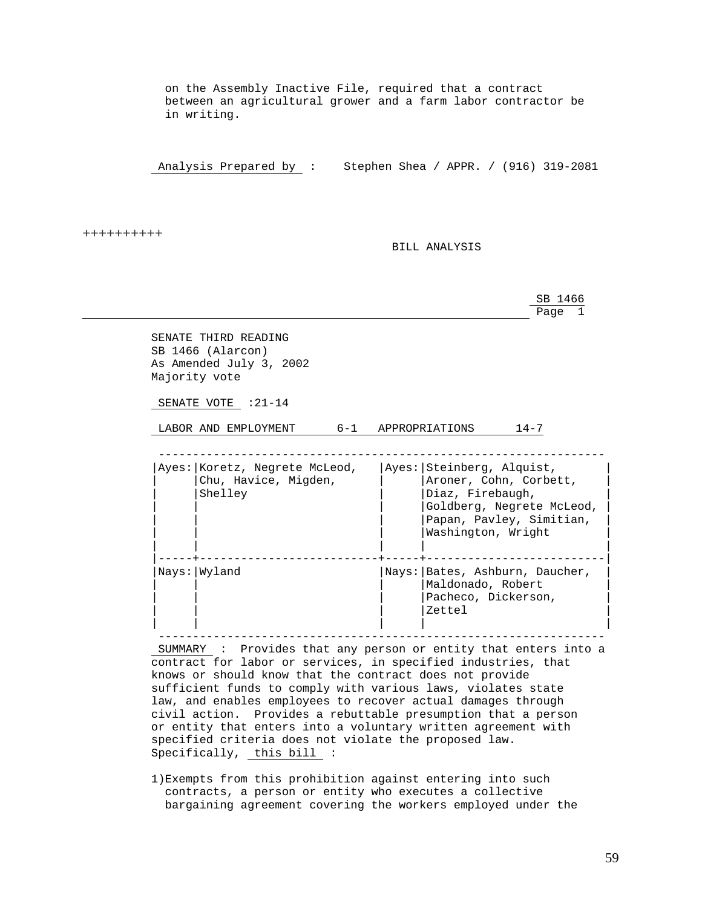on the Assembly Inactive File, required that a contract between an agricultural grower and a farm labor contractor be in writing.

Analysis Prepared by : Stephen Shea / APPR. / (916) 319-2081

++++++++++

BILL ANALYSIS

SB 1466
Page 1

SENATE THIRD READING
SB 1466 (Alarcon)
As Amended July 3, 2002
Majority vote

SENATE VOTE :21-14

| LABOR AND EMPLOYMENT | 6-1 | APPROPRIATIONS | 14-7 |
|---|---|---|---|
| Ayes: | Koretz, Negrete McLeod, Chu, Havice, Migden, Shelley | Ayes: | Steinberg, Alquist, Aroner, Cohn, Corbett, Diaz, Firebaugh, Goldberg, Negrete McLeod, Papan, Pavley, Simitian, Washington, Wright |
| Nays: | Wyland | Nays: | Bates, Ashburn, Daucher, Maldonado, Robert Pacheco, Dickerson, Zettel |

SUMMARY : Provides that any person or entity that enters into a contract for labor or services, in specified industries, that knows or should know that the contract does not provide sufficient funds to comply with various laws, violates state law, and enables employees to recover actual damages through civil action. Provides a rebuttable presumption that a person or entity that enters into a voluntary written agreement with specified criteria does not violate the proposed law. Specifically, this bill :

1)Exempts from this prohibition against entering into such contracts, a person or entity who executes a collective bargaining agreement covering the workers employed under the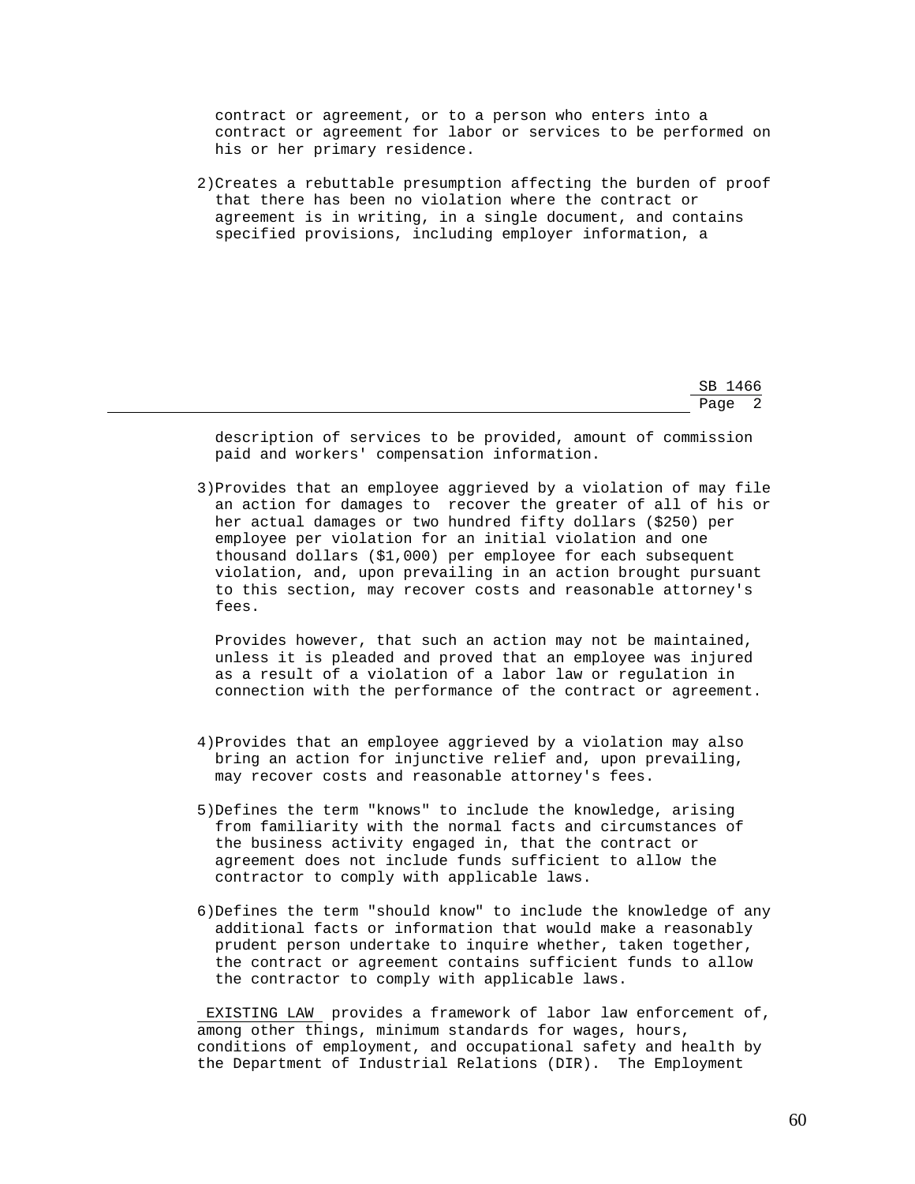contract or agreement, or to a person who enters into a contract or agreement for labor or services to be performed on his or her primary residence.

2)Creates a rebuttable presumption affecting the burden of proof that there has been no violation where the contract or agreement is in writing, in a single document, and contains specified provisions, including employer information, a description of services to be provided, amount of commission paid and workers' compensation information.

3)Provides that an employee aggrieved by a violation of may file an action for damages to recover the greater of all of his or her actual damages or two hundred fifty dollars ($250) per employee per violation for an initial violation and one thousand dollars ($1,000) per employee for each subsequent violation, and, upon prevailing in an action brought pursuant to this section, may recover costs and reasonable attorney's fees.

Provides however, that such an action may not be maintained, unless it is pleaded and proved that an employee was injured as a result of a violation of a labor law or regulation in connection with the performance of the contract or agreement.

4)Provides that an employee aggrieved by a violation may also bring an action for injunctive relief and, upon prevailing, may recover costs and reasonable attorney's fees.

5)Defines the term "knows" to include the knowledge, arising from familiarity with the normal facts and circumstances of the business activity engaged in, that the contract or agreement does not include funds sufficient to allow the contractor to comply with applicable laws.

6)Defines the term "should know" to include the knowledge of any additional facts or information that would make a reasonably prudent person undertake to inquire whether, taken together, the contract or agreement contains sufficient funds to allow the contractor to comply with applicable laws.

EXISTING LAW provides a framework of labor law enforcement of, among other things, minimum standards for wages, hours, conditions of employment, and occupational safety and health by the Department of Industrial Relations (DIR). The Employment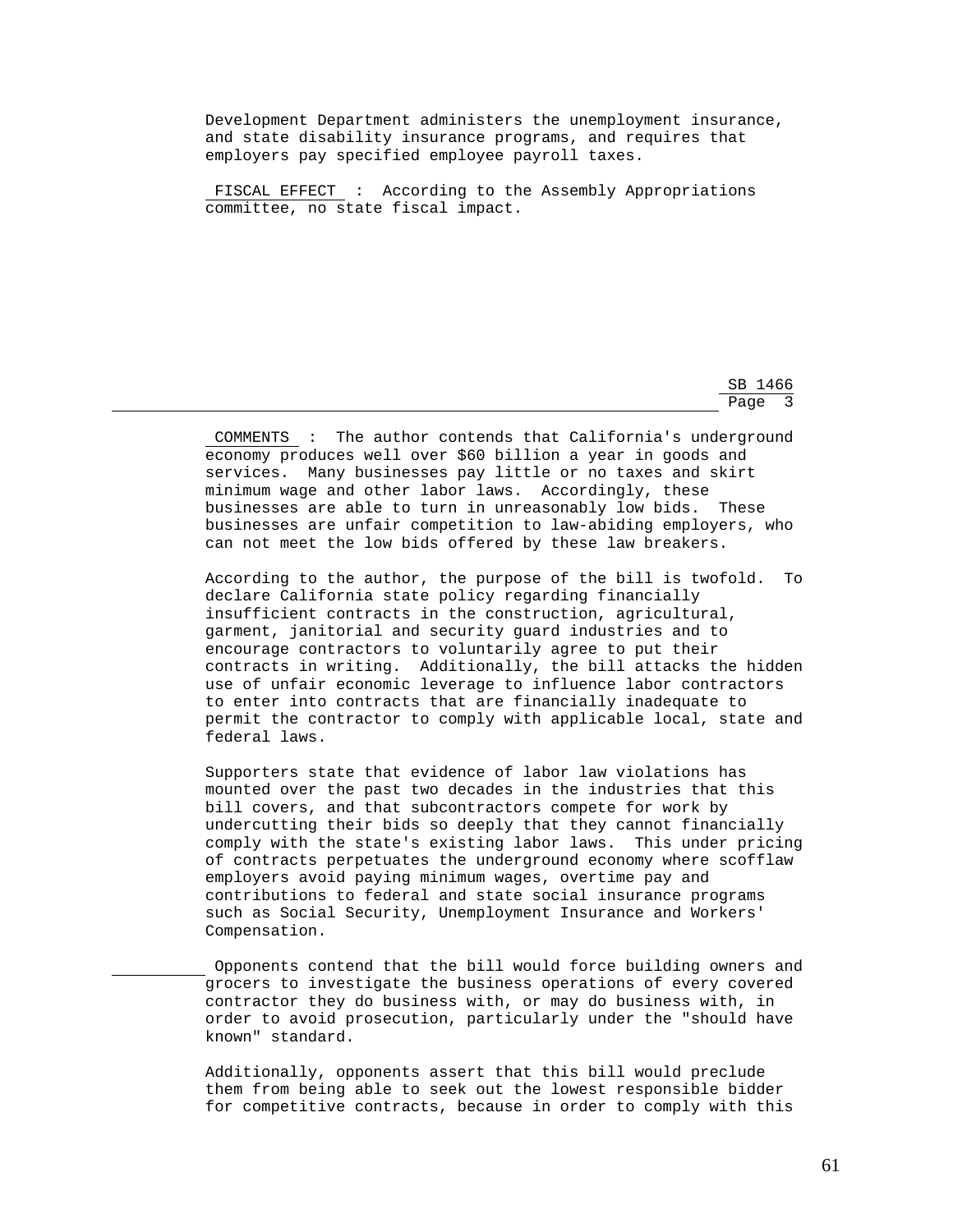Development Department administers the unemployment insurance, and state disability insurance programs, and requires that employers pay specified employee payroll taxes.

FISCAL EFFECT : According to the Assembly Appropriations committee, no state fiscal impact.

COMMENTS : The author contends that California's underground economy produces well over $60 billion a year in goods and services. Many businesses pay little or no taxes and skirt minimum wage and other labor laws. Accordingly, these businesses are able to turn in unreasonably low bids. These businesses are unfair competition to law-abiding employers, who can not meet the low bids offered by these law breakers.

According to the author, the purpose of the bill is twofold. To declare California state policy regarding financially insufficient contracts in the construction, agricultural, garment, janitorial and security guard industries and to encourage contractors to voluntarily agree to put their contracts in writing. Additionally, the bill attacks the hidden use of unfair economic leverage to influence labor contractors to enter into contracts that are financially inadequate to permit the contractor to comply with applicable local, state and federal laws.

Supporters state that evidence of labor law violations has mounted over the past two decades in the industries that this bill covers, and that subcontractors compete for work by undercutting their bids so deeply that they cannot financially comply with the state's existing labor laws. This under pricing of contracts perpetuates the underground economy where scofflaw employers avoid paying minimum wages, overtime pay and contributions to federal and state social insurance programs such as Social Security, Unemployment Insurance and Workers' Compensation.

Opponents contend that the bill would force building owners and grocers to investigate the business operations of every covered contractor they do business with, or may do business with, in order to avoid prosecution, particularly under the "should have known" standard.

Additionally, opponents assert that this bill would preclude them from being able to seek out the lowest responsible bidder for competitive contracts, because in order to comply with this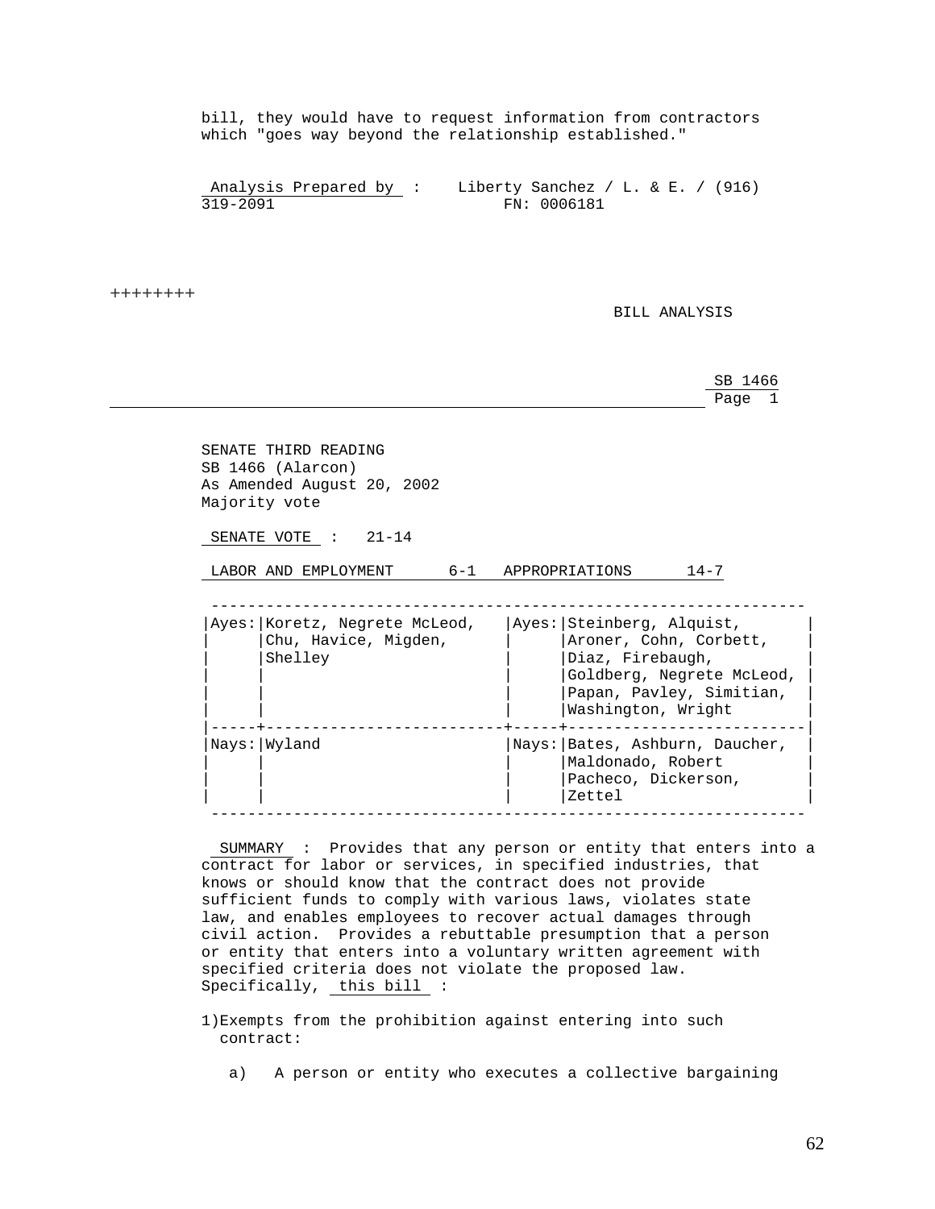bill, they would have to request information from contractors which "goes way beyond the relationship established."

Analysis Prepared by : Liberty Sanchez / L. & E. / (916) 319-2091 FN: 0006181

++++++++

BILL ANALYSIS

SB 1466
Page 1

SENATE THIRD READING
SB 1466 (Alarcon)
As Amended August 20, 2002
Majority vote

SENATE VOTE : 21-14

| LABOR AND EMPLOYMENT | 6-1 | APPROPRIATIONS | 14-7 |
|---|---|---|---|
| Ayes: | Koretz, Negrete McLeod, Chu, Havice, Migden, Shelley | Ayes: | Steinberg, Alquist, Aroner, Cohn, Corbett, Diaz, Firebaugh, Goldberg, Negrete McLeod, Papan, Pavley, Simitian, Washington, Wright |
| Nays: | Wyland | Nays: | Bates, Ashburn, Daucher, Maldonado, Robert Pacheco, Dickerson, Zettel |

SUMMARY : Provides that any person or entity that enters into a contract for labor or services, in specified industries, that knows or should know that the contract does not provide sufficient funds to comply with various laws, violates state law, and enables employees to recover actual damages through civil action. Provides a rebuttable presumption that a person or entity that enters into a voluntary written agreement with specified criteria does not violate the proposed law. Specifically, this bill :

1)Exempts from the prohibition against entering into such contract:

a) A person or entity who executes a collective bargaining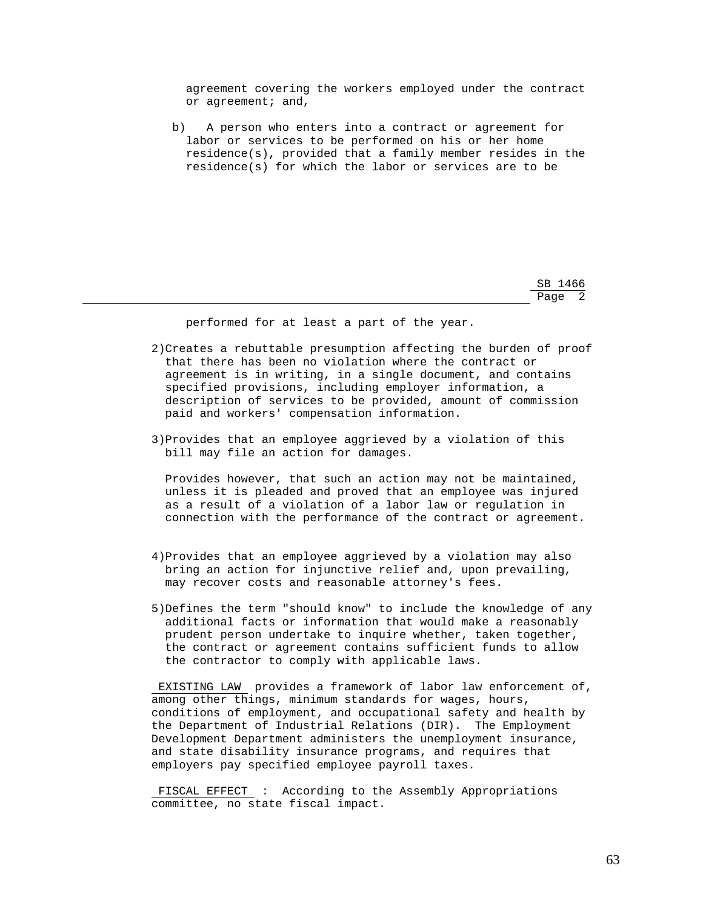agreement covering the workers employed under the contract or agreement; and,

b) A person who enters into a contract or agreement for labor or services to be performed on his or her home residence(s), provided that a family member resides in the residence(s) for which the labor or services are to be performed for at least a part of the year.

2) Creates a rebuttable presumption affecting the burden of proof that there has been no violation where the contract or agreement is in writing, in a single document, and contains specified provisions, including employer information, a description of services to be provided, amount of commission paid and workers' compensation information.

3) Provides that an employee aggrieved by a violation of this bill may file an action for damages.

   Provides however, that such an action may not be maintained, unless it is pleaded and proved that an employee was injured as a result of a violation of a labor law or regulation in connection with the performance of the contract or agreement.

4) Provides that an employee aggrieved by a violation may also bring an action for injunctive relief and, upon prevailing, may recover costs and reasonable attorney's fees.

5) Defines the term "should know" to include the knowledge of any additional facts or information that would make a reasonably prudent person undertake to inquire whether, taken together, the contract or agreement contains sufficient funds to allow the contractor to comply with applicable laws.

EXISTING LAW provides a framework of labor law enforcement of, among other things, minimum standards for wages, hours, conditions of employment, and occupational safety and health by the Department of Industrial Relations (DIR). The Employment Development Department administers the unemployment insurance, and state disability insurance programs, and requires that employers pay specified employee payroll taxes.

FISCAL EFFECT : According to the Assembly Appropriations committee, no state fiscal impact.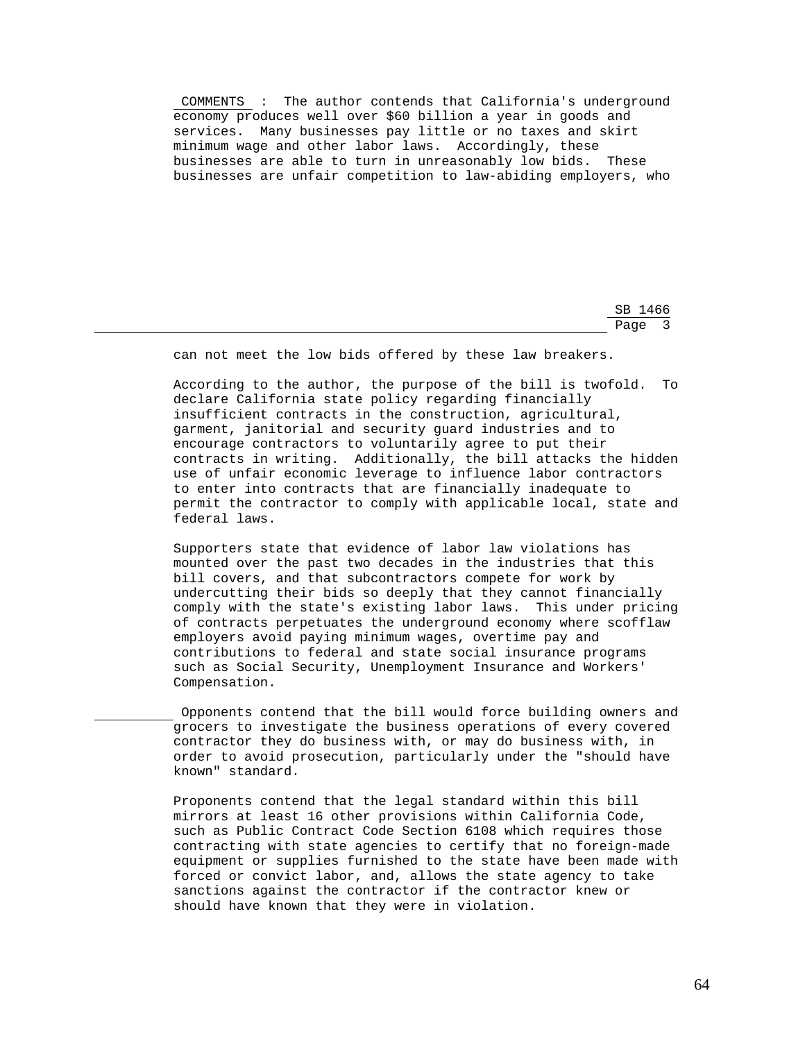COMMENTS : The author contends that California's underground economy produces well over $60 billion a year in goods and services. Many businesses pay little or no taxes and skirt minimum wage and other labor laws. Accordingly, these businesses are able to turn in unreasonably low bids. These businesses are unfair competition to law-abiding employers, who can not meet the low bids offered by these law breakers.

According to the author, the purpose of the bill is twofold. To declare California state policy regarding financially insufficient contracts in the construction, agricultural, garment, janitorial and security guard industries and to encourage contractors to voluntarily agree to put their contracts in writing. Additionally, the bill attacks the hidden use of unfair economic leverage to influence labor contractors to enter into contracts that are financially inadequate to permit the contractor to comply with applicable local, state and federal laws.

Supporters state that evidence of labor law violations has mounted over the past two decades in the industries that this bill covers, and that subcontractors compete for work by undercutting their bids so deeply that they cannot financially comply with the state's existing labor laws. This under pricing of contracts perpetuates the underground economy where scofflaw employers avoid paying minimum wages, overtime pay and contributions to federal and state social insurance programs such as Social Security, Unemployment Insurance and Workers' Compensation.

Opponents contend that the bill would force building owners and grocers to investigate the business operations of every covered contractor they do business with, or may do business with, in order to avoid prosecution, particularly under the "should have known" standard.

Proponents contend that the legal standard within this bill mirrors at least 16 other provisions within California Code, such as Public Contract Code Section 6108 which requires those contracting with state agencies to certify that no foreign-made equipment or supplies furnished to the state have been made with forced or convict labor, and, allows the state agency to take sanctions against the contractor if the contractor knew or should have known that they were in violation.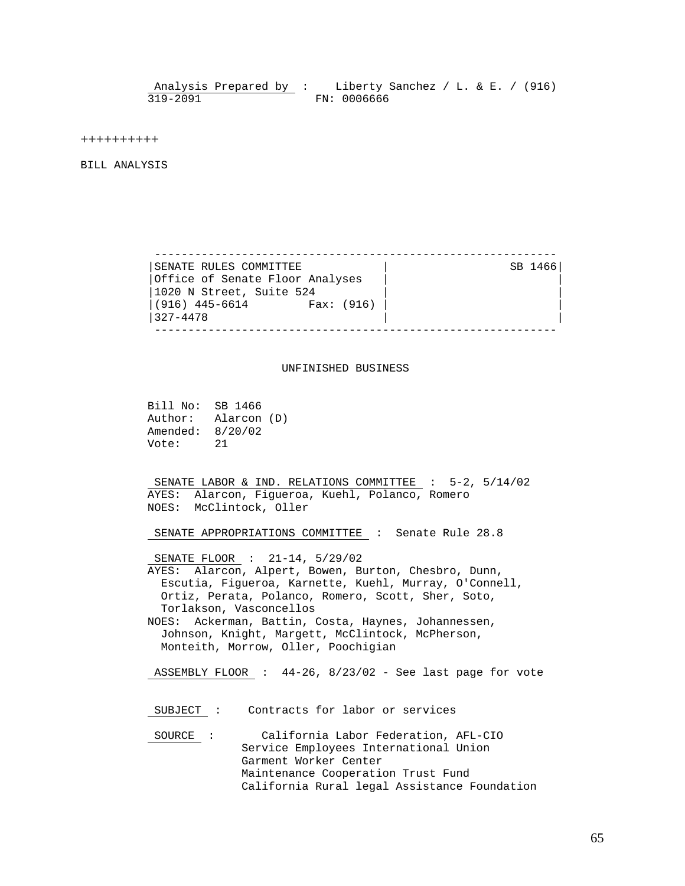**Analysis Prepared by** : Liberty Sanchez / L. & E. / (916) 319-2091 FN: 0006666

++++++++++

BILL ANALYSIS

| SENATE RULES COMMITTEE | SB 1466 |
|---|---|
| Office of Senate Floor Analyses<br>1020 N Street, Suite 524<br>(916) 445-6614 Fax: (916) 327-4478 | |

UNFINISHED BUSINESS

Bill No: SB 1466
Author: Alarcon (D)
Amended: 8/20/02
Vote: 21

**SENATE LABOR & IND. RELATIONS COMMITTEE** : 5-2, 5/14/02
AYES: Alarcon, Figueroa, Kuehl, Polanco, Romero
NOES: McClintock, Oller

**SENATE APPROPRIATIONS COMMITTEE** : Senate Rule 28.8

**SENATE FLOOR** : 21-14, 5/29/02
AYES: Alarcon, Alpert, Bowen, Burton, Chesbro, Dunn, Escutia, Figueroa, Karnette, Kuehl, Murray, O'Connell, Ortiz, Perata, Polanco, Romero, Scott, Sher, Soto, Torlakson, Vasconcellos
NOES: Ackerman, Battin, Costa, Haynes, Johannessen, Johnson, Knight, Margett, McClintock, McPherson, Monteith, Morrow, Oller, Poochigian

**ASSEMBLY FLOOR** : 44-26, 8/23/02 - See last page for vote

**SUBJECT** : Contracts for labor or services

**SOURCE** : California Labor Federation, AFL-CIO
Service Employees International Union
Garment Worker Center
Maintenance Cooperation Trust Fund
California Rural legal Assistance Foundation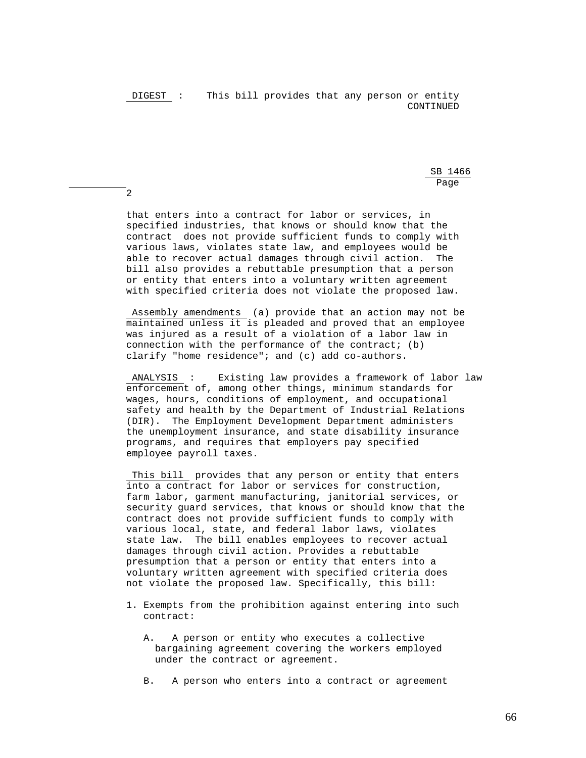**DIGEST** : This bill provides that any person or entity CONTINUED

that enters into a contract for labor or services, in specified industries, that knows or should know that the contract does not provide sufficient funds to comply with various laws, violates state law, and employees would be able to recover actual damages through civil action. The bill also provides a rebuttable presumption that a person or entity that enters into a voluntary written agreement with specified criteria does not violate the proposed law.

**Assembly amendments** (a) provide that an action may not be maintained unless it is pleaded and proved that an employee was injured as a result of a violation of a labor law in connection with the performance of the contract; (b) clarify "home residence"; and (c) add co-authors.

**ANALYSIS** : Existing law provides a framework of labor law enforcement of, among other things, minimum standards for wages, hours, conditions of employment, and occupational safety and health by the Department of Industrial Relations (DIR). The Employment Development Department administers the unemployment insurance, and state disability insurance programs, and requires that employers pay specified employee payroll taxes.

**This bill** provides that any person or entity that enters into a contract for labor or services for construction, farm labor, garment manufacturing, janitorial services, or security guard services, that knows or should know that the contract does not provide sufficient funds to comply with various local, state, and federal labor laws, violates state law. The bill enables employees to recover actual damages through civil action. Provides a rebuttable presumption that a person or entity that enters into a voluntary written agreement with specified criteria does not violate the proposed law. Specifically, this bill:

1. Exempts from the prohibition against entering into such contract:

   A. A person or entity who executes a collective bargaining agreement covering the workers employed under the contract or agreement.

   B. A person who enters into a contract or agreement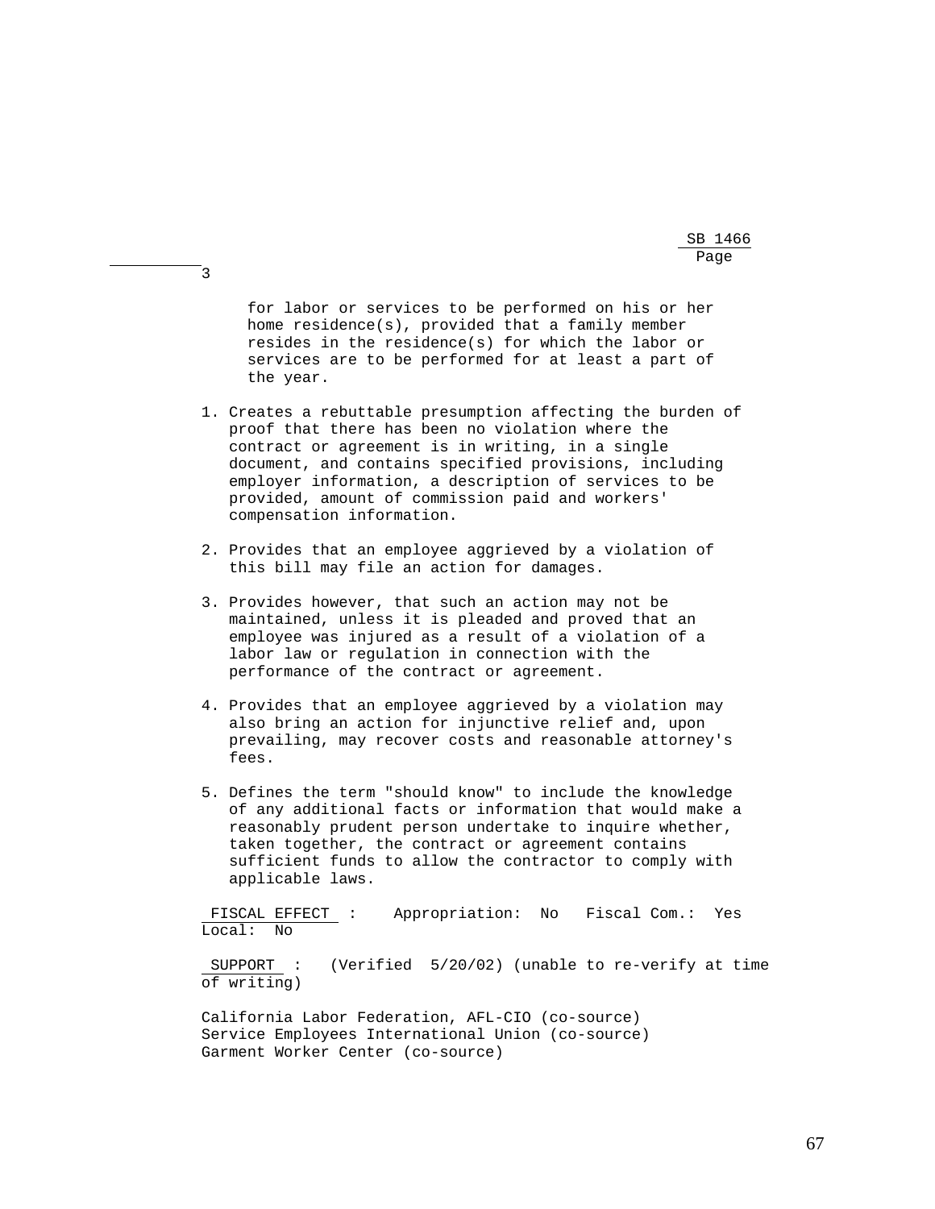for labor or services to be performed on his or her home residence(s), provided that a family member resides in the residence(s) for which the labor or services are to be performed for at least a part of the year.

1. Creates a rebuttable presumption affecting the burden of proof that there has been no violation where the contract or agreement is in writing, in a single document, and contains specified provisions, including employer information, a description of services to be provided, amount of commission paid and workers' compensation information.

2. Provides that an employee aggrieved by a violation of this bill may file an action for damages.

3. Provides however, that such an action may not be maintained, unless it is pleaded and proved that an employee was injured as a result of a violation of a labor law or regulation in connection with the performance of the contract or agreement.

4. Provides that an employee aggrieved by a violation may also bring an action for injunctive relief and, upon prevailing, may recover costs and reasonable attorney's fees.

5. Defines the term "should know" to include the knowledge of any additional facts or information that would make a reasonably prudent person undertake to inquire whether, taken together, the contract or agreement contains sufficient funds to allow the contractor to comply with applicable laws.

FISCAL EFFECT : Appropriation: No Fiscal Com.: Yes Local: No

SUPPORT : (Verified 5/20/02) (unable to re-verify at time of writing)

California Labor Federation, AFL-CIO (co-source)
Service Employees International Union (co-source)
Garment Worker Center (co-source)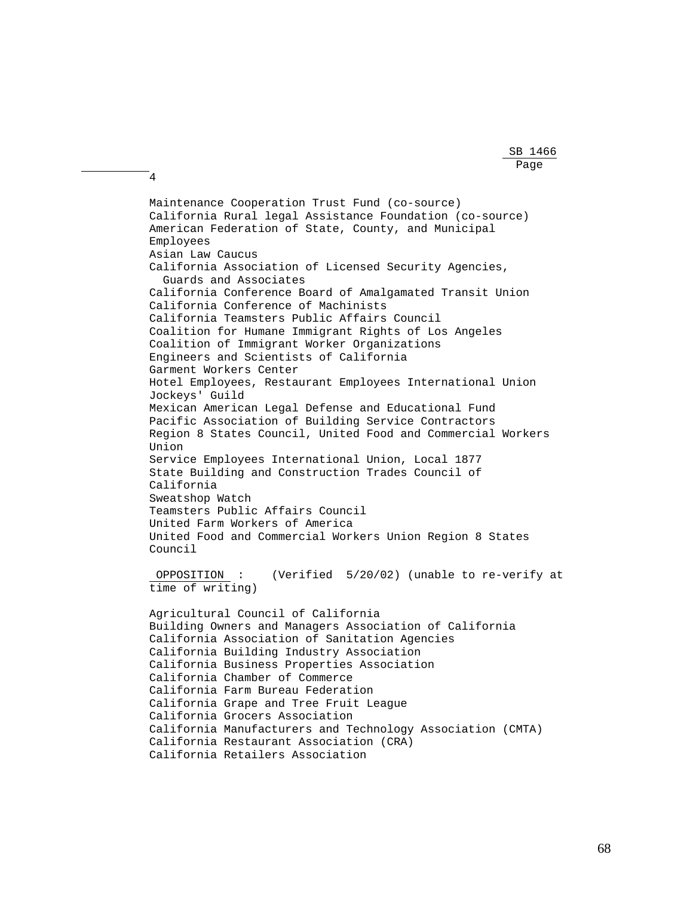Maintenance Cooperation Trust Fund (co-source)
California Rural legal Assistance Foundation (co-source)
American Federation of State, County, and Municipal Employees
Asian Law Caucus
California Association of Licensed Security Agencies, Guards and Associates
California Conference Board of Amalgamated Transit Union
California Conference of Machinists
California Teamsters Public Affairs Council
Coalition for Humane Immigrant Rights of Los Angeles
Coalition of Immigrant Worker Organizations
Engineers and Scientists of California
Garment Workers Center
Hotel Employees, Restaurant Employees International Union
Jockeys' Guild
Mexican American Legal Defense and Educational Fund
Pacific Association of Building Service Contractors
Region 8 States Council, United Food and Commercial Workers Union
Service Employees International Union, Local 1877
State Building and Construction Trades Council of California
Sweatshop Watch
Teamsters Public Affairs Council
United Farm Workers of America
United Food and Commercial Workers Union Region 8 States Council

**OPPOSITION** : (Verified 5/20/02) (unable to re-verify at time of writing)

Agricultural Council of California
Building Owners and Managers Association of California
California Association of Sanitation Agencies
California Building Industry Association
California Business Properties Association
California Chamber of Commerce
California Farm Bureau Federation
California Grape and Tree Fruit League
California Grocers Association
California Manufacturers and Technology Association (CMTA)
California Restaurant Association (CRA)
California Retailers Association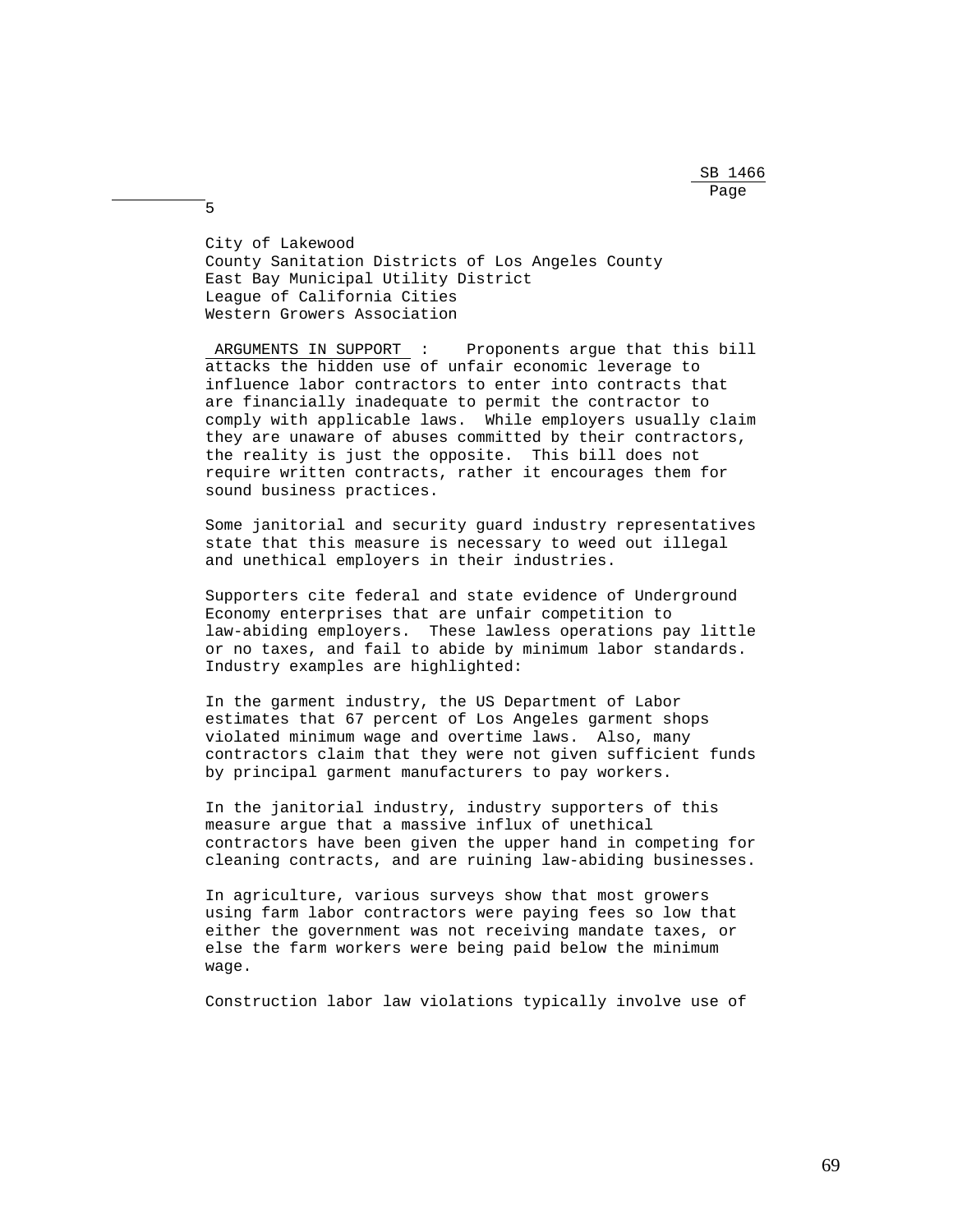City of Lakewood
County Sanitation Districts of Los Angeles County
East Bay Municipal Utility District
League of California Cities
Western Growers Association

ARGUMENTS IN SUPPORT : Proponents argue that this bill attacks the hidden use of unfair economic leverage to influence labor contractors to enter into contracts that are financially inadequate to permit the contractor to comply with applicable laws. While employers usually claim they are unaware of abuses committed by their contractors, the reality is just the opposite. This bill does not require written contracts, rather it encourages them for sound business practices.

Some janitorial and security guard industry representatives state that this measure is necessary to weed out illegal and unethical employers in their industries.

Supporters cite federal and state evidence of Underground Economy enterprises that are unfair competition to law-abiding employers. These lawless operations pay little or no taxes, and fail to abide by minimum labor standards. Industry examples are highlighted:

In the garment industry, the US Department of Labor estimates that 67 percent of Los Angeles garment shops violated minimum wage and overtime laws. Also, many contractors claim that they were not given sufficient funds by principal garment manufacturers to pay workers.

In the janitorial industry, industry supporters of this measure argue that a massive influx of unethical contractors have been given the upper hand in competing for cleaning contracts, and are ruining law-abiding businesses.

In agriculture, various surveys show that most growers using farm labor contractors were paying fees so low that either the government was not receiving mandate taxes, or else the farm workers were being paid below the minimum wage.

Construction labor law violations typically involve use of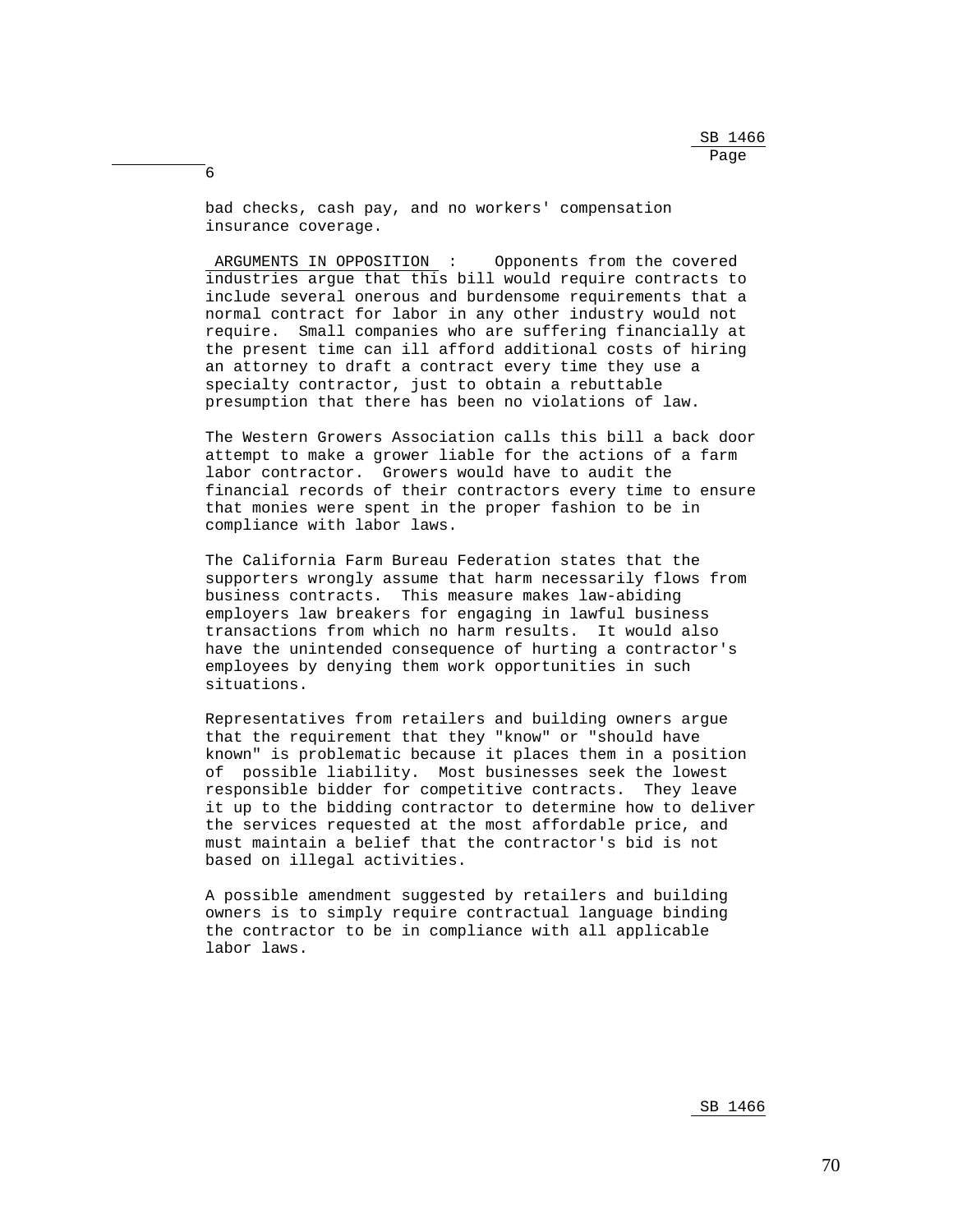bad checks, cash pay, and no workers' compensation insurance coverage.

ARGUMENTS IN OPPOSITION : Opponents from the covered industries argue that this bill would require contracts to include several onerous and burdensome requirements that a normal contract for labor in any other industry would not require. Small companies who are suffering financially at the present time can ill afford additional costs of hiring an attorney to draft a contract every time they use a specialty contractor, just to obtain a rebuttable presumption that there has been no violations of law.

The Western Growers Association calls this bill a back door attempt to make a grower liable for the actions of a farm labor contractor. Growers would have to audit the financial records of their contractors every time to ensure that monies were spent in the proper fashion to be in compliance with labor laws.

The California Farm Bureau Federation states that the supporters wrongly assume that harm necessarily flows from business contracts. This measure makes law-abiding employers law breakers for engaging in lawful business transactions from which no harm results. It would also have the unintended consequence of hurting a contractor's employees by denying them work opportunities in such situations.

Representatives from retailers and building owners argue that the requirement that they "know" or "should have known" is problematic because it places them in a position of possible liability. Most businesses seek the lowest responsible bidder for competitive contracts. They leave it up to the bidding contractor to determine how to deliver the services requested at the most affordable price, and must maintain a belief that the contractor's bid is not based on illegal activities.

A possible amendment suggested by retailers and building owners is to simply require contractual language binding the contractor to be in compliance with all applicable labor laws.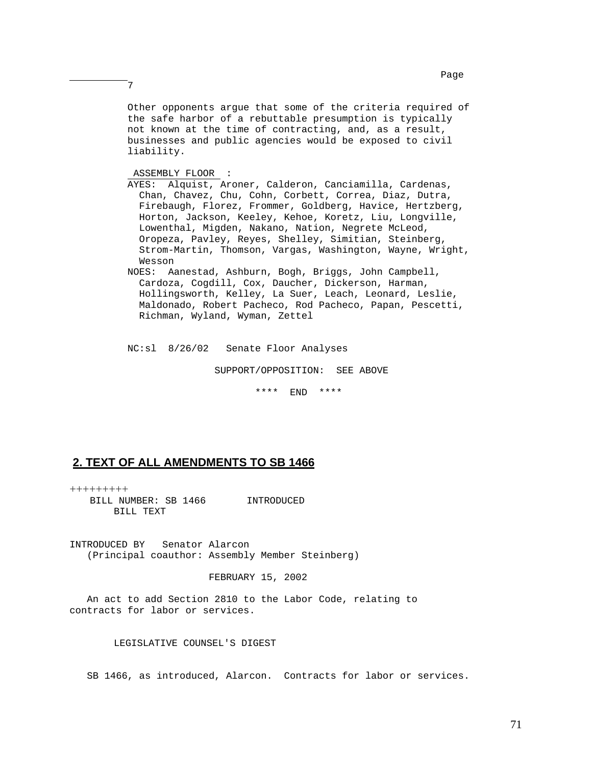Other opponents argue that some of the criteria required of the safe harbor of a rebuttable presumption is typically not known at the time of contracting, and, as a result, businesses and public agencies would be exposed to civil liability.

ASSEMBLY FLOOR :

AYES: Alquist, Aroner, Calderon, Canciamilla, Cardenas, Chan, Chavez, Chu, Cohn, Corbett, Correa, Diaz, Dutra, Firebaugh, Florez, Frommer, Goldberg, Havice, Hertzberg, Horton, Jackson, Keeley, Kehoe, Koretz, Liu, Longville, Lowenthal, Migden, Nakano, Nation, Negrete McLeod, Oropeza, Pavley, Reyes, Shelley, Simitian, Steinberg, Strom-Martin, Thomson, Vargas, Washington, Wayne, Wright, Wesson

NOES: Aanestad, Ashburn, Bogh, Briggs, John Campbell, Cardoza, Cogdill, Cox, Daucher, Dickerson, Harman, Hollingsworth, Kelley, La Suer, Leach, Leonard, Leslie, Maldonado, Robert Pacheco, Rod Pacheco, Papan, Pescetti, Richman, Wyland, Wyman, Zettel

NC:sl 8/26/02 Senate Floor Analyses

SUPPORT/OPPOSITION: SEE ABOVE

**** END ****

## 2. TEXT OF ALL AMENDMENTS TO SB 1466

+++++++++

BILL NUMBER: SB 1466 INTRODUCED

BILL TEXT

INTRODUCED BY Senator Alarcon

(Principal coauthor: Assembly Member Steinberg)

FEBRUARY 15, 2002

An act to add Section 2810 to the Labor Code, relating to contracts for labor or services.

LEGISLATIVE COUNSEL'S DIGEST

SB 1466, as introduced, Alarcon. Contracts for labor or services.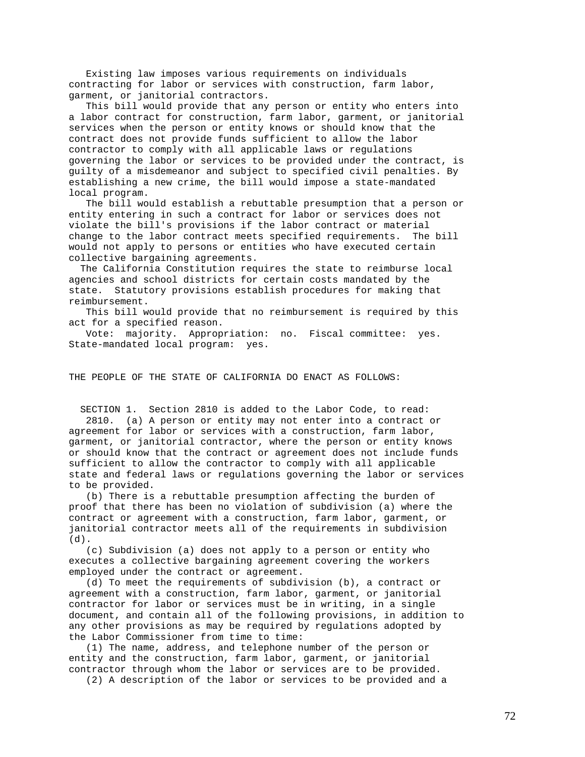Existing law imposes various requirements on individuals contracting for labor or services with construction, farm labor, garment, or janitorial contractors.

This bill would provide that any person or entity who enters into a labor contract for construction, farm labor, garment, or janitorial services when the person or entity knows or should know that the contract does not provide funds sufficient to allow the labor contractor to comply with all applicable laws or regulations governing the labor or services to be provided under the contract, is guilty of a misdemeanor and subject to specified civil penalties. By establishing a new crime, the bill would impose a state-mandated local program.

The bill would establish a rebuttable presumption that a person or entity entering in such a contract for labor or services does not violate the bill's provisions if the labor contract or material change to the labor contract meets specified requirements. The bill would not apply to persons or entities who have executed certain collective bargaining agreements.

The California Constitution requires the state to reimburse local agencies and school districts for certain costs mandated by the state. Statutory provisions establish procedures for making that reimbursement.

This bill would provide that no reimbursement is required by this act for a specified reason.

Vote: majority. Appropriation: no. Fiscal committee: yes. State-mandated local program: yes.

THE PEOPLE OF THE STATE OF CALIFORNIA DO ENACT AS FOLLOWS:

SECTION 1. Section 2810 is added to the Labor Code, to read:

2810. (a) A person or entity may not enter into a contract or agreement for labor or services with a construction, farm labor, garment, or janitorial contractor, where the person or entity knows or should know that the contract or agreement does not include funds sufficient to allow the contractor to comply with all applicable state and federal laws or regulations governing the labor or services to be provided.

(b) There is a rebuttable presumption affecting the burden of proof that there has been no violation of subdivision (a) where the contract or agreement with a construction, farm labor, garment, or janitorial contractor meets all of the requirements in subdivision (d).

(c) Subdivision (a) does not apply to a person or entity who executes a collective bargaining agreement covering the workers employed under the contract or agreement.

(d) To meet the requirements of subdivision (b), a contract or agreement with a construction, farm labor, garment, or janitorial contractor for labor or services must be in writing, in a single document, and contain all of the following provisions, in addition to any other provisions as may be required by regulations adopted by the Labor Commissioner from time to time:

(1) The name, address, and telephone number of the person or entity and the construction, farm labor, garment, or janitorial contractor through whom the labor or services are to be provided.

(2) A description of the labor or services to be provided and a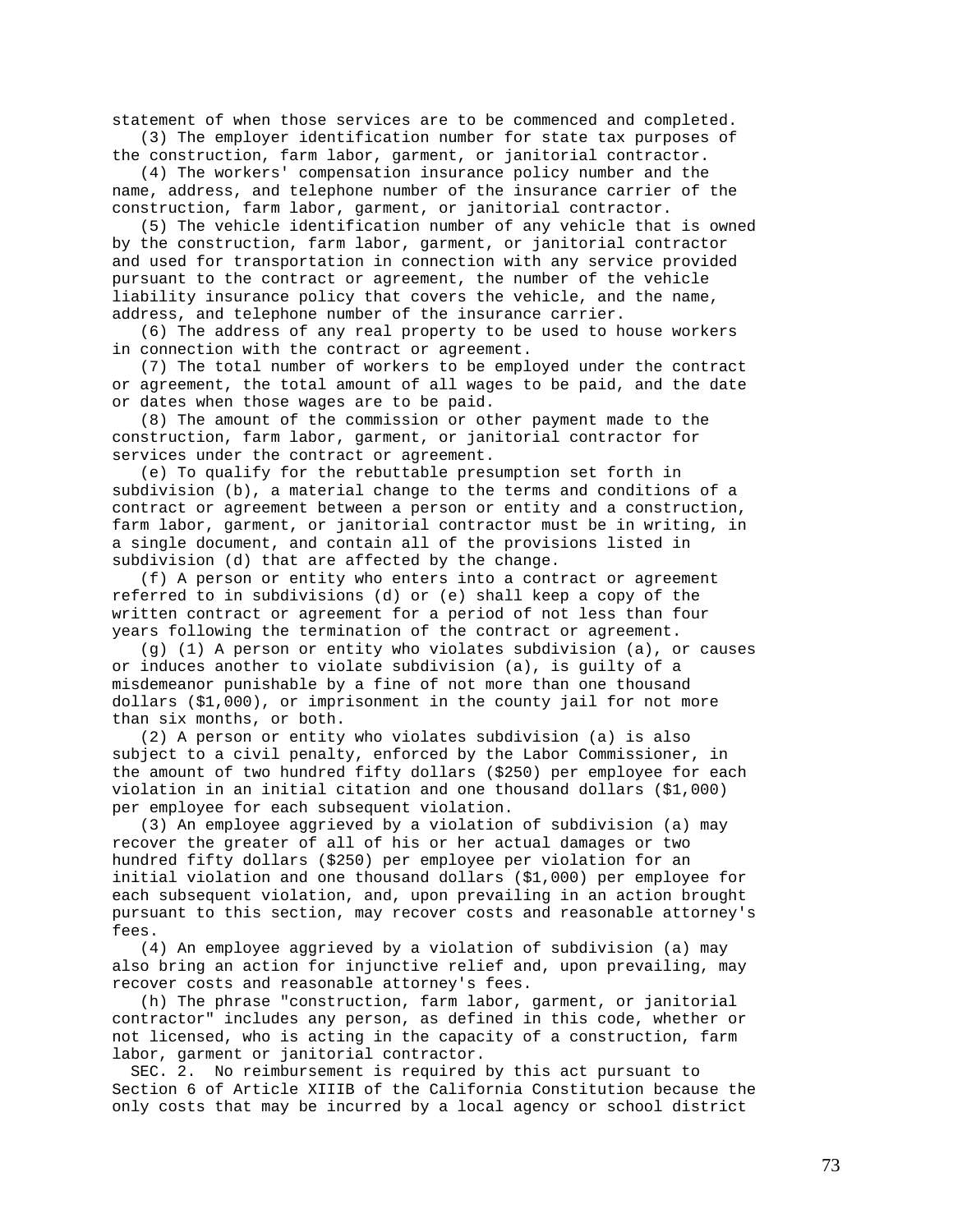statement of when those services are to be commenced and completed.

(3) The employer identification number for state tax purposes of the construction, farm labor, garment, or janitorial contractor.

(4) The workers' compensation insurance policy number and the name, address, and telephone number of the insurance carrier of the construction, farm labor, garment, or janitorial contractor.

(5) The vehicle identification number of any vehicle that is owned by the construction, farm labor, garment, or janitorial contractor and used for transportation in connection with any service provided pursuant to the contract or agreement, the number of the vehicle liability insurance policy that covers the vehicle, and the name, address, and telephone number of the insurance carrier.

(6) The address of any real property to be used to house workers in connection with the contract or agreement.

(7) The total number of workers to be employed under the contract or agreement, the total amount of all wages to be paid, and the date or dates when those wages are to be paid.

(8) The amount of the commission or other payment made to the construction, farm labor, garment, or janitorial contractor for services under the contract or agreement.

(e) To qualify for the rebuttable presumption set forth in subdivision (b), a material change to the terms and conditions of a contract or agreement between a person or entity and a construction, farm labor, garment, or janitorial contractor must be in writing, in a single document, and contain all of the provisions listed in subdivision (d) that are affected by the change.

(f) A person or entity who enters into a contract or agreement referred to in subdivisions (d) or (e) shall keep a copy of the written contract or agreement for a period of not less than four years following the termination of the contract or agreement.

(g) (1) A person or entity who violates subdivision (a), or causes or induces another to violate subdivision (a), is guilty of a misdemeanor punishable by a fine of not more than one thousand dollars ($1,000), or imprisonment in the county jail for not more than six months, or both.

(2) A person or entity who violates subdivision (a) is also subject to a civil penalty, enforced by the Labor Commissioner, in the amount of two hundred fifty dollars ($250) per employee for each violation in an initial citation and one thousand dollars ($1,000) per employee for each subsequent violation.

(3) An employee aggrieved by a violation of subdivision (a) may recover the greater of all of his or her actual damages or two hundred fifty dollars ($250) per employee per violation for an initial violation and one thousand dollars ($1,000) per employee for each subsequent violation, and, upon prevailing in an action brought pursuant to this section, may recover costs and reasonable attorney's fees.

(4) An employee aggrieved by a violation of subdivision (a) may also bring an action for injunctive relief and, upon prevailing, may recover costs and reasonable attorney's fees.

(h) The phrase "construction, farm labor, garment, or janitorial contractor" includes any person, as defined in this code, whether or not licensed, who is acting in the capacity of a construction, farm labor, garment or janitorial contractor.

SEC. 2. No reimbursement is required by this act pursuant to Section 6 of Article XIIIB of the California Constitution because the only costs that may be incurred by a local agency or school district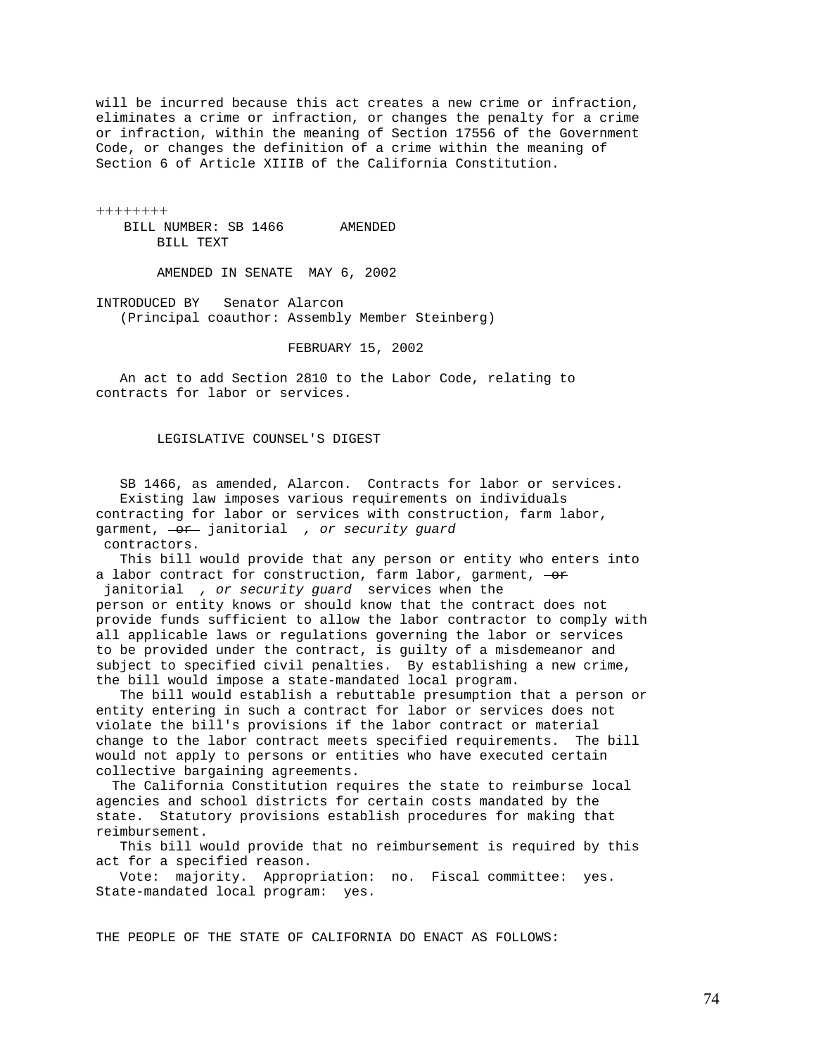will be incurred because this act creates a new crime or infraction, eliminates a crime or infraction, or changes the penalty for a crime or infraction, within the meaning of Section 17556 of the Government Code, or changes the definition of a crime within the meaning of Section 6 of Article XIIIB of the California Constitution.

++++++++

BILL NUMBER: SB 1466 AMENDED
BILL TEXT

AMENDED IN SENATE MAY 6, 2002

INTRODUCED BY Senator Alarcon
(Principal coauthor: Assembly Member Steinberg)

FEBRUARY 15, 2002

An act to add Section 2810 to the Labor Code, relating to contracts for labor or services.

LEGISLATIVE COUNSEL'S DIGEST

SB 1466, as amended, Alarcon. Contracts for labor or services.

Existing law imposes various requirements on individuals contracting for labor or services with construction, farm labor, garment, ~~or~~ janitorial *, or security guard* contractors.

This bill would provide that any person or entity who enters into a labor contract for construction, farm labor, garment, ~~or~~ janitorial *, or security guard* services when the person or entity knows or should know that the contract does not provide funds sufficient to allow the labor contractor to comply with all applicable laws or regulations governing the labor or services to be provided under the contract, is guilty of a misdemeanor and subject to specified civil penalties. By establishing a new crime, the bill would impose a state-mandated local program.

The bill would establish a rebuttable presumption that a person or entity entering in such a contract for labor or services does not violate the bill's provisions if the labor contract or material change to the labor contract meets specified requirements. The bill would not apply to persons or entities who have executed certain collective bargaining agreements.

The California Constitution requires the state to reimburse local agencies and school districts for certain costs mandated by the state. Statutory provisions establish procedures for making that reimbursement.

This bill would provide that no reimbursement is required by this act for a specified reason.

Vote: majority. Appropriation: no. Fiscal committee: yes. State-mandated local program: yes.

THE PEOPLE OF THE STATE OF CALIFORNIA DO ENACT AS FOLLOWS: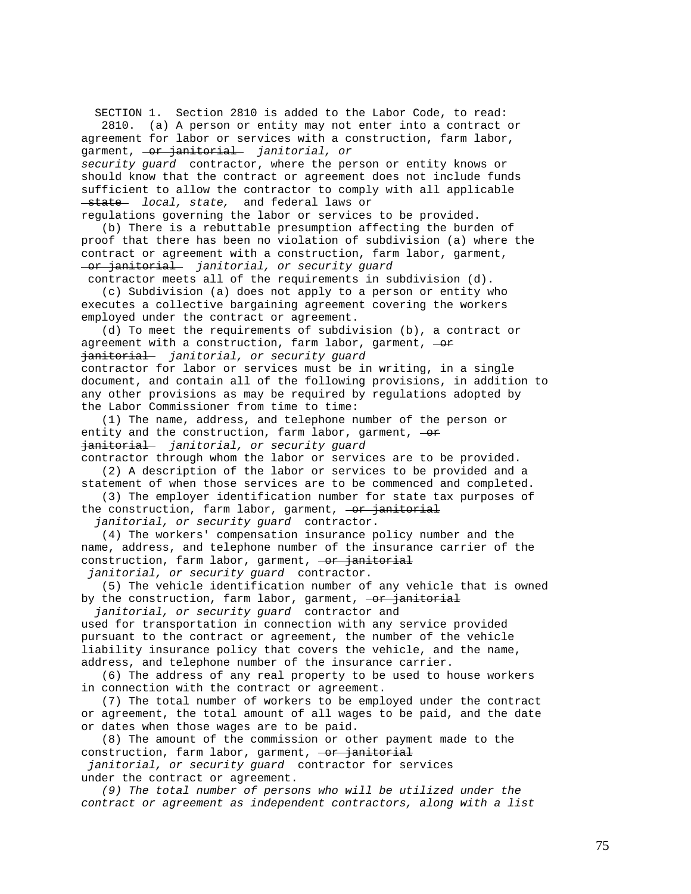SECTION 1. Section 2810 is added to the Labor Code, to read:

2810. (a) A person or entity may not enter into a contract or agreement for labor or services with a construction, farm labor, garment, ~~or janitorial~~ *janitorial, or security guard* contractor, where the person or entity knows or should know that the contract or agreement does not include funds sufficient to allow the contractor to comply with all applicable ~~state~~ *local, state,* and federal laws or regulations governing the labor or services to be provided.

(b) There is a rebuttable presumption affecting the burden of proof that there has been no violation of subdivision (a) where the contract or agreement with a construction, farm labor, garment, ~~or janitorial~~ *janitorial, or security guard* contractor meets all of the requirements in subdivision (d).

(c) Subdivision (a) does not apply to a person or entity who executes a collective bargaining agreement covering the workers employed under the contract or agreement.

(d) To meet the requirements of subdivision (b), a contract or agreement with a construction, farm labor, garment, ~~or janitorial~~ *janitorial, or security guard* contractor for labor or services must be in writing, in a single document, and contain all of the following provisions, in addition to any other provisions as may be required by regulations adopted by the Labor Commissioner from time to time:

(1) The name, address, and telephone number of the person or entity and the construction, farm labor, garment, ~~or janitorial~~ *janitorial, or security guard* contractor through whom the labor or services are to be provided.

(2) A description of the labor or services to be provided and a statement of when those services are to be commenced and completed.

(3) The employer identification number for state tax purposes of the construction, farm labor, garment, ~~or janitorial~~ *janitorial, or security guard* contractor.

(4) The workers' compensation insurance policy number and the name, address, and telephone number of the insurance carrier of the construction, farm labor, garment, ~~or janitorial~~ *janitorial, or security guard* contractor.

(5) The vehicle identification number of any vehicle that is owned by the construction, farm labor, garment, ~~or janitorial~~ *janitorial, or security guard* contractor and used for transportation in connection with any service provided pursuant to the contract or agreement, the number of the vehicle liability insurance policy that covers the vehicle, and the name, address, and telephone number of the insurance carrier.

(6) The address of any real property to be used to house workers in connection with the contract or agreement.

(7) The total number of workers to be employed under the contract or agreement, the total amount of all wages to be paid, and the date or dates when those wages are to be paid.

(8) The amount of the commission or other payment made to the construction, farm labor, garment, ~~or janitorial~~ *janitorial, or security guard* contractor for services under the contract or agreement.

*(9) The total number of persons who will be utilized under the contract or agreement as independent contractors, along with a list*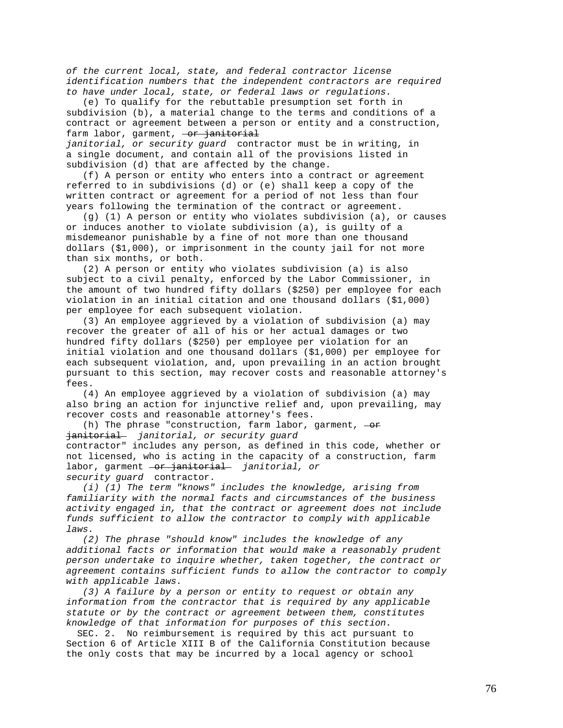*of the current local, state, and federal contractor license identification numbers that the independent contractors are required to have under local, state, or federal laws or regulations.*

(e) To qualify for the rebuttable presumption set forth in subdivision (b), a material change to the terms and conditions of a contract or agreement between a person or entity and a construction, farm labor, garment, ~~or janitorial~~ *janitorial, or security guard* contractor must be in writing, in a single document, and contain all of the provisions listed in subdivision (d) that are affected by the change.

(f) A person or entity who enters into a contract or agreement referred to in subdivisions (d) or (e) shall keep a copy of the written contract or agreement for a period of not less than four years following the termination of the contract or agreement.

(g) (1) A person or entity who violates subdivision (a), or causes or induces another to violate subdivision (a), is guilty of a misdemeanor punishable by a fine of not more than one thousand dollars ($1,000), or imprisonment in the county jail for not more than six months, or both.

(2) A person or entity who violates subdivision (a) is also subject to a civil penalty, enforced by the Labor Commissioner, in the amount of two hundred fifty dollars ($250) per employee for each violation in an initial citation and one thousand dollars ($1,000) per employee for each subsequent violation.

(3) An employee aggrieved by a violation of subdivision (a) may recover the greater of all of his or her actual damages or two hundred fifty dollars ($250) per violation for an initial violation and one thousand dollars ($1,000) per employee for each subsequent violation, and, upon prevailing in an action brought pursuant to this section, may recover costs and reasonable attorney's fees.

(4) An employee aggrieved by a violation of subdivision (a) may also bring an action for injunctive relief and, upon prevailing, may recover costs and reasonable attorney's fees.

(h) The phrase "construction, farm labor, garment, ~~or janitorial~~ *janitorial, or security guard* contractor" includes any person, as defined in this code, whether or not licensed, who is acting in the capacity of a construction, farm labor, garment ~~or janitorial~~ *janitorial, or security guard* contractor.

*(i) (1) The term "knows" includes the knowledge, arising from familiarity with the normal facts and circumstances of the business activity engaged in, that the contract or agreement does not include funds sufficient to allow the contractor to comply with applicable laws.*

*(2) The phrase "should know" includes the knowledge of any additional facts or information that would make a reasonably prudent person undertake to inquire whether, taken together, the contract or agreement contains sufficient funds to allow the contractor to comply with applicable laws.*

*(3) A failure by a person or entity to request or obtain any information from the contractor that is required by any applicable statute or by the contract or agreement between them, constitutes knowledge of that information for purposes of this section.*

SEC. 2. No reimbursement is required by this act pursuant to Section 6 of Article XIII B of the California Constitution because the only costs that may be incurred by a local agency or school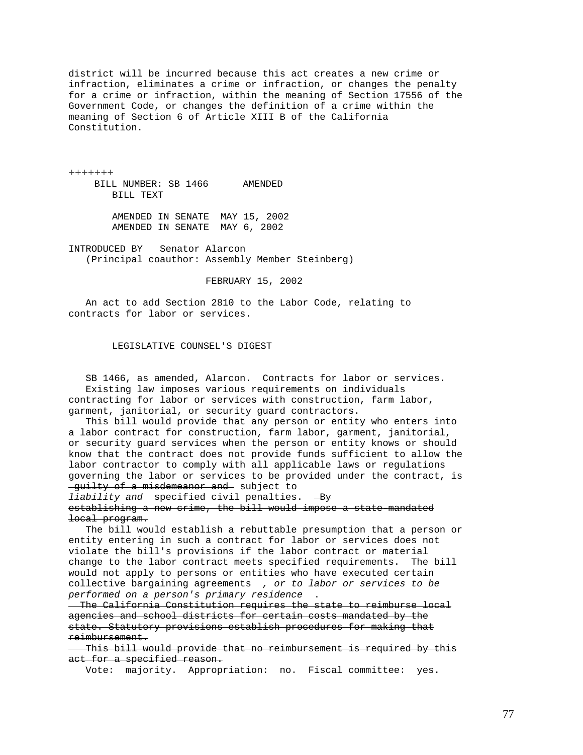district will be incurred because this act creates a new crime or infraction, eliminates a crime or infraction, or changes the penalty for a crime or infraction, within the meaning of Section 17556 of the Government Code, or changes the definition of a crime within the meaning of Section 6 of Article XIII B of the California Constitution.

+++++++

BILL NUMBER: SB 1466 AMENDED
BILL TEXT

AMENDED IN SENATE MAY 15, 2002
AMENDED IN SENATE MAY 6, 2002

INTRODUCED BY Senator Alarcon
(Principal coauthor: Assembly Member Steinberg)

FEBRUARY 15, 2002

An act to add Section 2810 to the Labor Code, relating to contracts for labor or services.

LEGISLATIVE COUNSEL'S DIGEST

SB 1466, as amended, Alarcon. Contracts for labor or services.
Existing law imposes various requirements on individuals contracting for labor or services with construction, farm labor, garment, janitorial, or security guard contractors.
This bill would provide that any person or entity who enters into a labor contract for construction, farm labor, garment, janitorial, or security guard services when the person or entity knows or should know that the contract does not provide funds sufficient to allow the labor contractor to comply with all applicable laws or regulations governing the labor or services to be provided under the contract, is ~~guilty of a misdemeanor and~~ subject to *liability and* specified civil penalties. ~~By establishing a new crime, the bill would impose a state-mandated local program.~~
The bill would establish a rebuttable presumption that a person or entity entering in such a contract for labor or services does not violate the bill's provisions if the labor contract or material change to the labor contract meets specified requirements. The bill would not apply to persons or entities who have executed certain collective bargaining agreements *, or to labor or services to be performed on a person's primary residence* .
~~The California Constitution requires the state to reimburse local agencies and school districts for certain costs mandated by the state. Statutory provisions establish procedures for making that reimbursement.~~
~~This bill would provide that no reimbursement is required by this act for a specified reason.~~
Vote: majority. Appropriation: no. Fiscal committee: yes.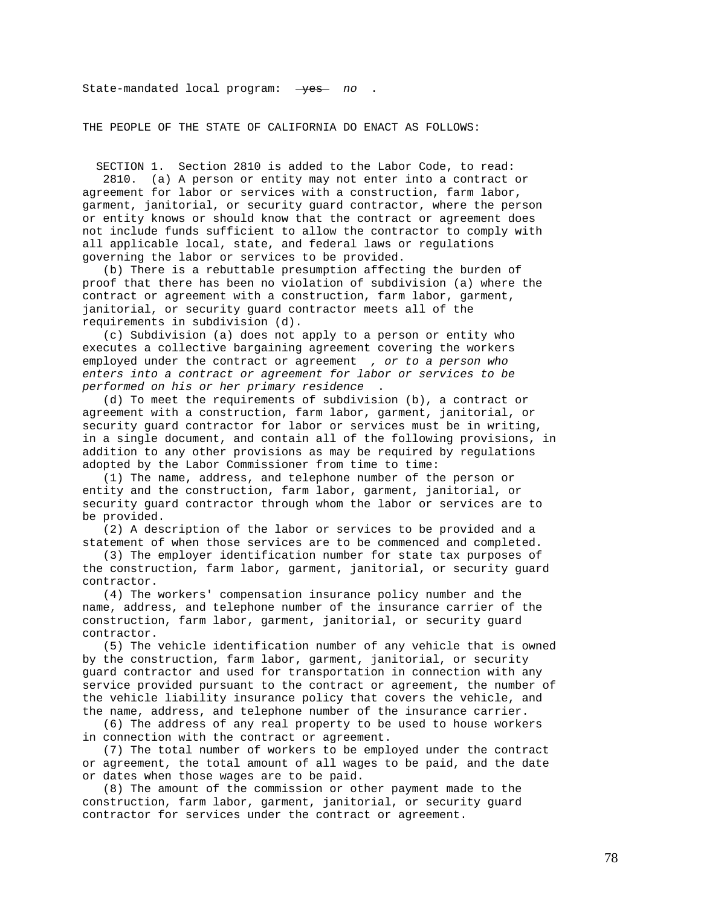State-mandated local program: ~~yes~~ *no* .

THE PEOPLE OF THE STATE OF CALIFORNIA DO ENACT AS FOLLOWS:

SECTION 1. Section 2810 is added to the Labor Code, to read:

2810. (a) A person or entity may not enter into a contract or agreement for labor or services with a construction, farm labor, garment, janitorial, or security guard contractor, where the person or entity knows or should know that the contract or agreement does not include funds sufficient to allow the contractor to comply with all applicable local, state, and federal laws or regulations governing the labor or services to be provided.

(b) There is a rebuttable presumption affecting the burden of proof that there has been no violation of subdivision (a) where the contract or agreement with a construction, farm labor, garment, janitorial, or security guard contractor meets all of the requirements in subdivision (d).

(c) Subdivision (a) does not apply to a person or entity who executes a collective bargaining agreement covering the workers employed under the contract or agreement *, or to a person who enters into a contract or agreement for labor or services to be performed on his or her primary residence* .

(d) To meet the requirements of subdivision (b), a contract or agreement with a construction, farm labor, garment, janitorial, or security guard contractor for labor or services must be in writing, in a single document, and contain all of the following provisions, in addition to any other provisions as may be required by regulations adopted by the Labor Commissioner from time to time:

(1) The name, address, and telephone number of the person or entity and the construction, farm labor, garment, janitorial, or security guard contractor through whom the labor or services are to be provided.

(2) A description of the labor or services to be provided and a statement of when those services are to be commenced and completed.

(3) The employer identification number for state tax purposes of the construction, farm labor, garment, janitorial, or security guard contractor.

(4) The workers' compensation insurance policy number and the name, address, and telephone number of the insurance carrier of the construction, farm labor, garment, janitorial, or security guard contractor.

(5) The vehicle identification number of any vehicle that is owned by the construction, farm labor, garment, janitorial, or security guard contractor and used for transportation in connection with any service provided pursuant to the contract or agreement, the number of the vehicle liability insurance policy that covers the vehicle, and the name, address, and telephone number of the insurance carrier.

(6) The address of any real property to be used to house workers in connection with the contract or agreement.

(7) The total number of workers to be employed under the contract or agreement, the total amount of all wages to be paid, and the date or dates when those wages are to be paid.

(8) The amount of the commission or other payment made to the construction, farm labor, garment, janitorial, or security guard contractor for services under the contract or agreement.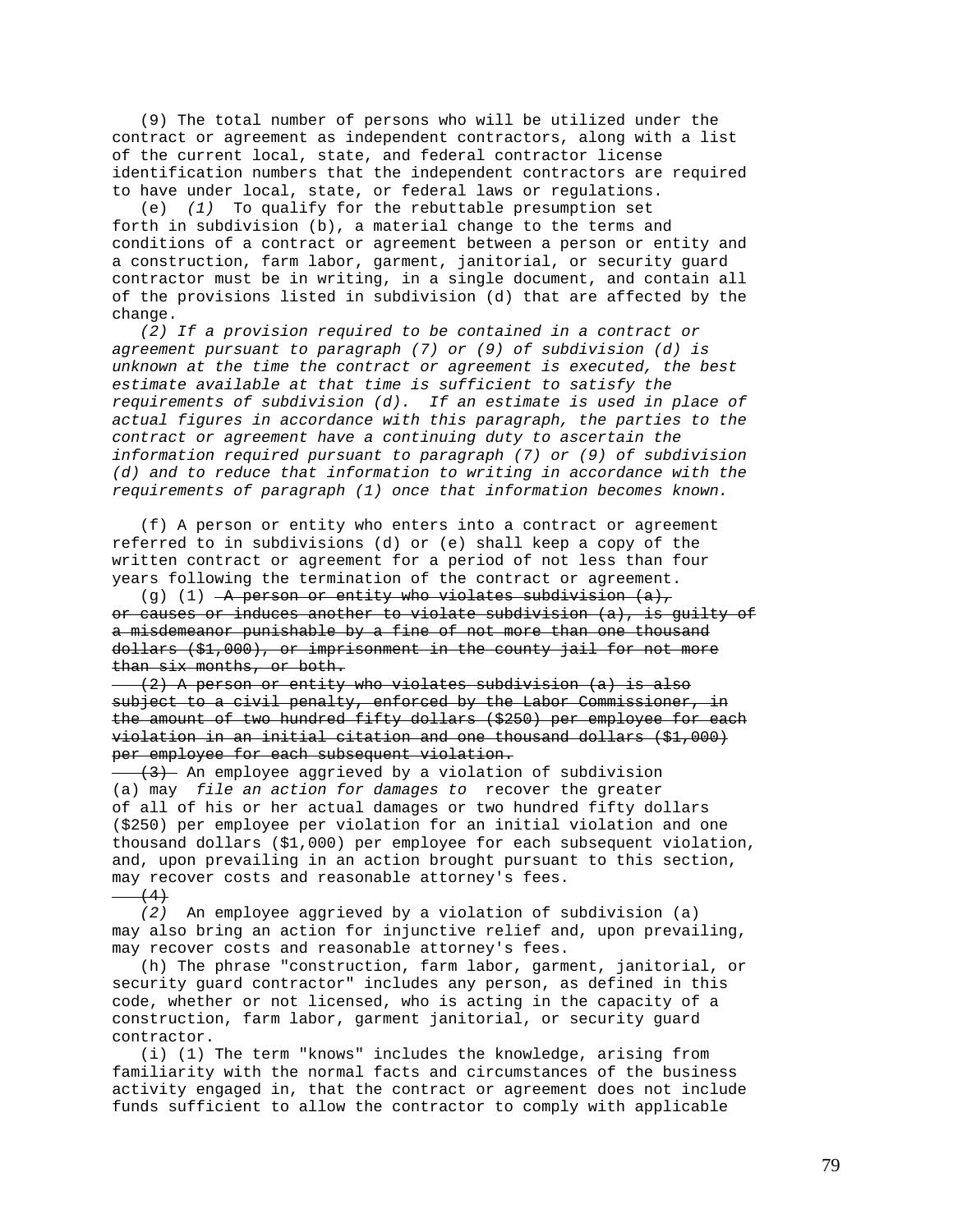(9) The total number of persons who will be utilized under the contract or agreement as independent contractors, along with a list of the current local, state, and federal contractor license identification numbers that the independent contractors are required to have under local, state, or federal laws or regulations.

(e) *(1)* To qualify for the rebuttable presumption set forth in subdivision (b), a material change to the terms and conditions of a contract or agreement between a person or entity and a construction, farm labor, garment, janitorial, or security guard contractor must be in writing, in a single document, and contain all of the provisions listed in subdivision (d) that are affected by the change.

*(2) If a provision required to be contained in a contract or agreement pursuant to paragraph (7) or (9) of subdivision (d) is unknown at the time the contract or agreement is executed, the best estimate available at that time is sufficient to satisfy the requirements of subdivision (d). If an estimate is used in place of actual figures in accordance with this paragraph, the parties to the contract or agreement have a continuing duty to ascertain the information required pursuant to paragraph (7) or (9) of subdivision (d) and to reduce that information to writing in accordance with the requirements of paragraph (1) once that information becomes known.*

(f) A person or entity who enters into a contract or agreement referred to in subdivisions (d) or (e) shall keep a copy of the written contract or agreement for a period of not less than four years following the termination of the contract or agreement.

(g) (1) ~~A person or entity who violates subdivision (a), or causes or induces another to violate subdivision (a), is guilty of a misdemeanor punishable by a fine of not more than one thousand dollars ($1,000), or imprisonment in the county jail for not more than six months, or both.~~

~~(2) A person or entity who violates subdivision (a) is also subject to a civil penalty, enforced by the Labor Commissioner, in the amount of two hundred fifty dollars ($250) per employee for each violation in an initial citation and one thousand dollars ($1,000) per employee for each subsequent violation.~~

~~(3)~~ An employee aggrieved by a violation of subdivision (a) may *file an action for damages to* recover the greater of all of his or her actual damages or two hundred fifty dollars ($250) per employee per violation for an initial violation and one thousand dollars ($1,000) per employee for each subsequent violation, and, upon prevailing in an action brought pursuant to this section, may recover costs and reasonable attorney's fees.

~~(4)~~

*(2)* An employee aggrieved by a violation of subdivision (a) may also bring an action for injunctive relief and, upon prevailing, may recover costs and reasonable attorney's fees.

(h) The phrase "construction, farm labor, garment, janitorial, or security guard contractor" includes any person, as defined in this code, whether or not licensed, who is acting in the capacity of a construction, farm labor, garment janitorial, or security guard contractor.

(i) (1) The term "knows" includes the knowledge, arising from familiarity with the normal facts and circumstances of the business activity engaged in, that the contract or agreement does not include funds sufficient to allow the contractor to comply with applicable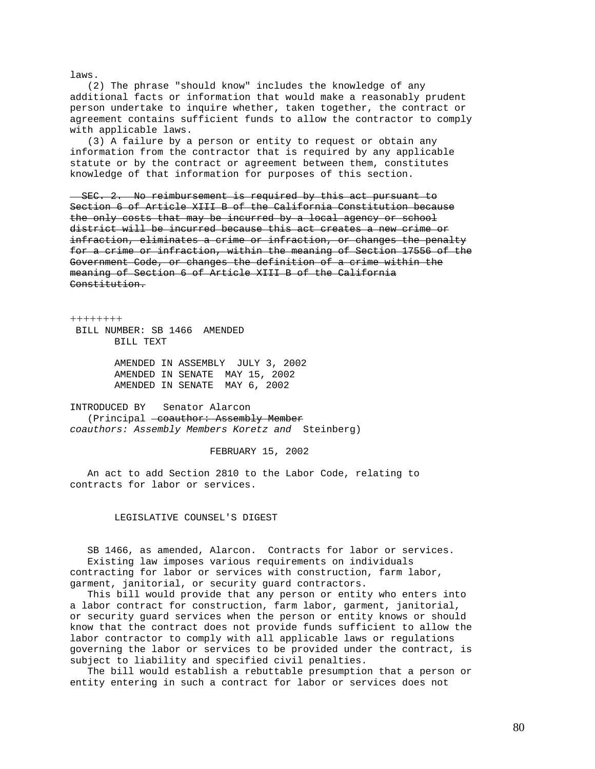laws.

(2) The phrase "should know" includes the knowledge of any additional facts or information that would make a reasonably prudent person undertake to inquire whether, taken together, the contract or agreement contains sufficient funds to allow the contractor to comply with applicable laws.

(3) A failure by a person or entity to request or obtain any information from the contractor that is required by any applicable statute or by the contract or agreement between them, constitutes knowledge of that information for purposes of this section.

~~SEC. 2. No reimbursement is required by this act pursuant to Section 6 of Article XIII B of the California Constitution because the only costs that may be incurred by a local agency or school district will be incurred because this act creates a new crime or infraction, eliminates a crime or infraction, or changes the penalty for a crime or infraction, within the meaning of Section 17556 of the Government Code, or changes the definition of a crime within the meaning of Section 6 of Article XIII B of the California Constitution.~~

++++++++

BILL NUMBER: SB 1466 AMENDED
BILL TEXT

AMENDED IN ASSEMBLY JULY 3, 2002
AMENDED IN SENATE MAY 15, 2002
AMENDED IN SENATE MAY 6, 2002

INTRODUCED BY Senator Alarcon
(Principal ~~coauthor: Assembly Member~~ *coauthors: Assembly Members Koretz and* Steinberg)

FEBRUARY 15, 2002

An act to add Section 2810 to the Labor Code, relating to contracts for labor or services.

LEGISLATIVE COUNSEL'S DIGEST

SB 1466, as amended, Alarcon. Contracts for labor or services.

Existing law imposes various requirements on individuals contracting for labor or services with construction, farm labor, garment, janitorial, or security guard contractors.

This bill would provide that any person or entity who enters into a labor contract for construction, farm labor, garment, janitorial, or security guard services when the person or entity knows or should know that the contract does not provide funds sufficient to allow the labor contractor to comply with all applicable laws or regulations governing the labor or services to be provided under the contract, is subject to liability and specified civil penalties.

The bill would establish a rebuttable presumption that a person or entity entering in such a contract for labor or services does not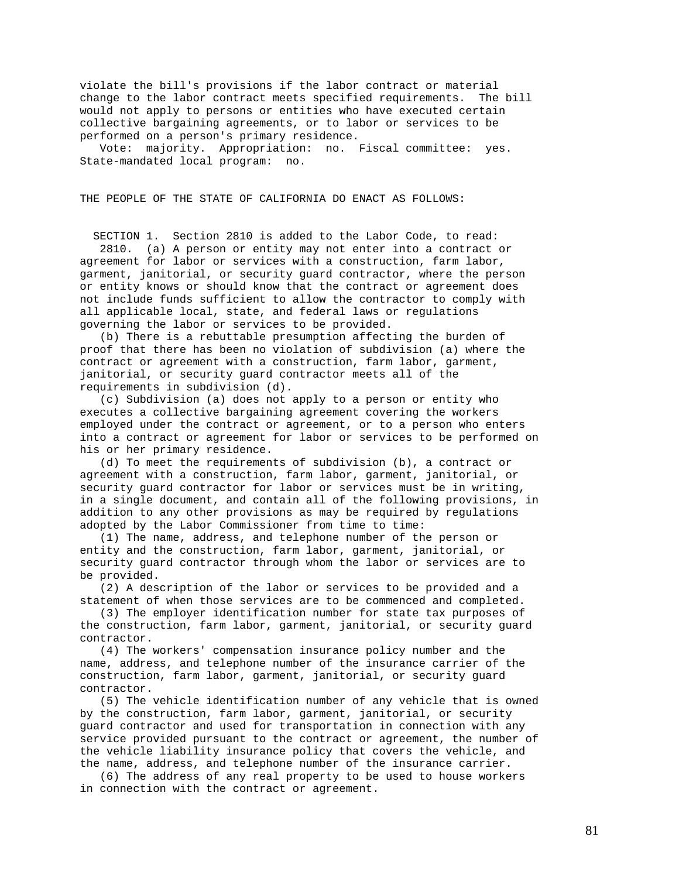violate the bill's provisions if the labor contract or material change to the labor contract meets specified requirements. The bill would not apply to persons or entities who have executed certain collective bargaining agreements, or to labor or services to be performed on a person's primary residence.

Vote: majority. Appropriation: no. Fiscal committee: yes. State-mandated local program: no.

THE PEOPLE OF THE STATE OF CALIFORNIA DO ENACT AS FOLLOWS:

SECTION 1. Section 2810 is added to the Labor Code, to read:

2810. (a) A person or entity may not enter into a contract or agreement for labor or services with a construction, farm labor, garment, janitorial, or security guard contractor, where the person or entity knows or should know that the contract or agreement does not include funds sufficient to allow the contractor to comply with all applicable local, state, and federal laws or regulations governing the labor or services to be provided.

(b) There is a rebuttable presumption affecting the burden of proof that there has been no violation of subdivision (a) where the contract or agreement with a construction, farm labor, garment, janitorial, or security guard contractor meets all of the requirements in subdivision (d).

(c) Subdivision (a) does not apply to a person or entity who executes a collective bargaining agreement covering the workers employed under the contract or agreement, or to a person who enters into a contract or agreement for labor or services to be performed on his or her primary residence.

(d) To meet the requirements of subdivision (b), a contract or agreement with a construction, farm labor, garment, janitorial, or security guard contractor for labor or services must be in writing, in a single document, and contain all of the following provisions, in addition to any other provisions as may be required by regulations adopted by the Labor Commissioner from time to time:

(1) The name, address, and telephone number of the person or entity and the construction, farm labor, garment, janitorial, or security guard contractor through whom the labor or services are to be provided.

(2) A description of the labor or services to be provided and a statement of when those services are to be commenced and completed.

(3) The employer identification number for state tax purposes of the construction, farm labor, garment, janitorial, or security guard contractor.

(4) The workers' compensation insurance policy number and the name, address, and telephone number of the insurance carrier of the construction, farm labor, garment, janitorial, or security guard contractor.

(5) The vehicle identification number of any vehicle that is owned by the construction, farm labor, garment, janitorial, or security guard contractor and used for transportation in connection with any service provided pursuant to the contract or agreement, the number of the vehicle liability insurance policy that covers the vehicle, and the name, address, and telephone number of the insurance carrier.

(6) The address of any real property to be used to house workers in connection with the contract or agreement.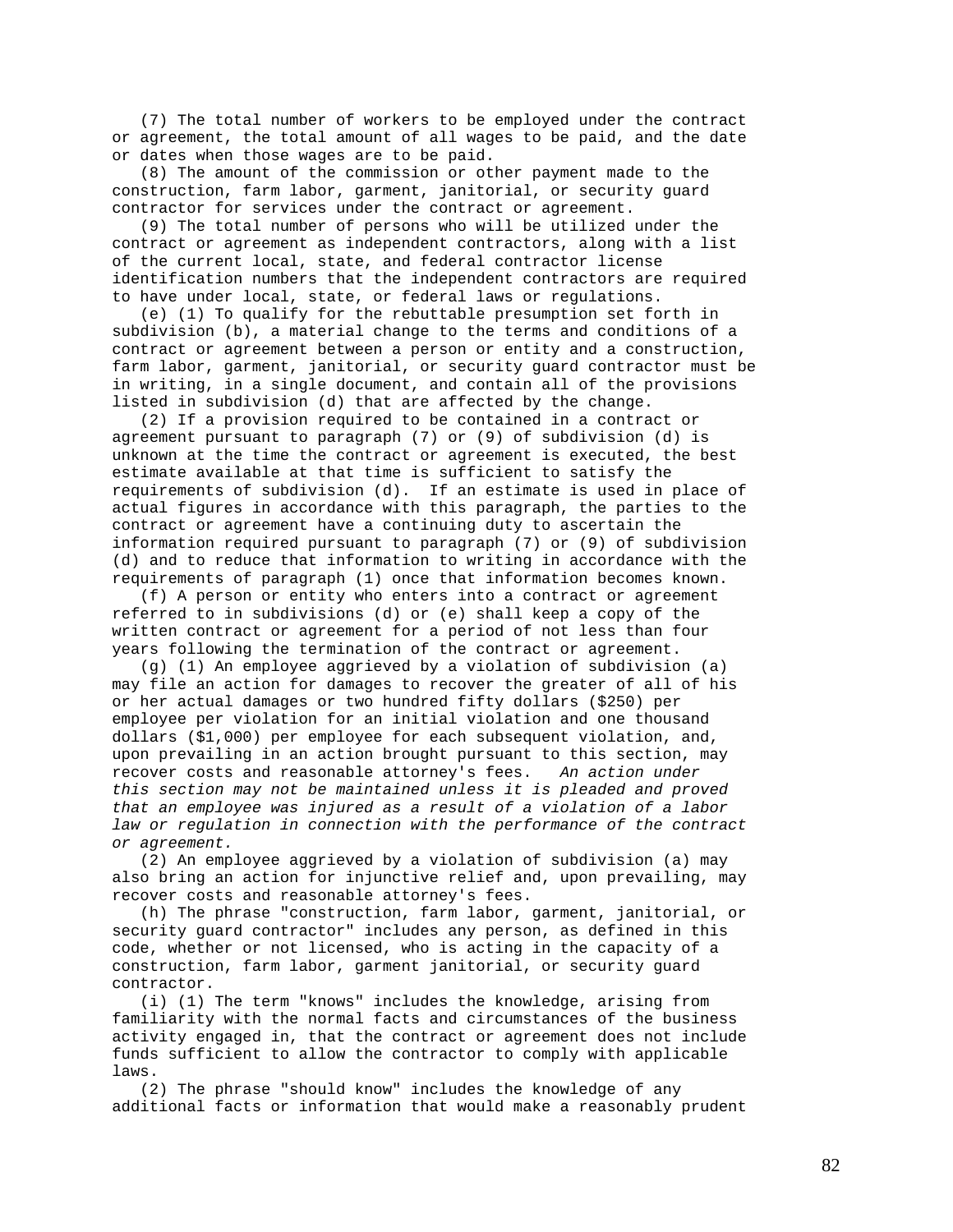(7) The total number of workers to be employed under the contract or agreement, the total amount of all wages to be paid, and the date or dates when those wages are to be paid.

(8) The amount of the commission or other payment made to the construction, farm labor, garment, janitorial, or security guard contractor for services under the contract or agreement.

(9) The total number of persons who will be utilized under the contract or agreement as independent contractors, along with a list of the current local, state, and federal contractor license identification numbers that the independent contractors are required to have under local, state, or federal laws or regulations.

(e) (1) To qualify for the rebuttable presumption set forth in subdivision (b), a material change to the terms and conditions of a contract or agreement between a person or entity and a construction, farm labor, garment, janitorial, or security guard contractor must be in writing, in a single document, and contain all of the provisions listed in subdivision (d) that are affected by the change.

(2) If a provision required to be contained in a contract or agreement pursuant to paragraph (7) or (9) of subdivision (d) is unknown at the time the contract or agreement is executed, the best estimate available at that time is sufficient to satisfy the requirements of subdivision (d). If an estimate is used in place of actual figures in accordance with this paragraph, the parties to the contract or agreement have a continuing duty to ascertain the information required pursuant to paragraph (7) or (9) of subdivision (d) and to reduce that information to writing in accordance with the requirements of paragraph (1) once that information becomes known.

(f) A person or entity who enters into a contract or agreement referred to in subdivisions (d) or (e) shall keep a copy of the written contract or agreement for a period of not less than four years following the termination of the contract or agreement.

(g) (1) An employee aggrieved by a violation of subdivision (a) may file an action for damages to recover the greater of all of his or her actual damages or two hundred fifty dollars ($250) per employee per violation for an initial violation and one thousand dollars ($1,000) per employee for each subsequent violation, and, upon prevailing in an action brought pursuant to this section, may recover costs and reasonable attorney's fees. *An action under this section may not be maintained unless it is pleaded and proved that an employee was injured as a result of a violation of a labor law or regulation in connection with the performance of the contract or agreement.*

(2) An employee aggrieved by a violation of subdivision (a) may also bring an action for injunctive relief and, upon prevailing, may recover costs and reasonable attorney's fees.

(h) The phrase "construction, farm labor, garment, janitorial, or security guard contractor" includes any person, as defined in this code, whether or not licensed, who is acting in the capacity of a construction, farm labor, garment janitorial, or security guard contractor.

(i) (1) The term "knows" includes the knowledge, arising from familiarity with the normal facts and circumstances of the business activity engaged in, that the contract or agreement does not include funds sufficient to allow the contractor to comply with applicable laws.

(2) The phrase "should know" includes the knowledge of any additional facts or information that would make a reasonably prudent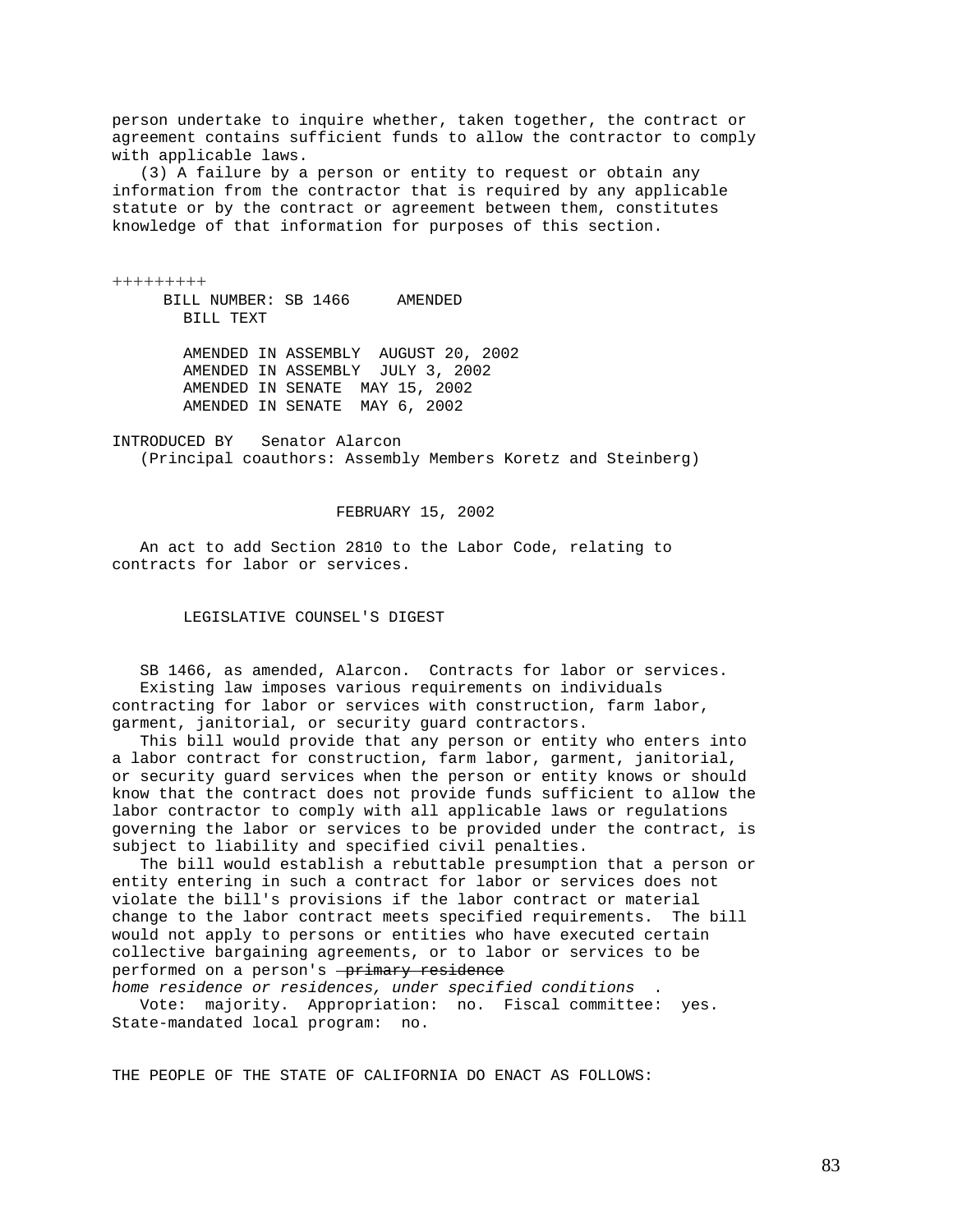person undertake to inquire whether, taken together, the contract or agreement contains sufficient funds to allow the contractor to comply with applicable laws.

(3) A failure by a person or entity to request or obtain any information from the contractor that is required by any applicable statute or by the contract or agreement between them, constitutes knowledge of that information for purposes of this section.

+++++++++

BILL NUMBER: SB 1466 AMENDED
BILL TEXT

AMENDED IN ASSEMBLY AUGUST 20, 2002
AMENDED IN ASSEMBLY JULY 3, 2002
AMENDED IN SENATE MAY 15, 2002
AMENDED IN SENATE MAY 6, 2002

INTRODUCED BY Senator Alarcon
(Principal coauthors: Assembly Members Koretz and Steinberg)

FEBRUARY 15, 2002

An act to add Section 2810 to the Labor Code, relating to contracts for labor or services.

LEGISLATIVE COUNSEL'S DIGEST

SB 1466, as amended, Alarcon. Contracts for labor or services.
Existing law imposes various requirements on individuals contracting for labor or services with construction, farm labor, garment, janitorial, or security guard contractors.

This bill would provide that any person or entity who enters into a labor contract for construction, farm labor, garment, janitorial, or security guard services when the person or entity knows or should know that the contract does not provide funds sufficient to allow the labor contractor to comply with all applicable laws or regulations governing the labor or services to be provided under the contract, is subject to liability and specified civil penalties.

The bill would establish a rebuttable presumption that a person or entity entering in such a contract for labor or services does not violate the bill's provisions if the labor contract or material change to the labor contract meets specified requirements. The bill would not apply to persons or entities who have executed certain collective bargaining agreements, or to labor or services to be performed on a person's ~~primary residence~~ *home residence or residences, under specified conditions* .

Vote: majority. Appropriation: no. Fiscal committee: yes. State-mandated local program: no.

THE PEOPLE OF THE STATE OF CALIFORNIA DO ENACT AS FOLLOWS: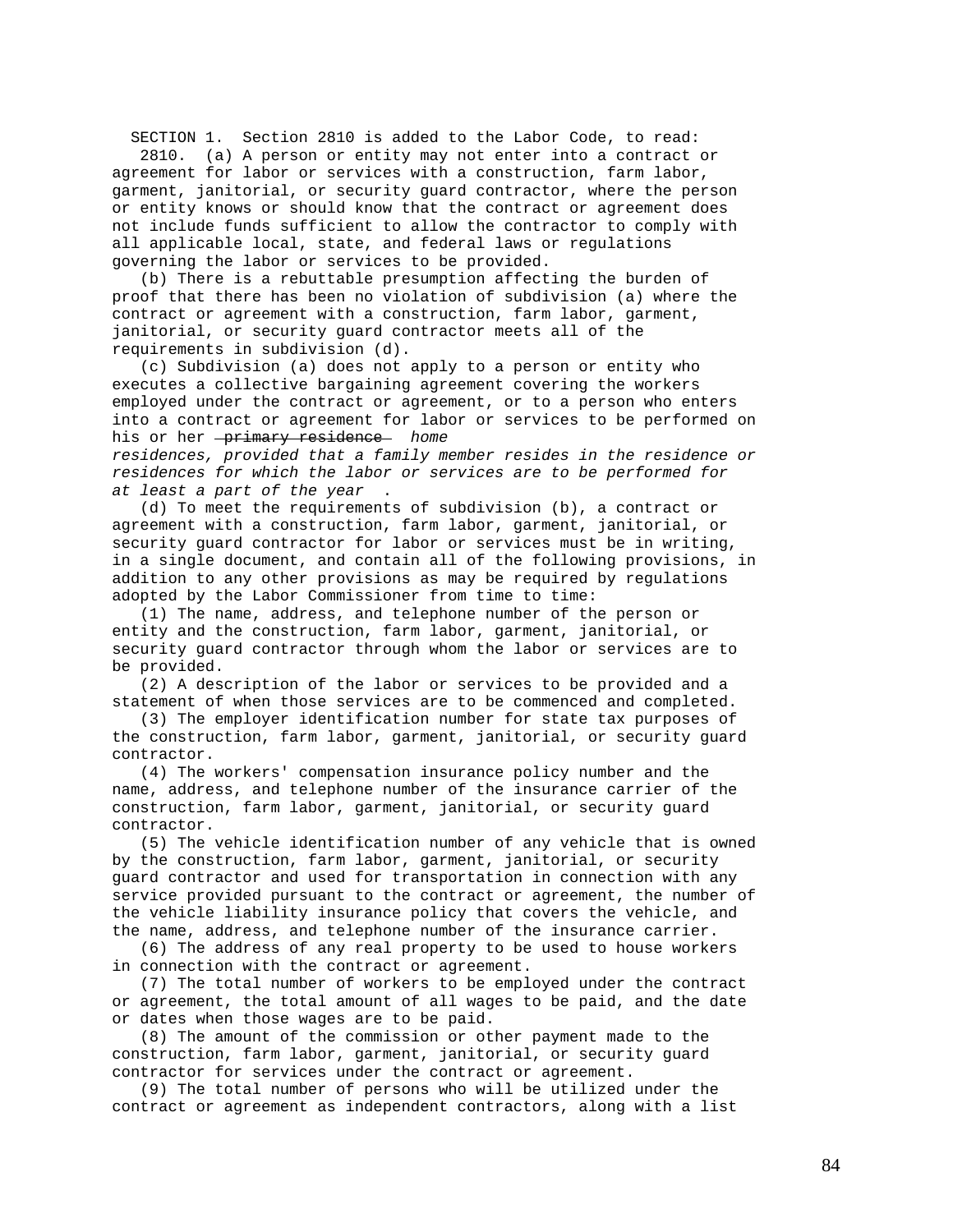SECTION 1. Section 2810 is added to the Labor Code, to read:

2810. (a) A person or entity may not enter into a contract or agreement for labor or services with a construction, farm labor, garment, janitorial, or security guard contractor, where the person or entity knows or should know that the contract or agreement does not include funds sufficient to allow the contractor to comply with all applicable local, state, and federal laws or regulations governing the labor or services to be provided.

(b) There is a rebuttable presumption affecting the burden of proof that there has been no violation of subdivision (a) where the contract or agreement with a construction, farm labor, garment, janitorial, or security guard contractor meets all of the requirements in subdivision (d).

(c) Subdivision (a) does not apply to a person or entity who executes a collective bargaining agreement covering the workers employed under the contract or agreement, or to a person who enters into a contract or agreement for labor or services to be performed on his or her ~~primary residence~~ *home residences, provided that a family member resides in the residence or residences for which the labor or services are to be performed for at least a part of the year* .

(d) To meet the requirements of subdivision (b), a contract or agreement with a construction, farm labor, garment, janitorial, or security guard contractor for labor or services must be in writing, in a single document, and contain all of the following provisions, in addition to any other provisions as may be required by regulations adopted by the Labor Commissioner from time to time:

(1) The name, address, and telephone number of the person or entity and the construction, farm labor, garment, janitorial, or security guard contractor through whom the labor or services are to be provided.

(2) A description of the labor or services to be provided and a statement of when those services are to be commenced and completed.

(3) The employer identification number for state tax purposes of the construction, farm labor, garment, janitorial, or security guard contractor.

(4) The workers' compensation insurance policy number and the name, address, and telephone number of the insurance carrier of the construction, farm labor, garment, janitorial, or security guard contractor.

(5) The vehicle identification number of any vehicle that is owned by the construction, farm labor, garment, janitorial, or security guard contractor and used for transportation in connection with any service provided pursuant to the contract or agreement, the number of the vehicle liability insurance policy that covers the vehicle, and the name, address, and telephone number of the insurance carrier.

(6) The address of any real property to be used to house workers in connection with the contract or agreement.

(7) The total number of workers to be employed under the contract or agreement, the total amount of all wages to be paid, and the date or dates when those wages are to be paid.

(8) The amount of the commission or other payment made to the construction, farm labor, garment, janitorial, or security guard contractor for services under the contract or agreement.

(9) The total number of persons who will be utilized under the contract or agreement as independent contractors, along with a list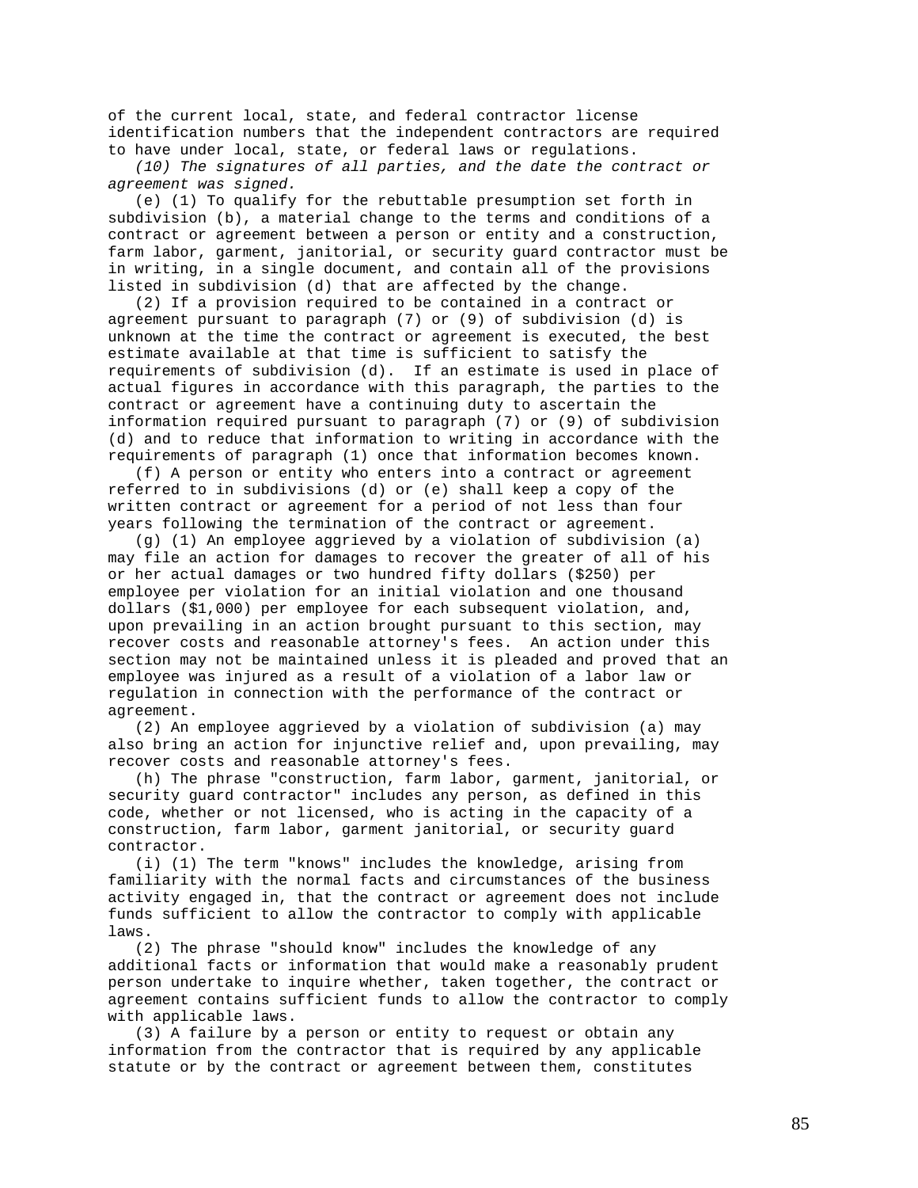of the current local, state, and federal contractor license identification numbers that the independent contractors are required to have under local, state, or federal laws or regulations.

*(10) The signatures of all parties, and the date the contract or agreement was signed.*

(e) (1) To qualify for the rebuttable presumption set forth in subdivision (b), a material change to the terms and conditions of a contract or agreement between a person or entity and a construction, farm labor, garment, janitorial, or security guard contractor must be in writing, in a single document, and contain all of the provisions listed in subdivision (d) that are affected by the change.

(2) If a provision required to be contained in a contract or agreement pursuant to paragraph (7) or (9) of subdivision (d) is unknown at the time the contract or agreement is executed, the best estimate available at that time is sufficient to satisfy the requirements of subdivision (d). If an estimate is used in place of actual figures in accordance with this paragraph, the parties to the contract or agreement have a continuing duty to ascertain the information required pursuant to paragraph (7) or (9) of subdivision (d) and to reduce that information to writing in accordance with the requirements of paragraph (1) once that information becomes known.

(f) A person or entity who enters into a contract or agreement referred to in subdivisions (d) or (e) shall keep a copy of the written contract or agreement for a period of not less than four years following the termination of the contract or agreement.

(g) (1) An employee aggrieved by a violation of subdivision (a) may file an action for damages to recover the greater of all of his or her actual damages or two hundred fifty dollars ($250) per employee per violation for an initial violation and one thousand dollars ($1,000) per employee for each subsequent violation, and, upon prevailing in an action brought pursuant to this section, may recover costs and reasonable attorney's fees. An action under this section may not be maintained unless it is pleaded and proved that an employee was injured as a result of a violation of a labor law or regulation in connection with the performance of the contract or agreement.

(2) An employee aggrieved by a violation of subdivision (a) may also bring an action for injunctive relief and, upon prevailing, may recover costs and reasonable attorney's fees.

(h) The phrase "construction, farm labor, garment, janitorial, or security guard contractor" includes any person, as defined in this code, whether or not licensed, who is acting in the capacity of a construction, farm labor, garment janitorial, or security guard contractor.

(i) (1) The term "knows" includes the knowledge, arising from familiarity with the normal facts and circumstances of the business activity engaged in, that the contract or agreement does not include funds sufficient to allow the contractor to comply with applicable laws.

(2) The phrase "should know" includes the knowledge of any additional facts or information that would make a reasonably prudent person undertake to inquire whether, taken together, the contract or agreement contains sufficient funds to allow the contractor to comply with applicable laws.

(3) A failure by a person or entity to request or obtain any information from the contractor that is required by any applicable statute or by the contract or agreement between them, constitutes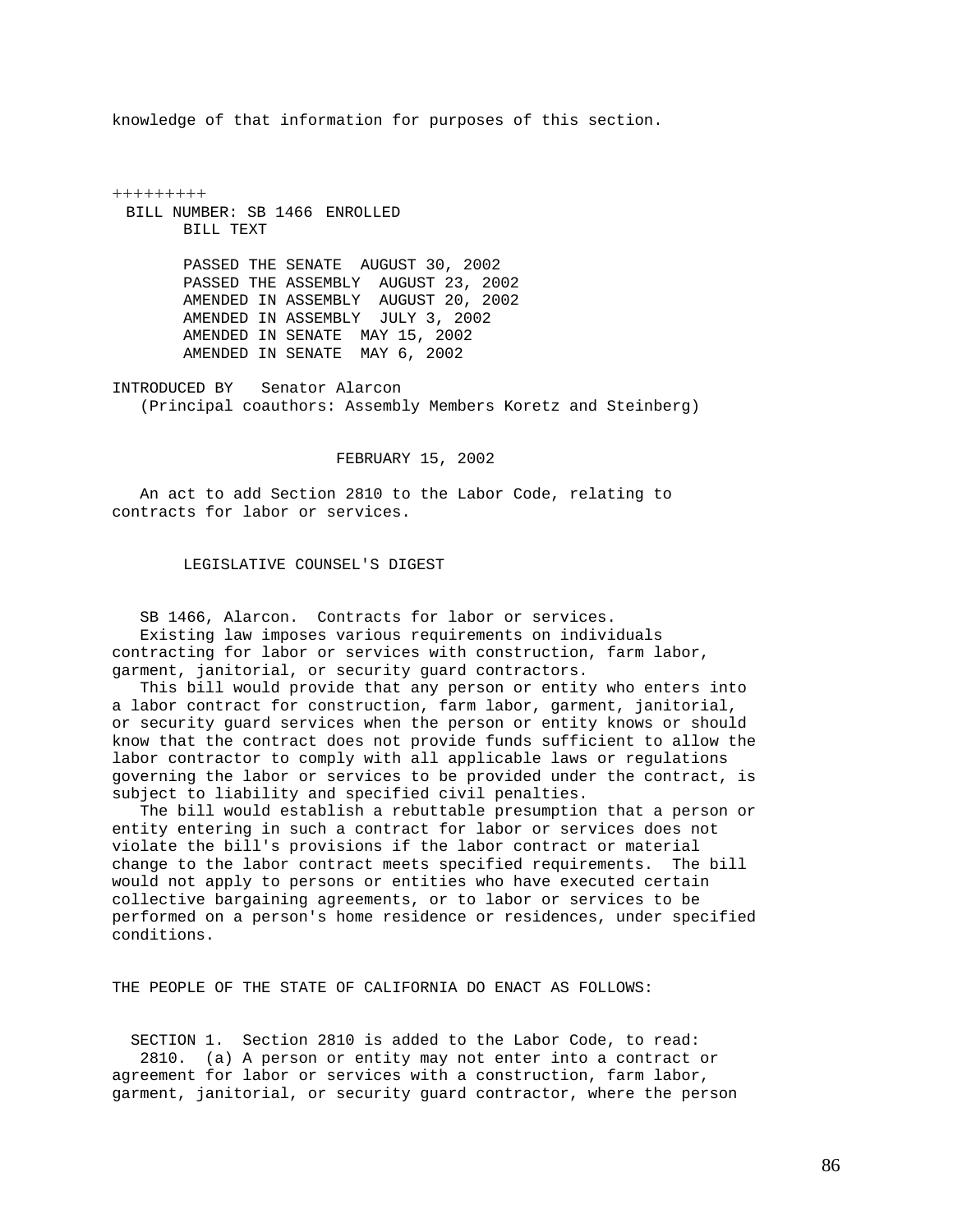knowledge of that information for purposes of this section.

+++++++++

BILL NUMBER: SB 1466 ENROLLED
BILL TEXT

PASSED THE SENATE AUGUST 30, 2002
PASSED THE ASSEMBLY AUGUST 23, 2002
AMENDED IN ASSEMBLY AUGUST 20, 2002
AMENDED IN ASSEMBLY JULY 3, 2002
AMENDED IN SENATE MAY 15, 2002
AMENDED IN SENATE MAY 6, 2002

INTRODUCED BY Senator Alarcon
(Principal coauthors: Assembly Members Koretz and Steinberg)

FEBRUARY 15, 2002

An act to add Section 2810 to the Labor Code, relating to contracts for labor or services.

LEGISLATIVE COUNSEL'S DIGEST

SB 1466, Alarcon. Contracts for labor or services.
Existing law imposes various requirements on individuals contracting for labor or services with construction, farm labor, garment, janitorial, or security guard contractors.
This bill would provide that any person or entity who enters into a labor contract for construction, farm labor, garment, janitorial, or security guard services when the person or entity knows or should know that the contract does not provide funds sufficient to allow the labor contractor to comply with all applicable laws or regulations governing the labor or services to be provided under the contract, is subject to liability and specified civil penalties.
The bill would establish a rebuttable presumption that a person or entity entering in such a contract for labor or services does not violate the bill's provisions if the labor contract or material change to the labor contract meets specified requirements. The bill would not apply to persons or entities who have executed certain collective bargaining agreements, or to labor or services to be performed on a person's home residence or residences, under specified conditions.

THE PEOPLE OF THE STATE OF CALIFORNIA DO ENACT AS FOLLOWS:

SECTION 1. Section 2810 is added to the Labor Code, to read:
2810. (a) A person or entity may not enter into a contract or agreement for labor or services with a construction, farm labor, garment, janitorial, or security guard contractor, where the person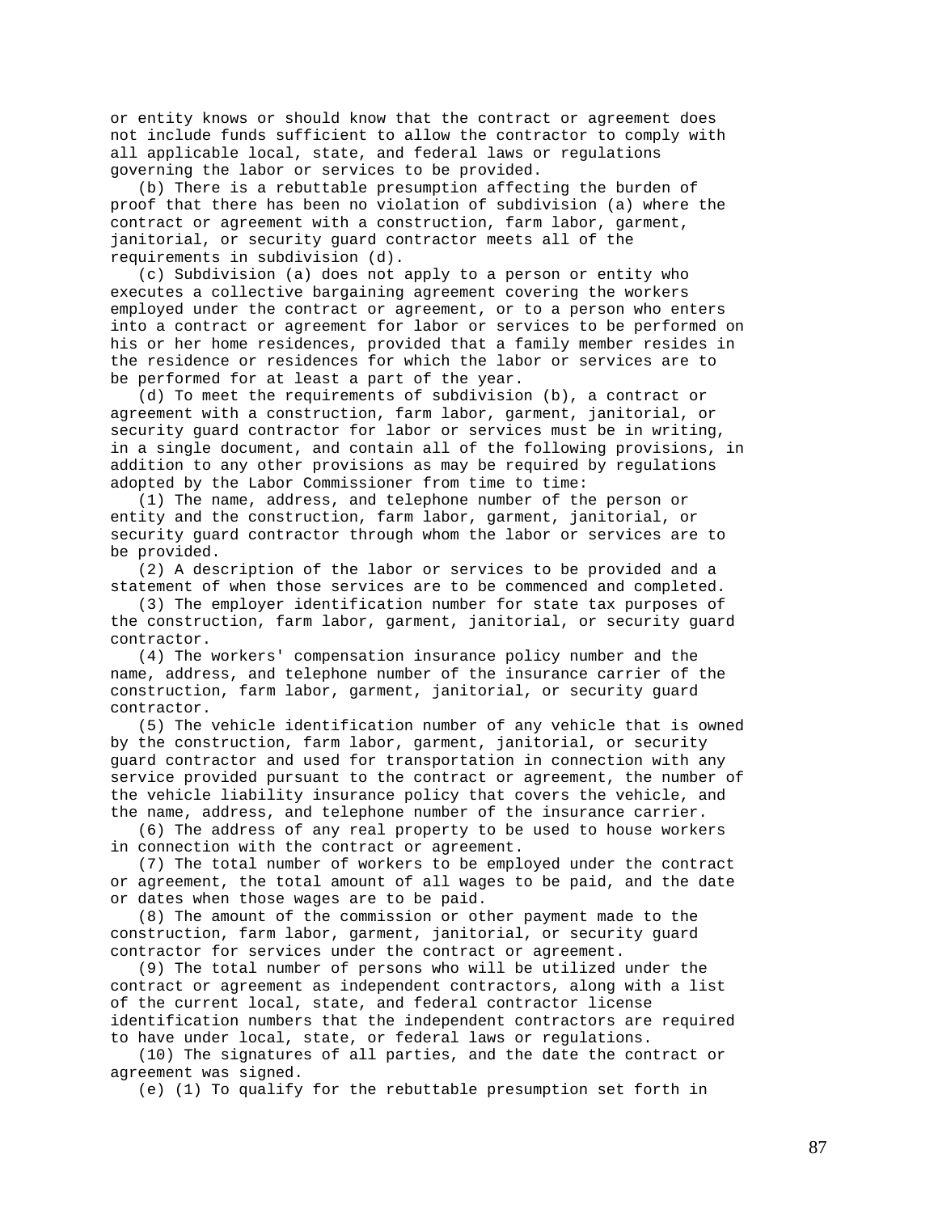or entity knows or should know that the contract or agreement does not include funds sufficient to allow the contractor to comply with all applicable local, state, and federal laws or regulations governing the labor or services to be provided.

(b) There is a rebuttable presumption affecting the burden of proof that there has been no violation of subdivision (a) where the contract or agreement with a construction, farm labor, garment, janitorial, or security guard contractor meets all of the requirements in subdivision (d).

(c) Subdivision (a) does not apply to a person or entity who executes a collective bargaining agreement covering the workers employed under the contract or agreement, or to a person who enters into a contract or agreement for labor or services to be performed on his or her home residences, provided that a family member resides in the residence or residences for which the labor or services are to be performed for at least a part of the year.

(d) To meet the requirements of subdivision (b), a contract or agreement with a construction, farm labor, garment, janitorial, or security guard contractor for labor or services must be in writing, in a single document, and contain all of the following provisions, in addition to any other provisions as may be required by regulations adopted by the Labor Commissioner from time to time:

(1) The name, address, and telephone number of the person or entity and the construction, farm labor, garment, janitorial, or security guard contractor through whom the labor or services are to be provided.

(2) A description of the labor or services to be provided and a statement of when those services are to be commenced and completed.

(3) The employer identification number for state tax purposes of the construction, farm labor, garment, janitorial, or security guard contractor.

(4) The workers' compensation insurance policy number and the name, address, and telephone number of the insurance carrier of the construction, farm labor, garment, janitorial, or security guard contractor.

(5) The vehicle identification number of any vehicle that is owned by the construction, farm labor, garment, janitorial, or security guard contractor and used for transportation in connection with any service provided pursuant to the contract or agreement, the number of the vehicle liability insurance policy that covers the vehicle, and the name, address, and telephone number of the insurance carrier.

(6) The address of any real property to be used to house workers in connection with the contract or agreement.

(7) The total number of workers to be employed under the contract or agreement, the total amount of all wages to be paid, and the date or dates when those wages are to be paid.

(8) The amount of the commission or other payment made to the construction, farm labor, garment, janitorial, or security guard contractor for services under the contract or agreement.

(9) The total number of persons who will be utilized under the contract or agreement as independent contractors, along with a list of the current local, state, and federal contractor license identification numbers that the independent contractors are required to have under local, state, or federal laws or regulations.

(10) The signatures of all parties, and the date the contract or agreement was signed.

(e) (1) To qualify for the rebuttable presumption set forth in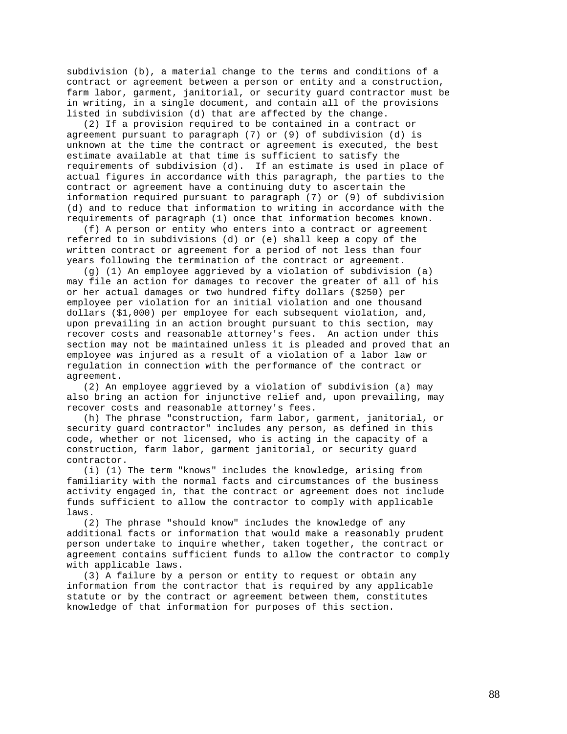subdivision (b), a material change to the terms and conditions of a contract or agreement between a person or entity and a construction, farm labor, garment, janitorial, or security guard contractor must be in writing, in a single document, and contain all of the provisions listed in subdivision (d) that are affected by the change.

(2) If a provision required to be contained in a contract or agreement pursuant to paragraph (7) or (9) of subdivision (d) is unknown at the time the contract or agreement is executed, the best estimate available at that time is sufficient to satisfy the requirements of subdivision (d). If an estimate is used in place of actual figures in accordance with this paragraph, the parties to the contract or agreement have a continuing duty to ascertain the information required pursuant to paragraph (7) or (9) of subdivision (d) and to reduce that information to writing in accordance with the requirements of paragraph (1) once that information becomes known.

(f) A person or entity who enters into a contract or agreement referred to in subdivisions (d) or (e) shall keep a copy of the written contract or agreement for a period of not less than four years following the termination of the contract or agreement.

(g) (1) An employee aggrieved by a violation of subdivision (a) may file an action for damages to recover the greater of all of his or her actual damages or two hundred fifty dollars ($250) per employee per violation for an initial violation and one thousand dollars ($1,000) per employee for each subsequent violation, and, upon prevailing in an action brought pursuant to this section, may recover costs and reasonable attorney's fees. An action under this section may not be maintained unless it is pleaded and proved that an employee was injured as a result of a violation of a labor law or regulation in connection with the performance of the contract or agreement.

(2) An employee aggrieved by a violation of subdivision (a) may also bring an action for injunctive relief and, upon prevailing, may recover costs and reasonable attorney's fees.

(h) The phrase "construction, farm labor, garment, janitorial, or security guard contractor" includes any person, as defined in this code, whether or not licensed, who is acting in the capacity of a construction, farm labor, garment janitorial, or security guard contractor.

(i) (1) The term "knows" includes the knowledge, arising from familiarity with the normal facts and circumstances of the business activity engaged in, that the contract or agreement does not include funds sufficient to allow the contractor to comply with applicable laws.

(2) The phrase "should know" includes the knowledge of any additional facts or information that would make a reasonably prudent person undertake to inquire whether, taken together, the contract or agreement contains sufficient funds to allow the contractor to comply with applicable laws.

(3) A failure by a person or entity to request or obtain any information from the contractor that is required by any applicable statute or by the contract or agreement between them, constitutes knowledge of that information for purposes of this section.